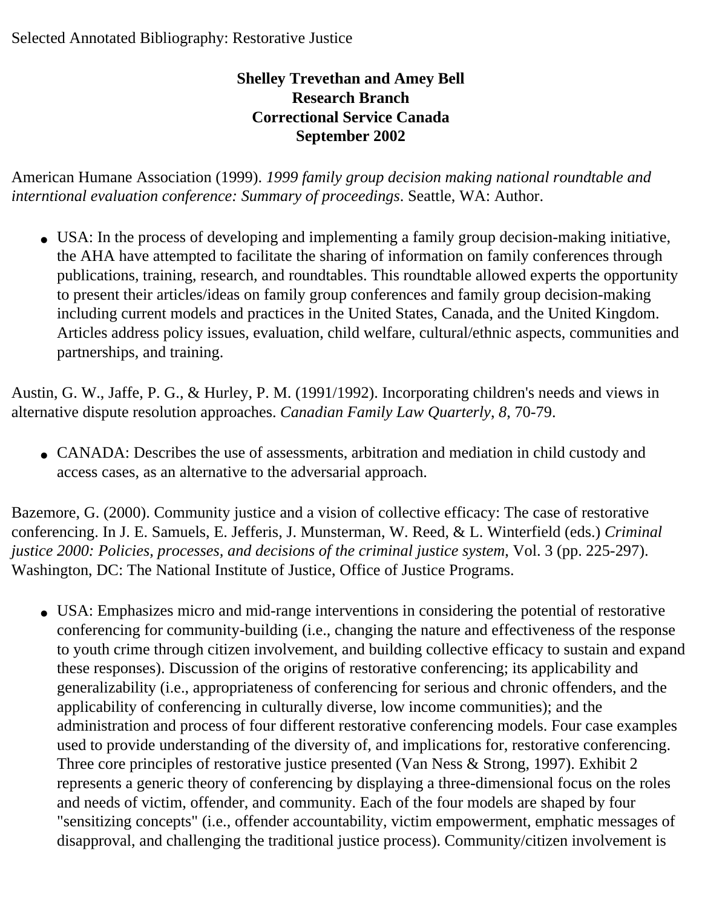Selected Annotated Bibliography: Restorative Justice

**Shelley Trevethan and Amey Bell**
**Research Branch**
**Correctional Service Canada**
**September 2002**

American Humane Association (1999). *1999 family group decision making national roundtable and interntional evaluation conference: Summary of proceedings*. Seattle, WA: Author.

- USA: In the process of developing and implementing a family group decision-making initiative, the AHA have attempted to facilitate the sharing of information on family conferences through publications, training, research, and roundtables. This roundtable allowed experts the opportunity to present their articles/ideas on family group conferences and family group decision-making including current models and practices in the United States, Canada, and the United Kingdom. Articles address policy issues, evaluation, child welfare, cultural/ethnic aspects, communities and partnerships, and training.

Austin, G. W., Jaffe, P. G., & Hurley, P. M. (1991/1992). Incorporating children's needs and views in alternative dispute resolution approaches. *Canadian Family Law Quarterly*, *8*, 70-79.

- CANADA: Describes the use of assessments, arbitration and mediation in child custody and access cases, as an alternative to the adversarial approach.

Bazemore, G. (2000). Community justice and a vision of collective efficacy: The case of restorative conferencing. In J. E. Samuels, E. Jefferis, J. Munsterman, W. Reed, & L. Winterfield (eds.) *Criminal justice 2000: Policies, processes, and decisions of the criminal justice system*, Vol. 3 (pp. 225-297). Washington, DC: The National Institute of Justice, Office of Justice Programs.

- USA: Emphasizes micro and mid-range interventions in considering the potential of restorative conferencing for community-building (i.e., changing the nature and effectiveness of the response to youth crime through citizen involvement, and building collective efficacy to sustain and expand these responses). Discussion of the origins of restorative conferencing; its applicability and generalizability (i.e., appropriateness of conferencing for serious and chronic offenders, and the applicability of conferencing in culturally diverse, low income communities); and the administration and process of four different restorative conferencing models. Four case examples used to provide understanding of the diversity of, and implications for, restorative conferencing. Three core principles of restorative justice presented (Van Ness & Strong, 1997). Exhibit 2 represents a generic theory of conferencing by displaying a three-dimensional focus on the roles and needs of victim, offender, and community. Each of the four models are shaped by four "sensitizing concepts" (i.e., offender accountability, victim empowerment, emphatic messages of disapproval, and challenging the traditional justice process). Community/citizen involvement is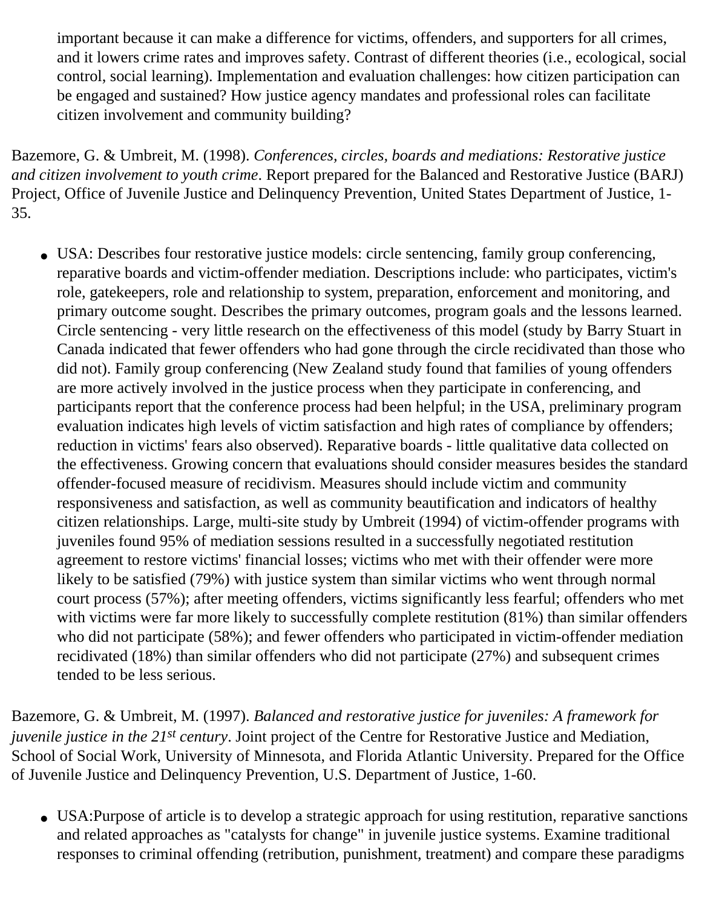important because it can make a difference for victims, offenders, and supporters for all crimes, and it lowers crime rates and improves safety. Contrast of different theories (i.e., ecological, social control, social learning). Implementation and evaluation challenges: how citizen participation can be engaged and sustained? How justice agency mandates and professional roles can facilitate citizen involvement and community building?

Bazemore, G. & Umbreit, M. (1998). *Conferences, circles, boards and mediations: Restorative justice and citizen involvement to youth crime*. Report prepared for the Balanced and Restorative Justice (BARJ) Project, Office of Juvenile Justice and Delinquency Prevention, United States Department of Justice, 1-35.

- USA: Describes four restorative justice models: circle sentencing, family group conferencing, reparative boards and victim-offender mediation. Descriptions include: who participates, victim's role, gatekeepers, role and relationship to system, preparation, enforcement and monitoring, and primary outcome sought. Describes the primary outcomes, program goals and the lessons learned. Circle sentencing - very little research on the effectiveness of this model (study by Barry Stuart in Canada indicated that fewer offenders who had gone through the circle recidivated than those who did not). Family group conferencing (New Zealand study found that families of young offenders are more actively involved in the justice process when they participate in conferencing, and participants report that the conference process had been helpful; in the USA, preliminary program evaluation indicates high levels of victim satisfaction and high rates of compliance by offenders; reduction in victims' fears also observed). Reparative boards - little qualitative data collected on the effectiveness. Growing concern that evaluations should consider measures besides the standard offender-focused measure of recidivism. Measures should include victim and community responsiveness and satisfaction, as well as community beautification and indicators of healthy citizen relationships. Large, multi-site study by Umbreit (1994) of victim-offender programs with juveniles found 95% of mediation sessions resulted in a successfully negotiated restitution agreement to restore victims' financial losses; victims who met with their offender were more likely to be satisfied (79%) with justice system than similar victims who went through normal court process (57%); after meeting offenders, victims significantly less fearful; offenders who met with victims were far more likely to successfully complete restitution (81%) than similar offenders who did not participate (58%); and fewer offenders who participated in victim-offender mediation recidivated (18%) than similar offenders who did not participate (27%) and subsequent crimes tended to be less serious.

Bazemore, G. & Umbreit, M. (1997). *Balanced and restorative justice for juveniles: A framework for juvenile justice in the 21st century*. Joint project of the Centre for Restorative Justice and Mediation, School of Social Work, University of Minnesota, and Florida Atlantic University. Prepared for the Office of Juvenile Justice and Delinquency Prevention, U.S. Department of Justice, 1-60.

- USA:Purpose of article is to develop a strategic approach for using restitution, reparative sanctions and related approaches as "catalysts for change" in juvenile justice systems. Examine traditional responses to criminal offending (retribution, punishment, treatment) and compare these paradigms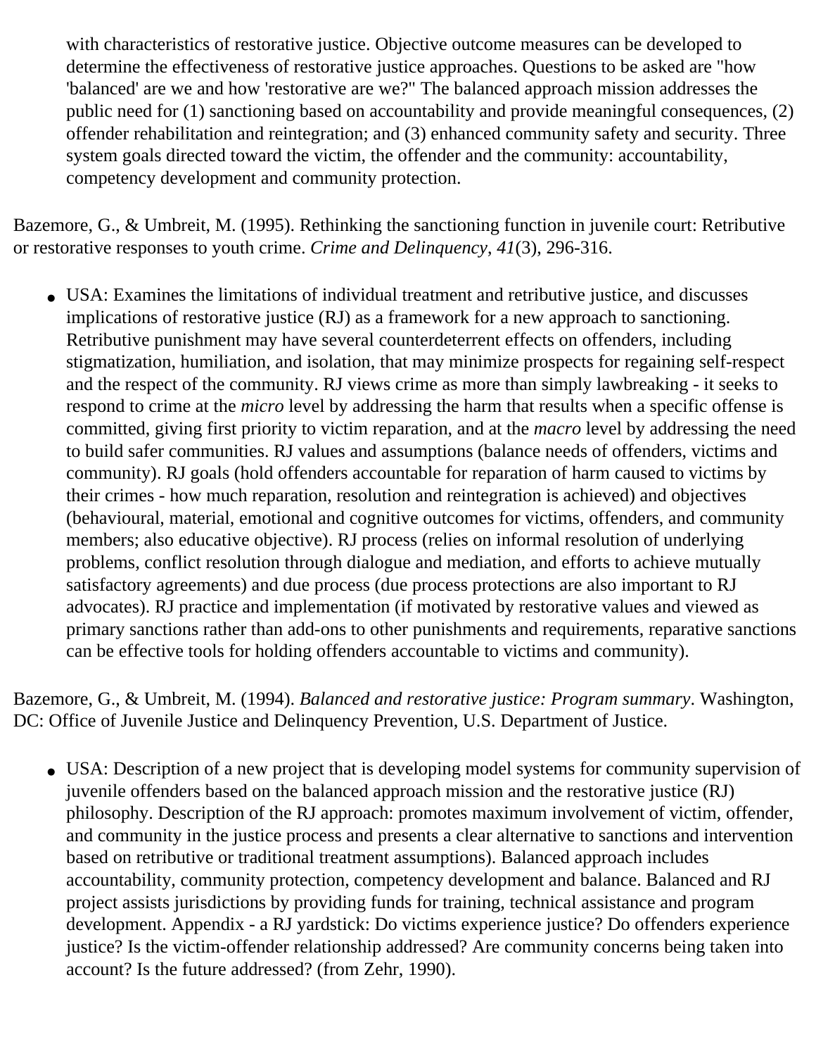with characteristics of restorative justice. Objective outcome measures can be developed to determine the effectiveness of restorative justice approaches. Questions to be asked are "how 'balanced' are we and how 'restorative are we?" The balanced approach mission addresses the public need for (1) sanctioning based on accountability and provide meaningful consequences, (2) offender rehabilitation and reintegration; and (3) enhanced community safety and security. Three system goals directed toward the victim, the offender and the community: accountability, competency development and community protection.

Bazemore, G., & Umbreit, M. (1995). Rethinking the sanctioning function in juvenile court: Retributive or restorative responses to youth crime. *Crime and Delinquency*, *41*(3), 296-316.

- USA: Examines the limitations of individual treatment and retributive justice, and discusses implications of restorative justice (RJ) as a framework for a new approach to sanctioning. Retributive punishment may have several counterdeterrent effects on offenders, including stigmatization, humiliation, and isolation, that may minimize prospects for regaining self-respect and the respect of the community. RJ views crime as more than simply lawbreaking - it seeks to respond to crime at the *micro* level by addressing the harm that results when a specific offense is committed, giving first priority to victim reparation, and at the *macro* level by addressing the need to build safer communities. RJ values and assumptions (balance needs of offenders, victims and community). RJ goals (hold offenders accountable for reparation of harm caused to victims by their crimes - how much reparation, resolution and reintegration is achieved) and objectives (behavioural, material, emotional and cognitive outcomes for victims, offenders, and community members; also educative objective). RJ process (relies on informal resolution of underlying problems, conflict resolution through dialogue and mediation, and efforts to achieve mutually satisfactory agreements) and due process (due process protections are also important to RJ advocates). RJ practice and implementation (if motivated by restorative values and viewed as primary sanctions rather than add-ons to other punishments and requirements, reparative sanctions can be effective tools for holding offenders accountable to victims and community).

Bazemore, G., & Umbreit, M. (1994). *Balanced and restorative justice: Program summary*. Washington, DC: Office of Juvenile Justice and Delinquency Prevention, U.S. Department of Justice.

- USA: Description of a new project that is developing model systems for community supervision of juvenile offenders based on the balanced approach mission and the restorative justice (RJ) philosophy. Description of the RJ approach: promotes maximum involvement of victim, offender, and community in the justice process and presents a clear alternative to sanctions and intervention based on retributive or traditional treatment assumptions). Balanced approach includes accountability, community protection, competency development and balance. Balanced and RJ project assists jurisdictions by providing funds for training, technical assistance and program development. Appendix - a RJ yardstick: Do victims experience justice? Do offenders experience justice? Is the victim-offender relationship addressed? Are community concerns being taken into account? Is the future addressed? (from Zehr, 1990).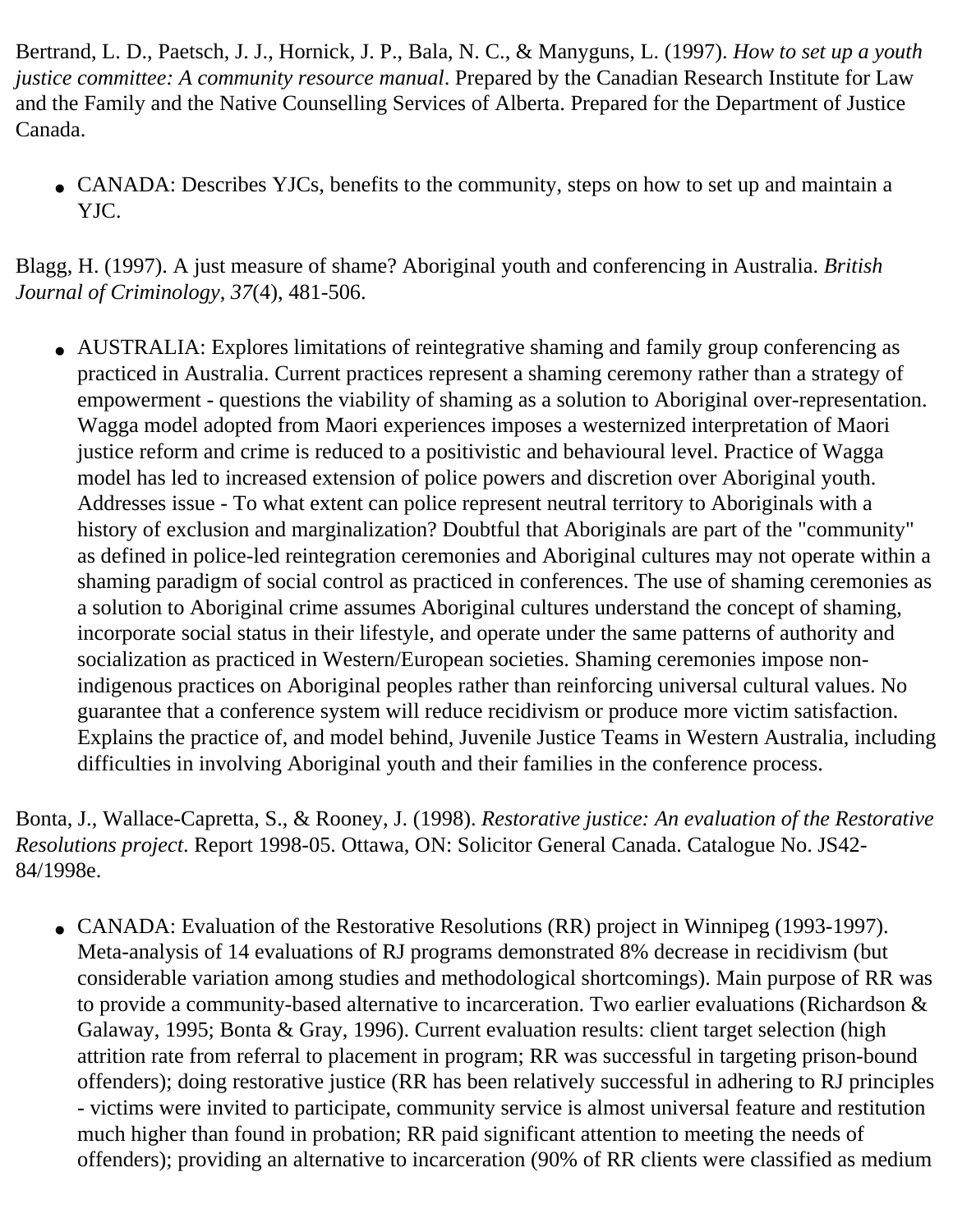Bertrand, L. D., Paetsch, J. J., Hornick, J. P., Bala, N. C., & Manyguns, L. (1997). *How to set up a youth justice committee: A community resource manual*. Prepared by the Canadian Research Institute for Law and the Family and the Native Counselling Services of Alberta. Prepared for the Department of Justice Canada.

- CANADA: Describes YJCs, benefits to the community, steps on how to set up and maintain a YJC.

Blagg, H. (1997). A just measure of shame? Aboriginal youth and conferencing in Australia. *British Journal of Criminology, 37*(4), 481-506.

- AUSTRALIA: Explores limitations of reintegrative shaming and family group conferencing as practiced in Australia. Current practices represent a shaming ceremony rather than a strategy of empowerment - questions the viability of shaming as a solution to Aboriginal over-representation. Wagga model adopted from Maori experiences imposes a westernized interpretation of Maori justice reform and crime is reduced to a positivistic and behavioural level. Practice of Wagga model has led to increased extension of police powers and discretion over Aboriginal youth. Addresses issue - To what extent can police represent neutral territory to Aboriginals with a history of exclusion and marginalization? Doubtful that Aboriginals are part of the "community" as defined in police-led reintegration ceremonies and Aboriginal cultures may not operate within a shaming paradigm of social control as practiced in conferences. The use of shaming ceremonies as a solution to Aboriginal crime assumes Aboriginal cultures understand the concept of shaming, incorporate social status in their lifestyle, and operate under the same patterns of authority and socialization as practiced in Western/European societies. Shaming ceremonies impose non-indigenous practices on Aboriginal peoples rather than reinforcing universal cultural values. No guarantee that a conference system will reduce recidivism or produce more victim satisfaction. Explains the practice of, and model behind, Juvenile Justice Teams in Western Australia, including difficulties in involving Aboriginal youth and their families in the conference process.

Bonta, J., Wallace-Capretta, S., & Rooney, J. (1998). *Restorative justice: An evaluation of the Restorative Resolutions project*. Report 1998-05. Ottawa, ON: Solicitor General Canada. Catalogue No. JS42-84/1998e.

- CANADA: Evaluation of the Restorative Resolutions (RR) project in Winnipeg (1993-1997). Meta-analysis of 14 evaluations of RJ programs demonstrated 8% decrease in recidivism (but considerable variation among studies and methodological shortcomings). Main purpose of RR was to provide a community-based alternative to incarceration. Two earlier evaluations (Richardson & Galaway, 1995; Bonta & Gray, 1996). Current evaluation results: client target selection (high attrition rate from referral to placement in program; RR was successful in targeting prison-bound offenders); doing restorative justice (RR has been relatively successful in adhering to RJ principles - victims were invited to participate, community service is almost universal feature and restitution much higher than found in probation; RR paid significant attention to meeting the needs of offenders); providing an alternative to incarceration (90% of RR clients were classified as medium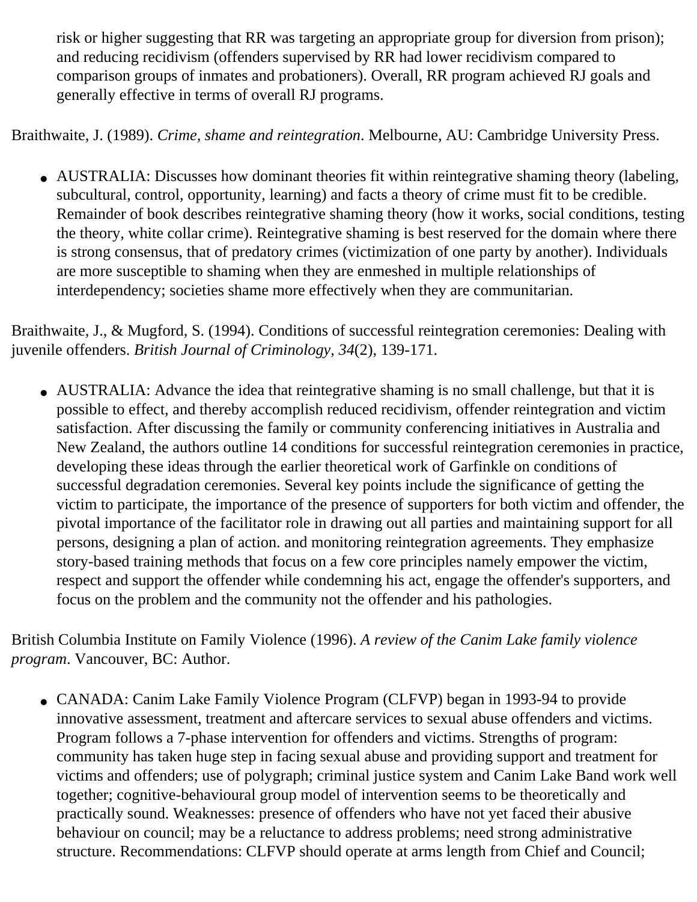- risk or higher suggesting that RR was targeting an appropriate group for diversion from prison); and reducing recidivism (offenders supervised by RR had lower recidivism compared to comparison groups of inmates and probationers). Overall, RR program achieved RJ goals and generally effective in terms of overall RJ programs.

Braithwaite, J. (1989). *Crime, shame and reintegration*. Melbourne, AU: Cambridge University Press.

- AUSTRALIA: Discusses how dominant theories fit within reintegrative shaming theory (labeling, subcultural, control, opportunity, learning) and facts a theory of crime must fit to be credible. Remainder of book describes reintegrative shaming theory (how it works, social conditions, testing the theory, white collar crime). Reintegrative shaming is best reserved for the domain where there is strong consensus, that of predatory crimes (victimization of one party by another). Individuals are more susceptible to shaming when they are enmeshed in multiple relationships of interdependency; societies shame more effectively when they are communitarian.

Braithwaite, J., & Mugford, S. (1994). Conditions of successful reintegration ceremonies: Dealing with juvenile offenders. *British Journal of Criminology, 34*(2), 139-171.

- AUSTRALIA: Advance the idea that reintegrative shaming is no small challenge, but that it is possible to effect, and thereby accomplish reduced recidivism, offender reintegration and victim satisfaction. After discussing the family or community conferencing initiatives in Australia and New Zealand, the authors outline 14 conditions for successful reintegration ceremonies in practice, developing these ideas through the earlier theoretical work of Garfinkle on conditions of successful degradation ceremonies. Several key points include the significance of getting the victim to participate, the importance of the presence of supporters for both victim and offender, the pivotal importance of the facilitator role in drawing out all parties and maintaining support for all persons, designing a plan of action. and monitoring reintegration agreements. They emphasize story-based training methods that focus on a few core principles namely empower the victim, respect and support the offender while condemning his act, engage the offender's supporters, and focus on the problem and the community not the offender and his pathologies.

British Columbia Institute on Family Violence (1996). *A review of the Canim Lake family violence program*. Vancouver, BC: Author.

- CANADA: Canim Lake Family Violence Program (CLFVP) began in 1993-94 to provide innovative assessment, treatment and aftercare services to sexual abuse offenders and victims. Program follows a 7-phase intervention for offenders and victims. Strengths of program: community has taken huge step in facing sexual abuse and providing support and treatment for victims and offenders; use of polygraph; criminal justice system and Canim Lake Band work well together; cognitive-behavioural group model of intervention seems to be theoretically and practically sound. Weaknesses: presence of offenders who have not yet faced their abusive behaviour on council; may be a reluctance to address problems; need strong administrative structure. Recommendations: CLFVP should operate at arms length from Chief and Council;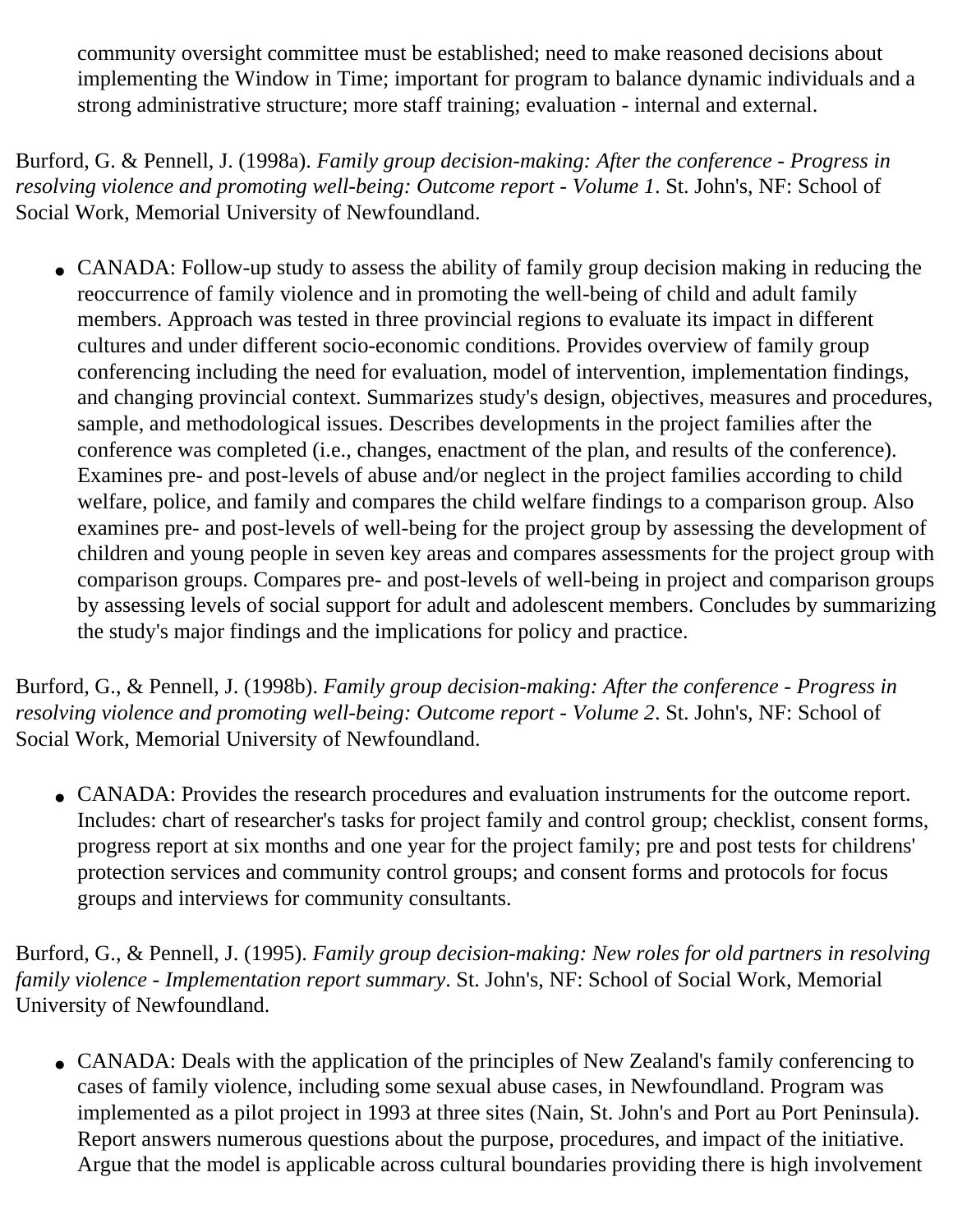community oversight committee must be established; need to make reasoned decisions about implementing the Window in Time; important for program to balance dynamic individuals and a strong administrative structure; more staff training; evaluation - internal and external.

Burford, G. & Pennell, J. (1998a). *Family group decision-making: After the conference - Progress in resolving violence and promoting well-being: Outcome report - Volume 1*. St. John's, NF: School of Social Work, Memorial University of Newfoundland.

- CANADA: Follow-up study to assess the ability of family group decision making in reducing the reoccurrence of family violence and in promoting the well-being of child and adult family members. Approach was tested in three provincial regions to evaluate its impact in different cultures and under different socio-economic conditions. Provides overview of family group conferencing including the need for evaluation, model of intervention, implementation findings, and changing provincial context. Summarizes study's design, objectives, measures and procedures, sample, and methodological issues. Describes developments in the project families after the conference was completed (i.e., changes, enactment of the plan, and results of the conference). Examines pre- and post-levels of abuse and/or neglect in the project families according to child welfare, police, and family and compares the child welfare findings to a comparison group. Also examines pre- and post-levels of well-being for the project group by assessing the development of children and young people in seven key areas and compares assessments for the project group with comparison groups. Compares pre- and post-levels of well-being in project and comparison groups by assessing levels of social support for adult and adolescent members. Concludes by summarizing the study's major findings and the implications for policy and practice.

Burford, G., & Pennell, J. (1998b). *Family group decision-making: After the conference - Progress in resolving violence and promoting well-being: Outcome report - Volume 2*. St. John's, NF: School of Social Work, Memorial University of Newfoundland.

- CANADA: Provides the research procedures and evaluation instruments for the outcome report. Includes: chart of researcher's tasks for project family and control group; checklist, consent forms, progress report at six months and one year for the project family; pre and post tests for childrens' protection services and community control groups; and consent forms and protocols for focus groups and interviews for community consultants.

Burford, G., & Pennell, J. (1995). *Family group decision-making: New roles for old partners in resolving family violence - Implementation report summary*. St. John's, NF: School of Social Work, Memorial University of Newfoundland.

- CANADA: Deals with the application of the principles of New Zealand's family conferencing to cases of family violence, including some sexual abuse cases, in Newfoundland. Program was implemented as a pilot project in 1993 at three sites (Nain, St. John's and Port au Port Peninsula). Report answers numerous questions about the purpose, procedures, and impact of the initiative. Argue that the model is applicable across cultural boundaries providing there is high involvement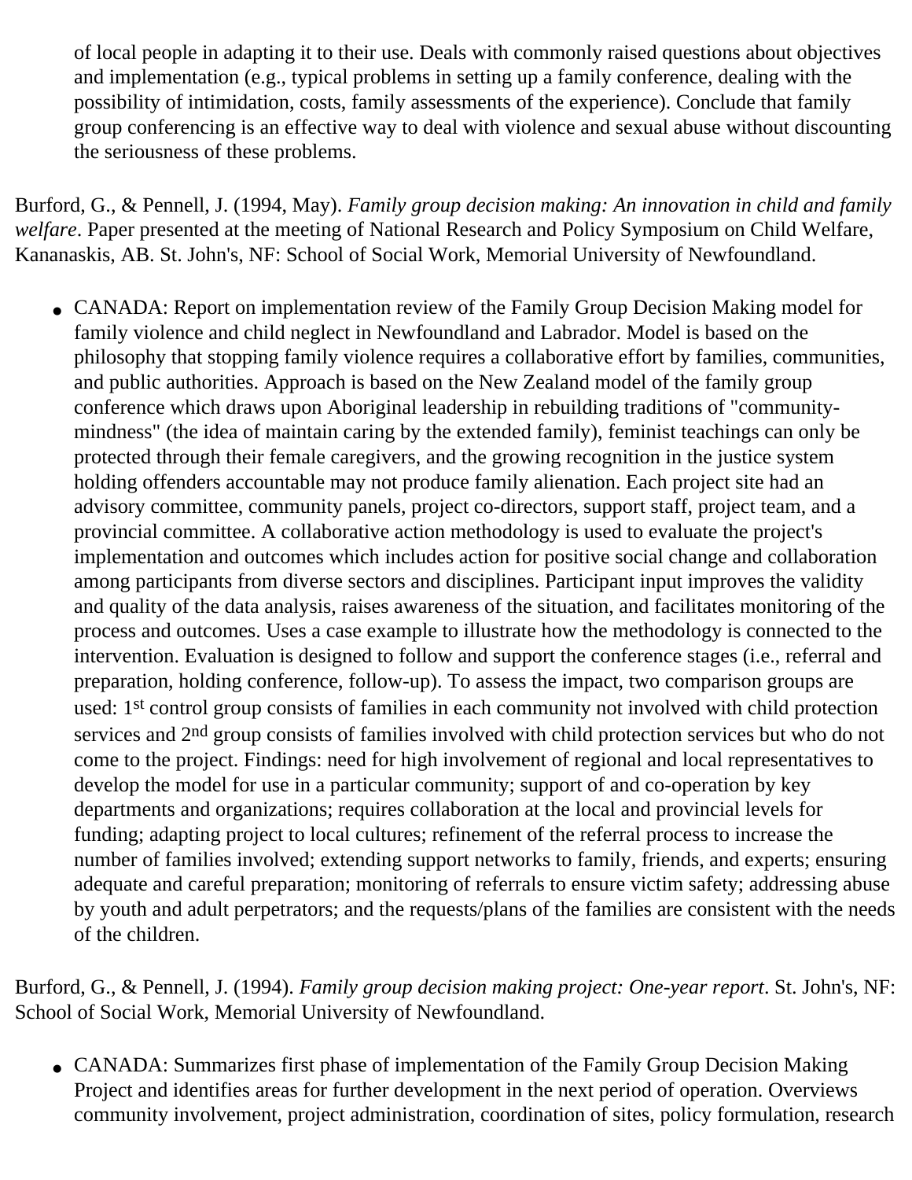of local people in adapting it to their use. Deals with commonly raised questions about objectives and implementation (e.g., typical problems in setting up a family conference, dealing with the possibility of intimidation, costs, family assessments of the experience). Conclude that family group conferencing is an effective way to deal with violence and sexual abuse without discounting the seriousness of these problems.

Burford, G., & Pennell, J. (1994, May). *Family group decision making: An innovation in child and family welfare*. Paper presented at the meeting of National Research and Policy Symposium on Child Welfare, Kananaskis, AB. St. John's, NF: School of Social Work, Memorial University of Newfoundland.

- CANADA: Report on implementation review of the Family Group Decision Making model for family violence and child neglect in Newfoundland and Labrador. Model is based on the philosophy that stopping family violence requires a collaborative effort by families, communities, and public authorities. Approach is based on the New Zealand model of the family group conference which draws upon Aboriginal leadership in rebuilding traditions of "community-mindness" (the idea of maintain caring by the extended family), feminist teachings can only be protected through their female caregivers, and the growing recognition in the justice system holding offenders accountable may not produce family alienation. Each project site had an advisory committee, community panels, project co-directors, support staff, project team, and a provincial committee. A collaborative action methodology is used to evaluate the project's implementation and outcomes which includes action for positive social change and collaboration among participants from diverse sectors and disciplines. Participant input improves the validity and quality of the data analysis, raises awareness of the situation, and facilitates monitoring of the process and outcomes. Uses a case example to illustrate how the methodology is connected to the intervention. Evaluation is designed to follow and support the conference stages (i.e., referral and preparation, holding conference, follow-up). To assess the impact, two comparison groups are used: 1st control group consists of families in each community not involved with child protection services and 2nd group consists of families involved with child protection services but who do not come to the project. Findings: need for high involvement of regional and local representatives to develop the model for use in a particular community; support of and co-operation by key departments and organizations; requires collaboration at the local and provincial levels for funding; adapting project to local cultures; refinement of the referral process to increase the number of families involved; extending support networks to family, friends, and experts; ensuring adequate and careful preparation; monitoring of referrals to ensure victim safety; addressing abuse by youth and adult perpetrators; and the requests/plans of the families are consistent with the needs of the children.

Burford, G., & Pennell, J. (1994). *Family group decision making project: One-year report*. St. John's, NF: School of Social Work, Memorial University of Newfoundland.

- CANADA: Summarizes first phase of implementation of the Family Group Decision Making Project and identifies areas for further development in the next period of operation. Overviews community involvement, project administration, coordination of sites, policy formulation, research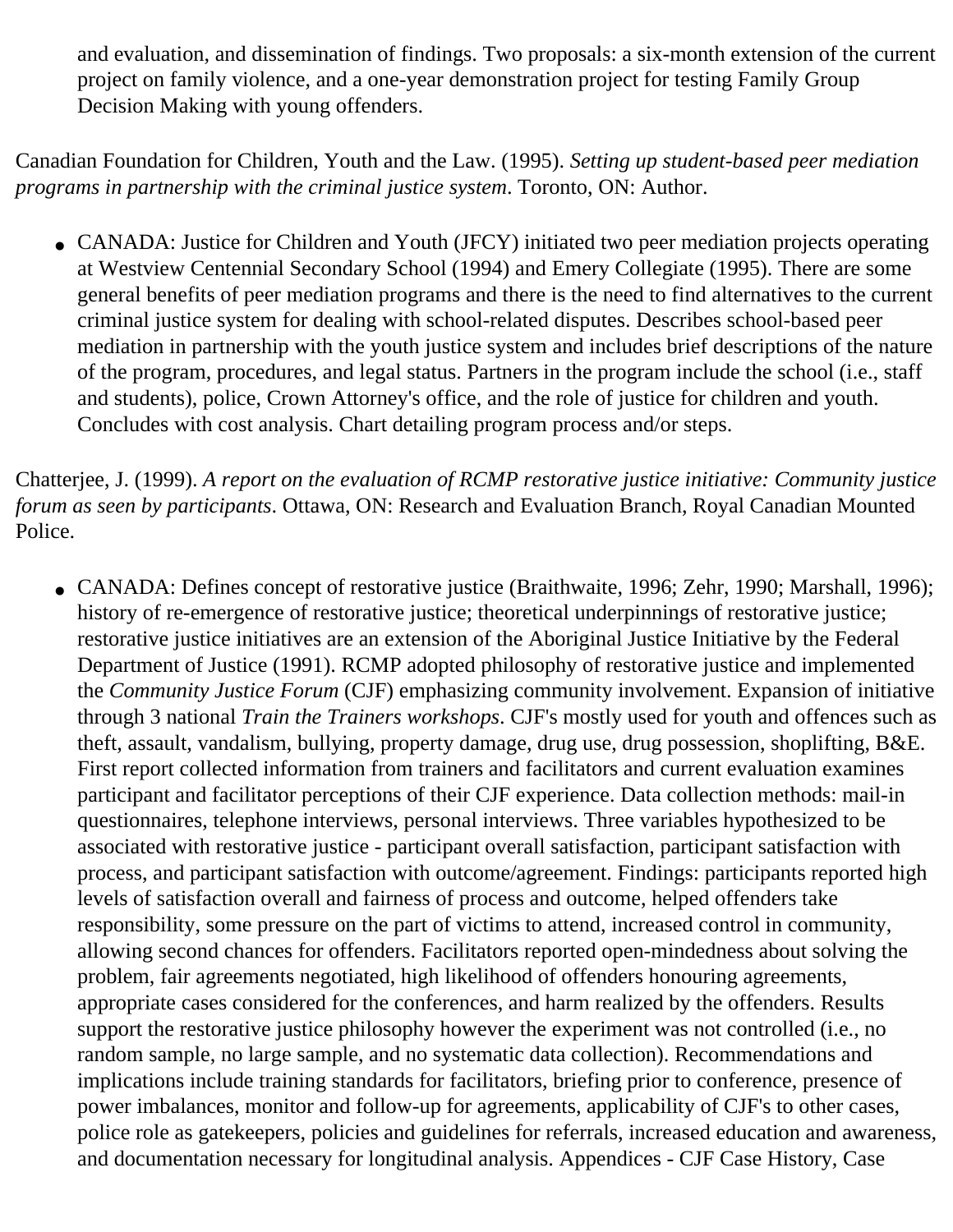and evaluation, and dissemination of findings. Two proposals: a six-month extension of the current project on family violence, and a one-year demonstration project for testing Family Group Decision Making with young offenders.

Canadian Foundation for Children, Youth and the Law. (1995). *Setting up student-based peer mediation programs in partnership with the criminal justice system*. Toronto, ON: Author.

- CANADA: Justice for Children and Youth (JFCY) initiated two peer mediation projects operating at Westview Centennial Secondary School (1994) and Emery Collegiate (1995). There are some general benefits of peer mediation programs and there is the need to find alternatives to the current criminal justice system for dealing with school-related disputes. Describes school-based peer mediation in partnership with the youth justice system and includes brief descriptions of the nature of the program, procedures, and legal status. Partners in the program include the school (i.e., staff and students), police, Crown Attorney's office, and the role of justice for children and youth. Concludes with cost analysis. Chart detailing program process and/or steps.

Chatterjee, J. (1999). *A report on the evaluation of RCMP restorative justice initiative: Community justice forum as seen by participants*. Ottawa, ON: Research and Evaluation Branch, Royal Canadian Mounted Police.

- CANADA: Defines concept of restorative justice (Braithwaite, 1996; Zehr, 1990; Marshall, 1996); history of re-emergence of restorative justice; theoretical underpinnings of restorative justice; restorative justice initiatives are an extension of the Aboriginal Justice Initiative by the Federal Department of Justice (1991). RCMP adopted philosophy of restorative justice and implemented the *Community Justice Forum* (CJF) emphasizing community involvement. Expansion of initiative through 3 national *Train the Trainers workshops*. CJF's mostly used for youth and offences such as theft, assault, vandalism, bullying, property damage, drug use, drug possession, shoplifting, B&E. First report collected information from trainers and facilitators and current evaluation examines participant and facilitator perceptions of their CJF experience. Data collection methods: mail-in questionnaires, telephone interviews, personal interviews. Three variables hypothesized to be associated with restorative justice - participant overall satisfaction, participant satisfaction with process, and participant satisfaction with outcome/agreement. Findings: participants reported high levels of satisfaction overall and fairness of process and outcome, helped offenders take responsibility, some pressure on the part of victims to attend, increased control in community, allowing second chances for offenders. Facilitators reported open-mindedness about solving the problem, fair agreements negotiated, high likelihood of offenders honouring agreements, appropriate cases considered for the conferences, and harm realized by the offenders. Results support the restorative justice philosophy however the experiment was not controlled (i.e., no random sample, no large sample, and no systematic data collection). Recommendations and implications include training standards for facilitators, briefing prior to conference, presence of power imbalances, monitor and follow-up for agreements, applicability of CJF's to other cases, police role as gatekeepers, policies and guidelines for referrals, increased education and awareness, and documentation necessary for longitudinal analysis. Appendices - CJF Case History, Case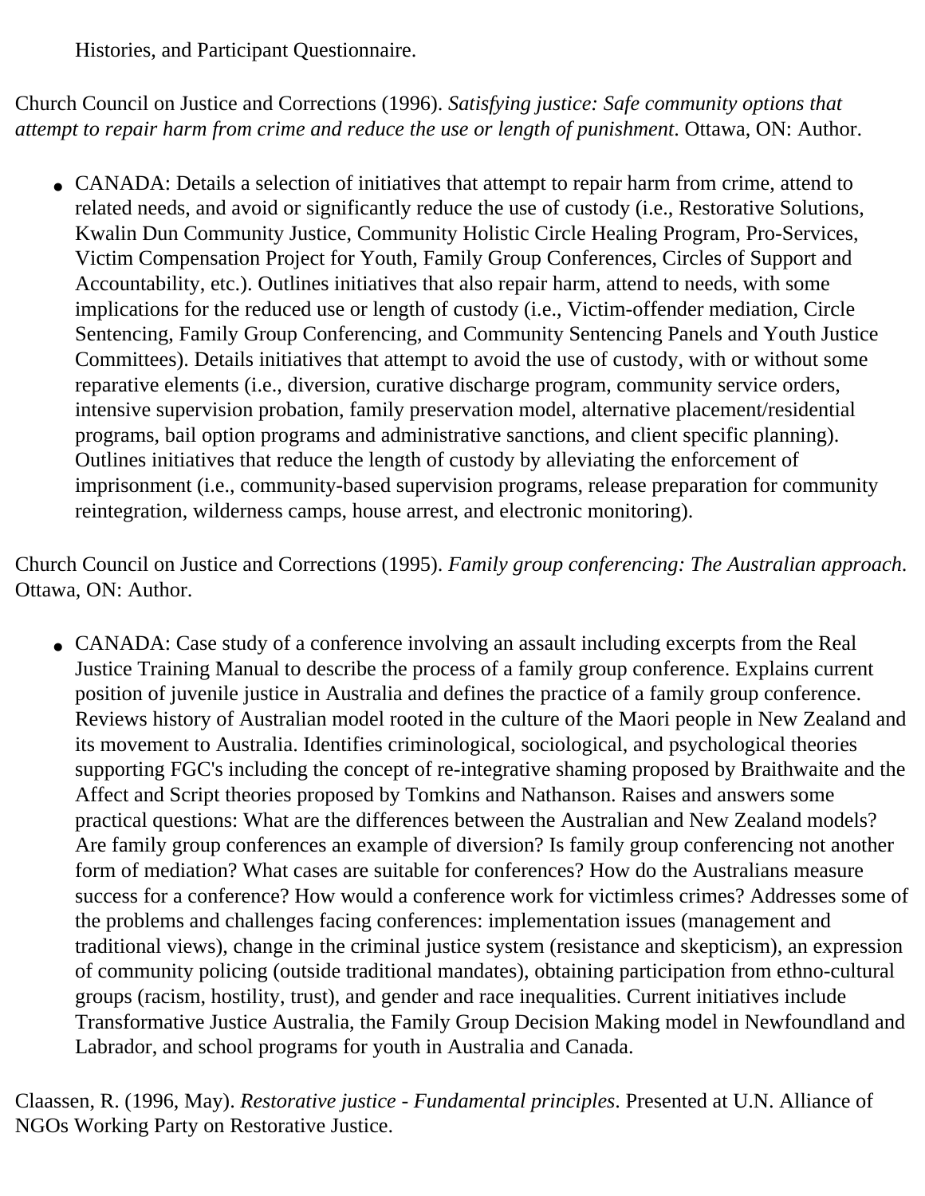Histories, and Participant Questionnaire.

Church Council on Justice and Corrections (1996). *Satisfying justice: Safe community options that attempt to repair harm from crime and reduce the use or length of punishment*. Ottawa, ON: Author.

- CANADA: Details a selection of initiatives that attempt to repair harm from crime, attend to related needs, and avoid or significantly reduce the use of custody (i.e., Restorative Solutions, Kwalin Dun Community Justice, Community Holistic Circle Healing Program, Pro-Services, Victim Compensation Project for Youth, Family Group Conferences, Circles of Support and Accountability, etc.). Outlines initiatives that also repair harm, attend to needs, with some implications for the reduced use or length of custody (i.e., Victim-offender mediation, Circle Sentencing, Family Group Conferencing, and Community Sentencing Panels and Youth Justice Committees). Details initiatives that attempt to avoid the use of custody, with or without some reparative elements (i.e., diversion, curative discharge program, community service orders, intensive supervision probation, family preservation model, alternative placement/residential programs, bail option programs and administrative sanctions, and client specific planning). Outlines initiatives that reduce the length of custody by alleviating the enforcement of imprisonment (i.e., community-based supervision programs, release preparation for community reintegration, wilderness camps, house arrest, and electronic monitoring).

Church Council on Justice and Corrections (1995). *Family group conferencing: The Australian approach*. Ottawa, ON: Author.

- CANADA: Case study of a conference involving an assault including excerpts from the Real Justice Training Manual to describe the process of a family group conference. Explains current position of juvenile justice in Australia and defines the practice of a family group conference. Reviews history of Australian model rooted in the culture of the Maori people in New Zealand and its movement to Australia. Identifies criminological, sociological, and psychological theories supporting FGC's including the concept of re-integrative shaming proposed by Braithwaite and the Affect and Script theories proposed by Tomkins and Nathanson. Raises and answers some practical questions: What are the differences between the Australian and New Zealand models? Are family group conferences an example of diversion? Is family group conferencing not another form of mediation? What cases are suitable for conferences? How do the Australians measure success for a conference? How would a conference work for victimless crimes? Addresses some of the problems and challenges facing conferences: implementation issues (management and traditional views), change in the criminal justice system (resistance and skepticism), an expression of community policing (outside traditional mandates), obtaining participation from ethno-cultural groups (racism, hostility, trust), and gender and race inequalities. Current initiatives include Transformative Justice Australia, the Family Group Decision Making model in Newfoundland and Labrador, and school programs for youth in Australia and Canada.

Claassen, R. (1996, May). *Restorative justice - Fundamental principles*. Presented at U.N. Alliance of NGOs Working Party on Restorative Justice.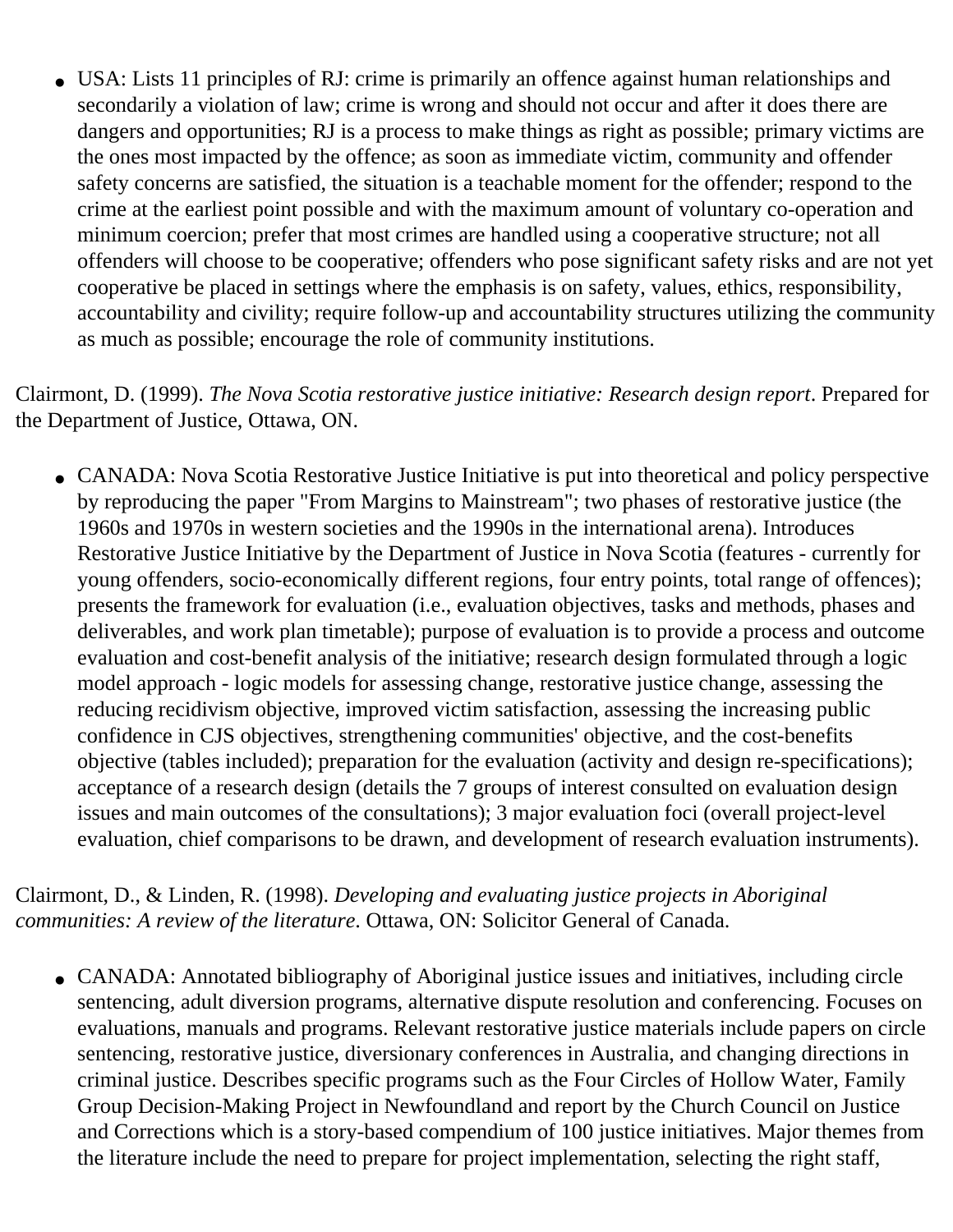- USA: Lists 11 principles of RJ: crime is primarily an offence against human relationships and secondarily a violation of law; crime is wrong and should not occur and after it does there are dangers and opportunities; RJ is a process to make things as right as possible; primary victims are the ones most impacted by the offence; as soon as immediate victim, community and offender safety concerns are satisfied, the situation is a teachable moment for the offender; respond to the crime at the earliest point possible and with the maximum amount of voluntary co-operation and minimum coercion; prefer that most crimes are handled using a cooperative structure; not all offenders will choose to be cooperative; offenders who pose significant safety risks and are not yet cooperative be placed in settings where the emphasis is on safety, values, ethics, responsibility, accountability and civility; require follow-up and accountability structures utilizing the community as much as possible; encourage the role of community institutions.

Clairmont, D. (1999). *The Nova Scotia restorative justice initiative: Research design report*. Prepared for the Department of Justice, Ottawa, ON.

- CANADA: Nova Scotia Restorative Justice Initiative is put into theoretical and policy perspective by reproducing the paper "From Margins to Mainstream"; two phases of restorative justice (the 1960s and 1970s in western societies and the 1990s in the international arena). Introduces Restorative Justice Initiative by the Department of Justice in Nova Scotia (features - currently for young offenders, socio-economically different regions, four entry points, total range of offences); presents the framework for evaluation (i.e., evaluation objectives, tasks and methods, phases and deliverables, and work plan timetable); purpose of evaluation is to provide a process and outcome evaluation and cost-benefit analysis of the initiative; research design formulated through a logic model approach - logic models for assessing change, restorative justice change, assessing the reducing recidivism objective, improved victim satisfaction, assessing the increasing public confidence in CJS objectives, strengthening communities' objective, and the cost-benefits objective (tables included); preparation for the evaluation (activity and design re-specifications); acceptance of a research design (details the 7 groups of interest consulted on evaluation design issues and main outcomes of the consultations); 3 major evaluation foci (overall project-level evaluation, chief comparisons to be drawn, and development of research evaluation instruments).

Clairmont, D., & Linden, R. (1998). *Developing and evaluating justice projects in Aboriginal communities: A review of the literature*. Ottawa, ON: Solicitor General of Canada.

- CANADA: Annotated bibliography of Aboriginal justice issues and initiatives, including circle sentencing, adult diversion programs, alternative dispute resolution and conferencing. Focuses on evaluations, manuals and programs. Relevant restorative justice materials include papers on circle sentencing, restorative justice, diversionary conferences in Australia, and changing directions in criminal justice. Describes specific programs such as the Four Circles of Hollow Water, Family Group Decision-Making Project in Newfoundland and report by the Church Council on Justice and Corrections which is a story-based compendium of 100 justice initiatives. Major themes from the literature include the need to prepare for project implementation, selecting the right staff,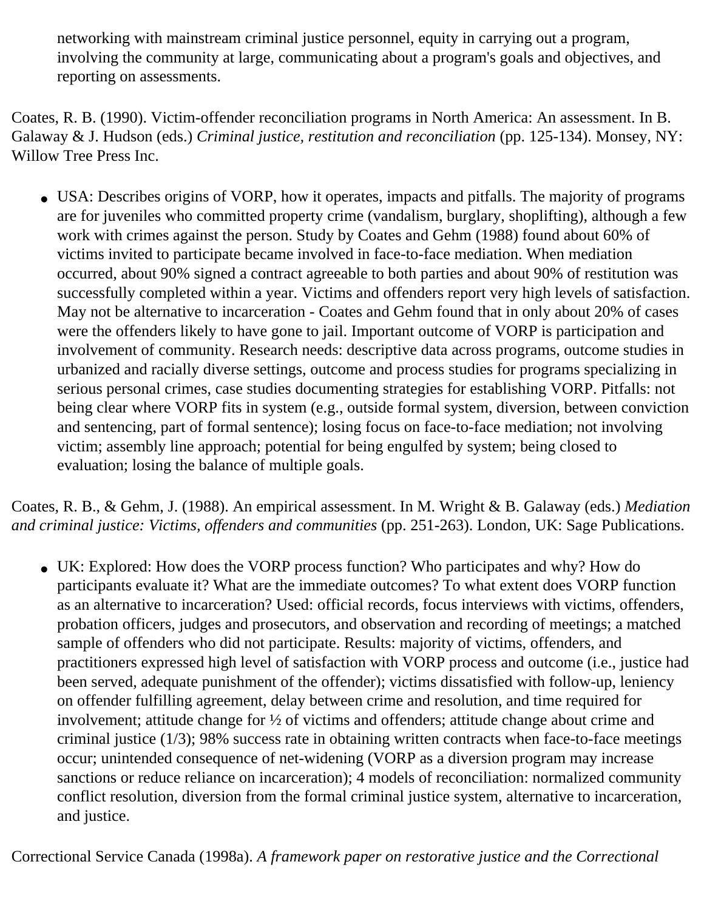networking with mainstream criminal justice personnel, equity in carrying out a program, involving the community at large, communicating about a program's goals and objectives, and reporting on assessments.

Coates, R. B. (1990). Victim-offender reconciliation programs in North America: An assessment. In B. Galaway & J. Hudson (eds.) *Criminal justice, restitution and reconciliation* (pp. 125-134). Monsey, NY: Willow Tree Press Inc.

- USA: Describes origins of VORP, how it operates, impacts and pitfalls. The majority of programs are for juveniles who committed property crime (vandalism, burglary, shoplifting), although a few work with crimes against the person. Study by Coates and Gehm (1988) found about 60% of victims invited to participate became involved in face-to-face mediation. When mediation occurred, about 90% signed a contract agreeable to both parties and about 90% of restitution was successfully completed within a year. Victims and offenders report very high levels of satisfaction. May not be alternative to incarceration - Coates and Gehm found that in only about 20% of cases were the offenders likely to have gone to jail. Important outcome of VORP is participation and involvement of community. Research needs: descriptive data across programs, outcome studies in urbanized and racially diverse settings, outcome and process studies for programs specializing in serious personal crimes, case studies documenting strategies for establishing VORP. Pitfalls: not being clear where VORP fits in system (e.g., outside formal system, diversion, between conviction and sentencing, part of formal sentence); losing focus on face-to-face mediation; not involving victim; assembly line approach; potential for being engulfed by system; being closed to evaluation; losing the balance of multiple goals.

Coates, R. B., & Gehm, J. (1988). An empirical assessment. In M. Wright & B. Galaway (eds.) *Mediation and criminal justice: Victims, offenders and communities* (pp. 251-263). London, UK: Sage Publications.

- UK: Explored: How does the VORP process function? Who participates and why? How do participants evaluate it? What are the immediate outcomes? To what extent does VORP function as an alternative to incarceration? Used: official records, focus interviews with victims, offenders, probation officers, judges and prosecutors, and observation and recording of meetings; a matched sample of offenders who did not participate. Results: majority of victims, offenders, and practitioners expressed high level of satisfaction with VORP process and outcome (i.e., justice had been served, adequate punishment of the offender); victims dissatisfied with follow-up, leniency on offender fulfilling agreement, delay between crime and resolution, and time required for involvement; attitude change for ½ of victims and offenders; attitude change about crime and criminal justice (1/3); 98% success rate in obtaining written contracts when face-to-face meetings occur; unintended consequence of net-widening (VORP as a diversion program may increase sanctions or reduce reliance on incarceration); 4 models of reconciliation: normalized community conflict resolution, diversion from the formal criminal justice system, alternative to incarceration, and justice.

Correctional Service Canada (1998a). *A framework paper on restorative justice and the Correctional*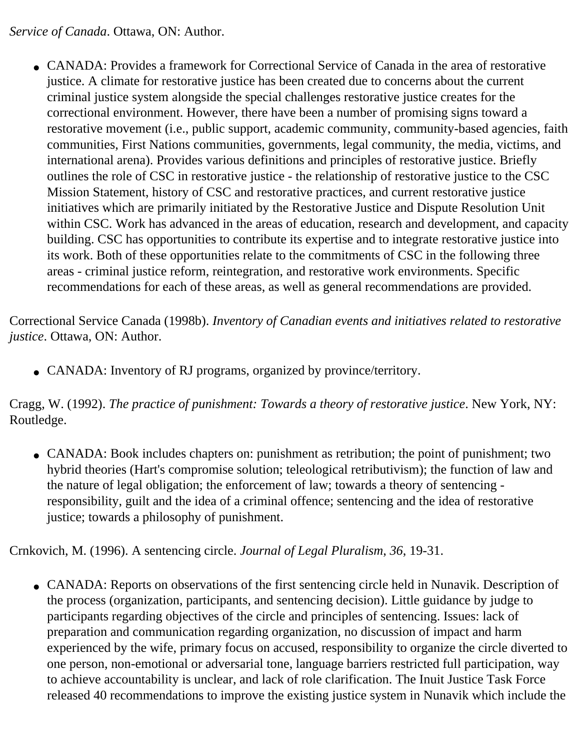*Service of Canada*. Ottawa, ON: Author.

- CANADA: Provides a framework for Correctional Service of Canada in the area of restorative justice. A climate for restorative justice has been created due to concerns about the current criminal justice system alongside the special challenges restorative justice creates for the correctional environment. However, there have been a number of promising signs toward a restorative movement (i.e., public support, academic community, community-based agencies, faith communities, First Nations communities, governments, legal community, the media, victims, and international arena). Provides various definitions and principles of restorative justice. Briefly outlines the role of CSC in restorative justice - the relationship of restorative justice to the CSC Mission Statement, history of CSC and restorative practices, and current restorative justice initiatives which are primarily initiated by the Restorative Justice and Dispute Resolution Unit within CSC. Work has advanced in the areas of education, research and development, and capacity building. CSC has opportunities to contribute its expertise and to integrate restorative justice into its work. Both of these opportunities relate to the commitments of CSC in the following three areas - criminal justice reform, reintegration, and restorative work environments. Specific recommendations for each of these areas, as well as general recommendations are provided.

Correctional Service Canada (1998b). *Inventory of Canadian events and initiatives related to restorative justice*. Ottawa, ON: Author.

- CANADA: Inventory of RJ programs, organized by province/territory.

Cragg, W. (1992). *The practice of punishment: Towards a theory of restorative justice*. New York, NY: Routledge.

- CANADA: Book includes chapters on: punishment as retribution; the point of punishment; two hybrid theories (Hart's compromise solution; teleological retributivism); the function of law and the nature of legal obligation; the enforcement of law; towards a theory of sentencing - responsibility, guilt and the idea of a criminal offence; sentencing and the idea of restorative justice; towards a philosophy of punishment.

Crnkovich, M. (1996). A sentencing circle. *Journal of Legal Pluralism*, *36*, 19-31.

- CANADA: Reports on observations of the first sentencing circle held in Nunavik. Description of the process (organization, participants, and sentencing decision). Little guidance by judge to participants regarding objectives of the circle and principles of sentencing. Issues: lack of preparation and communication regarding organization, no discussion of impact and harm experienced by the wife, primary focus on accused, responsibility to organize the circle diverted to one person, non-emotional or adversarial tone, language barriers restricted full participation, way to achieve accountability is unclear, and lack of role clarification. The Inuit Justice Task Force released 40 recommendations to improve the existing justice system in Nunavik which include the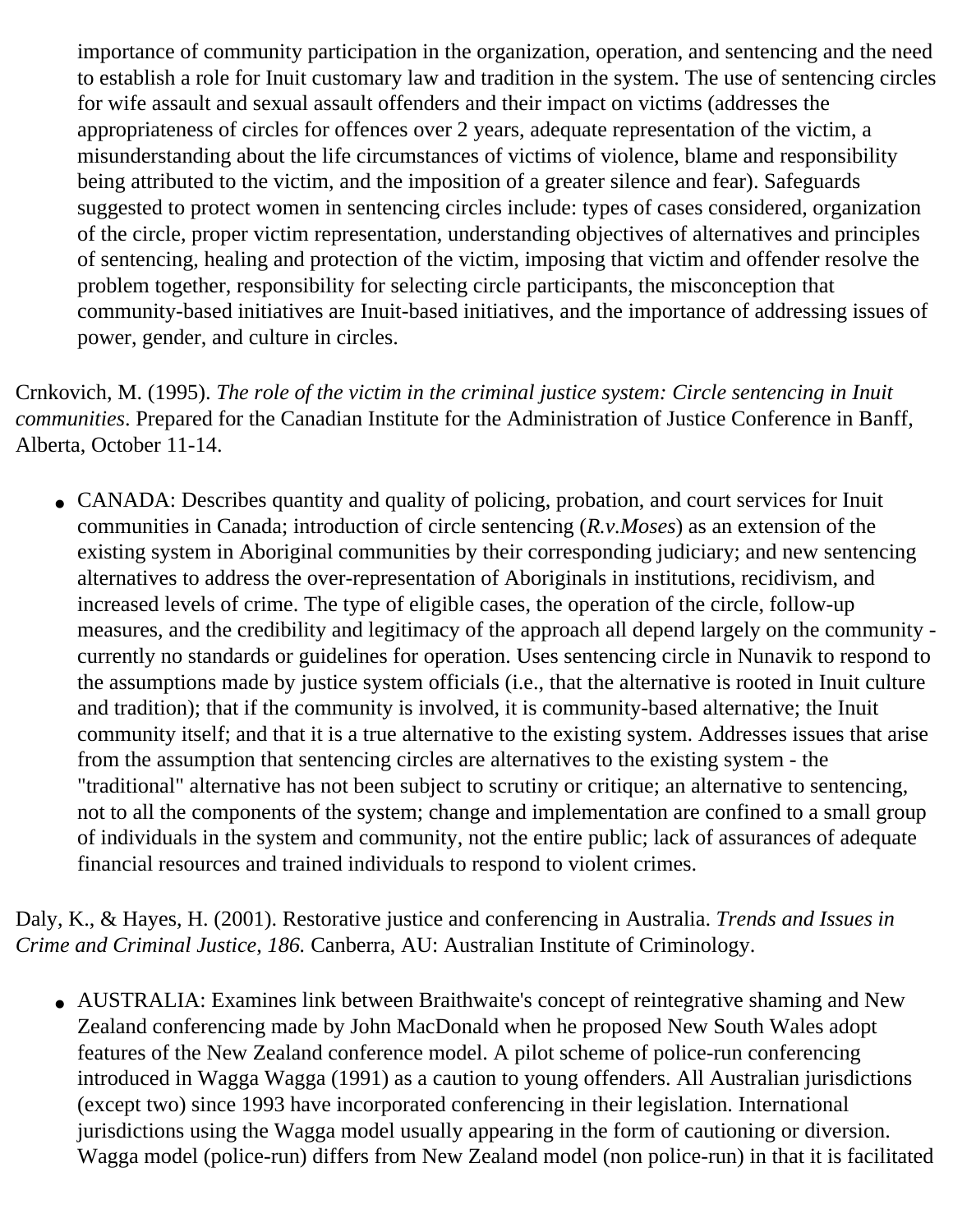importance of community participation in the organization, operation, and sentencing and the need to establish a role for Inuit customary law and tradition in the system. The use of sentencing circles for wife assault and sexual assault offenders and their impact on victims (addresses the appropriateness of circles for offences over 2 years, adequate representation of the victim, a misunderstanding about the life circumstances of victims of violence, blame and responsibility being attributed to the victim, and the imposition of a greater silence and fear). Safeguards suggested to protect women in sentencing circles include: types of cases considered, organization of the circle, proper victim representation, understanding objectives of alternatives and principles of sentencing, healing and protection of the victim, imposing that victim and offender resolve the problem together, responsibility for selecting circle participants, the misconception that community-based initiatives are Inuit-based initiatives, and the importance of addressing issues of power, gender, and culture in circles.

Crnkovich, M. (1995). *The role of the victim in the criminal justice system: Circle sentencing in Inuit communities*. Prepared for the Canadian Institute for the Administration of Justice Conference in Banff, Alberta, October 11-14.

- CANADA: Describes quantity and quality of policing, probation, and court services for Inuit communities in Canada; introduction of circle sentencing (*R.v.Moses*) as an extension of the existing system in Aboriginal communities by their corresponding judiciary; and new sentencing alternatives to address the over-representation of Aboriginals in institutions, recidivism, and increased levels of crime. The type of eligible cases, the operation of the circle, follow-up measures, and the credibility and legitimacy of the approach all depend largely on the community - currently no standards or guidelines for operation. Uses sentencing circle in Nunavik to respond to the assumptions made by justice system officials (i.e., that the alternative is rooted in Inuit culture and tradition); that if the community is involved, it is community-based alternative; the Inuit community itself; and that it is a true alternative to the existing system. Addresses issues that arise from the assumption that sentencing circles are alternatives to the existing system - the "traditional" alternative has not been subject to scrutiny or critique; an alternative to sentencing, not to all the components of the system; change and implementation are confined to a small group of individuals in the system and community, not the entire public; lack of assurances of adequate financial resources and trained individuals to respond to violent crimes.

Daly, K., & Hayes, H. (2001). Restorative justice and conferencing in Australia. *Trends and Issues in Crime and Criminal Justice, 186.* Canberra, AU: Australian Institute of Criminology.

- AUSTRALIA: Examines link between Braithwaite's concept of reintegrative shaming and New Zealand conferencing made by John MacDonald when he proposed New South Wales adopt features of the New Zealand conference model. A pilot scheme of police-run conferencing introduced in Wagga Wagga (1991) as a caution to young offenders. All Australian jurisdictions (except two) since 1993 have incorporated conferencing in their legislation. International jurisdictions using the Wagga model usually appearing in the form of cautioning or diversion. Wagga model (police-run) differs from New Zealand model (non police-run) in that it is facilitated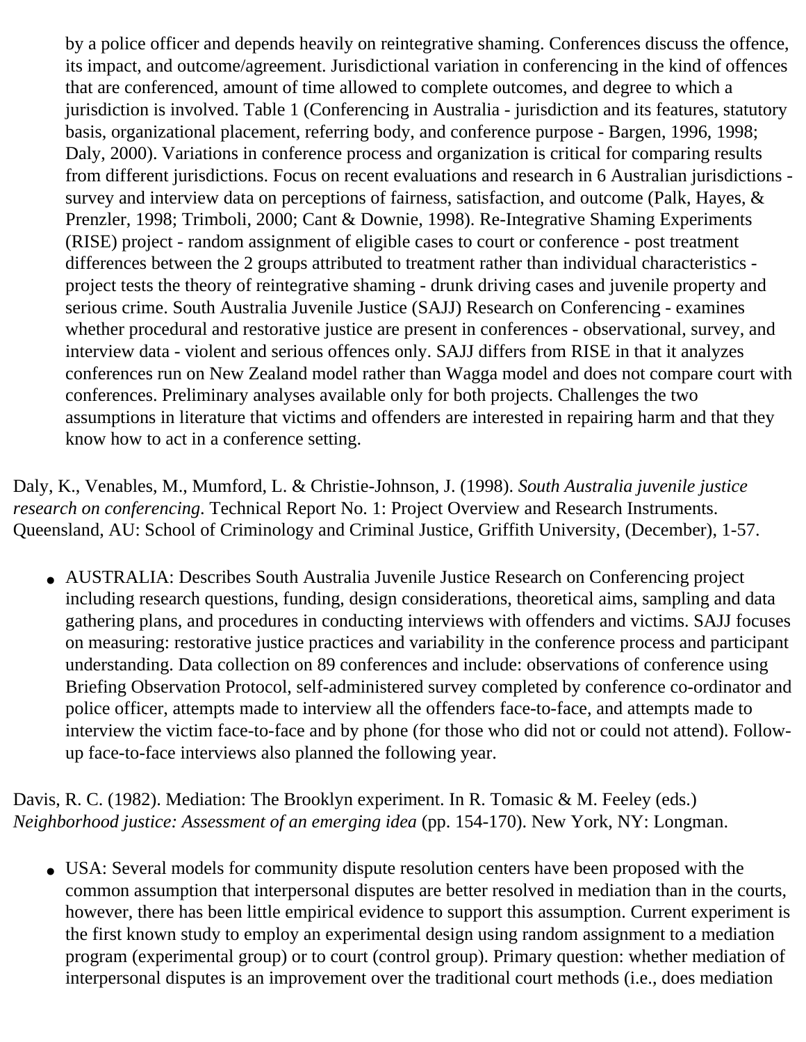by a police officer and depends heavily on reintegrative shaming. Conferences discuss the offence, its impact, and outcome/agreement. Jurisdictional variation in conferencing in the kind of offences that are conferenced, amount of time allowed to complete outcomes, and degree to which a jurisdiction is involved. Table 1 (Conferencing in Australia - jurisdiction and its features, statutory basis, organizational placement, referring body, and conference purpose - Bargen, 1996, 1998; Daly, 2000). Variations in conference process and organization is critical for comparing results from different jurisdictions. Focus on recent evaluations and research in 6 Australian jurisdictions - survey and interview data on perceptions of fairness, satisfaction, and outcome (Palk, Hayes, & Prenzler, 1998; Trimboli, 2000; Cant & Downie, 1998). Re-Integrative Shaming Experiments (RISE) project - random assignment of eligible cases to court or conference - post treatment differences between the 2 groups attributed to treatment rather than individual characteristics - project tests the theory of reintegrative shaming - drunk driving cases and juvenile property and serious crime. South Australia Juvenile Justice (SAJJ) Research on Conferencing - examines whether procedural and restorative justice are present in conferences - observational, survey, and interview data - violent and serious offences only. SAJJ differs from RISE in that it analyzes conferences run on New Zealand model rather than Wagga model and does not compare court with conferences. Preliminary analyses available only for both projects. Challenges the two assumptions in literature that victims and offenders are interested in repairing harm and that they know how to act in a conference setting.

Daly, K., Venables, M., Mumford, L. & Christie-Johnson, J. (1998). *South Australia juvenile justice research on conferencing*. Technical Report No. 1: Project Overview and Research Instruments. Queensland, AU: School of Criminology and Criminal Justice, Griffith University, (December), 1-57.

- AUSTRALIA: Describes South Australia Juvenile Justice Research on Conferencing project including research questions, funding, design considerations, theoretical aims, sampling and data gathering plans, and procedures in conducting interviews with offenders and victims. SAJJ focuses on measuring: restorative justice practices and variability in the conference process and participant understanding. Data collection on 89 conferences and include: observations of conference using Briefing Observation Protocol, self-administered survey completed by conference co-ordinator and police officer, attempts made to interview all the offenders face-to-face, and attempts made to interview the victim face-to-face and by phone (for those who did not or could not attend). Follow-up face-to-face interviews also planned the following year.

Davis, R. C. (1982). Mediation: The Brooklyn experiment. In R. Tomasic & M. Feeley (eds.) *Neighborhood justice: Assessment of an emerging idea* (pp. 154-170). New York, NY: Longman.

- USA: Several models for community dispute resolution centers have been proposed with the common assumption that interpersonal disputes are better resolved in mediation than in the courts, however, there has been little empirical evidence to support this assumption. Current experiment is the first known study to employ an experimental design using random assignment to a mediation program (experimental group) or to court (control group). Primary question: whether mediation of interpersonal disputes is an improvement over the traditional court methods (i.e., does mediation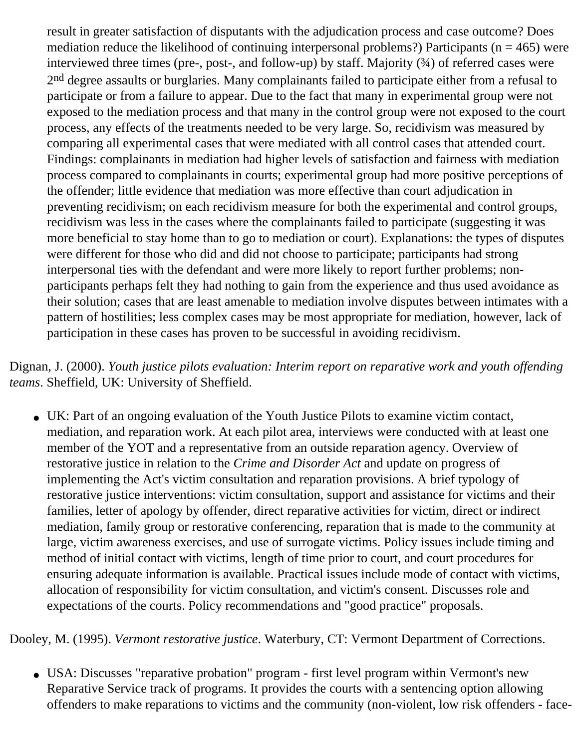result in greater satisfaction of disputants with the adjudication process and case outcome? Does mediation reduce the likelihood of continuing interpersonal problems?) Participants ($n = 465$) were interviewed three times (pre-, post-, and follow-up) by staff. Majority (¾) of referred cases were 2nd degree assaults or burglaries. Many complainants failed to participate either from a refusal to participate or from a failure to appear. Due to the fact that many in experimental group were not exposed to the mediation process and that many in the control group were not exposed to the court process, any effects of the treatments needed to be very large. So, recidivism was measured by comparing all experimental cases that were mediated with all control cases that attended court. Findings: complainants in mediation had higher levels of satisfaction and fairness with mediation process compared to complainants in courts; experimental group had more positive perceptions of the offender; little evidence that mediation was more effective than court adjudication in preventing recidivism; on each recidivism measure for both the experimental and control groups, recidivism was less in the cases where the complainants failed to participate (suggesting it was more beneficial to stay home than to go to mediation or court). Explanations: the types of disputes were different for those who did and did not choose to participate; participants had strong interpersonal ties with the defendant and were more likely to report further problems; non-participants perhaps felt they had nothing to gain from the experience and thus used avoidance as their solution; cases that are least amenable to mediation involve disputes between intimates with a pattern of hostilities; less complex cases may be most appropriate for mediation, however, lack of participation in these cases has proven to be successful in avoiding recidivism.

Dignan, J. (2000). *Youth justice pilots evaluation: Interim report on reparative work and youth offending teams*. Sheffield, UK: University of Sheffield.

- UK: Part of an ongoing evaluation of the Youth Justice Pilots to examine victim contact, mediation, and reparation work. At each pilot area, interviews were conducted with at least one member of the YOT and a representative from an outside reparation agency. Overview of restorative justice in relation to the *Crime and Disorder Act* and update on progress of implementing the Act's victim consultation and reparation provisions. A brief typology of restorative justice interventions: victim consultation, support and assistance for victims and their families, letter of apology by offender, direct reparative activities for victim, direct or indirect mediation, family group or restorative conferencing, reparation that is made to the community at large, victim awareness exercises, and use of surrogate victims. Policy issues include timing and method of initial contact with victims, length of time prior to court, and court procedures for ensuring adequate information is available. Practical issues include mode of contact with victims, allocation of responsibility for victim consultation, and victim's consent. Discusses role and expectations of the courts. Policy recommendations and "good practice" proposals.

Dooley, M. (1995). *Vermont restorative justice*. Waterbury, CT: Vermont Department of Corrections.

- USA: Discusses "reparative probation" program - first level program within Vermont's new Reparative Service track of programs. It provides the courts with a sentencing option allowing offenders to make reparations to victims and the community (non-violent, low risk offenders - face-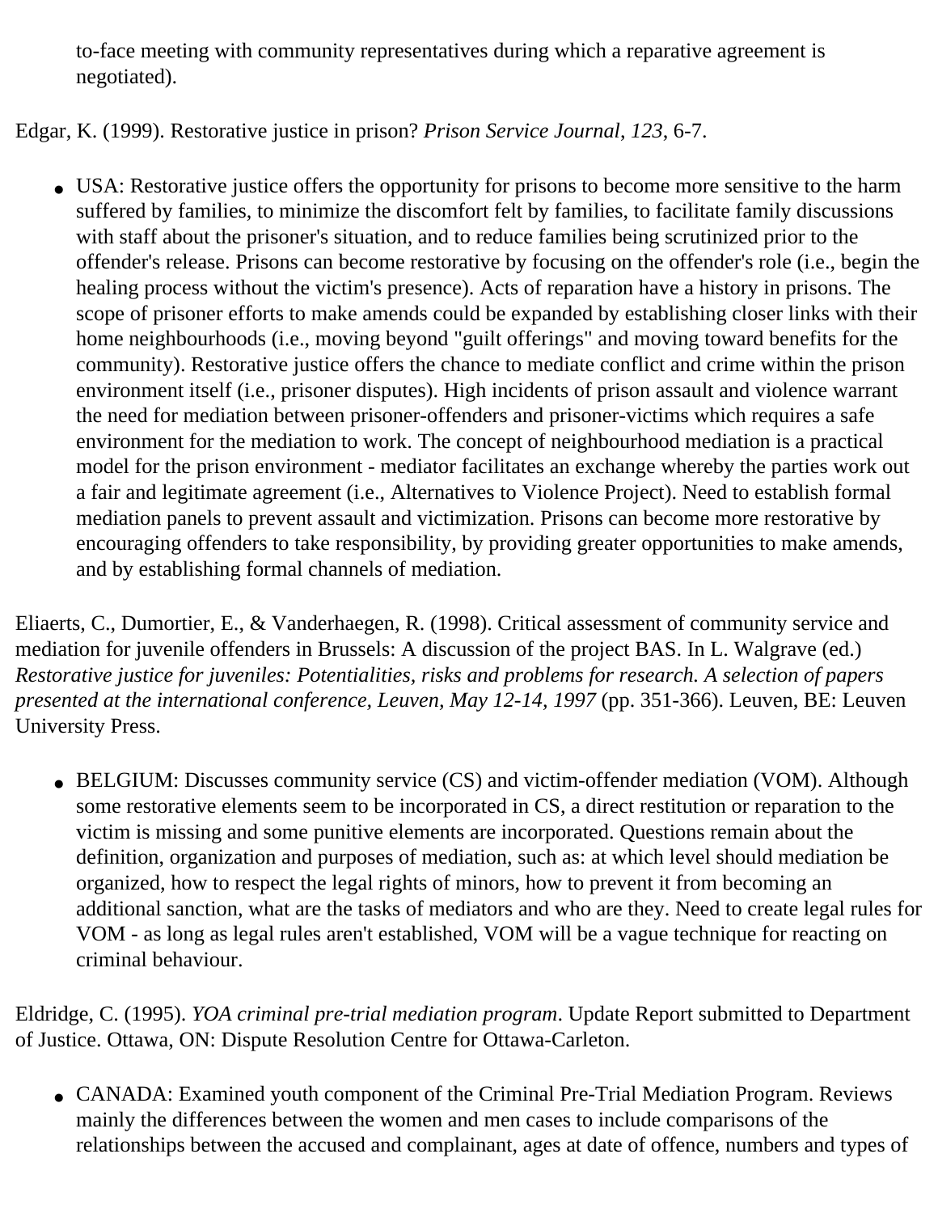to-face meeting with community representatives during which a reparative agreement is negotiated).

Edgar, K. (1999). Restorative justice in prison? *Prison Service Journal, 123*, 6-7.

- USA: Restorative justice offers the opportunity for prisons to become more sensitive to the harm suffered by families, to minimize the discomfort felt by families, to facilitate family discussions with staff about the prisoner's situation, and to reduce families being scrutinized prior to the offender's release. Prisons can become restorative by focusing on the offender's role (i.e., begin the healing process without the victim's presence). Acts of reparation have a history in prisons. The scope of prisoner efforts to make amends could be expanded by establishing closer links with their home neighbourhoods (i.e., moving beyond "guilt offerings" and moving toward benefits for the community). Restorative justice offers the chance to mediate conflict and crime within the prison environment itself (i.e., prisoner disputes). High incidents of prison assault and violence warrant the need for mediation between prisoner-offenders and prisoner-victims which requires a safe environment for the mediation to work. The concept of neighbourhood mediation is a practical model for the prison environment - mediator facilitates an exchange whereby the parties work out a fair and legitimate agreement (i.e., Alternatives to Violence Project). Need to establish formal mediation panels to prevent assault and victimization. Prisons can become more restorative by encouraging offenders to take responsibility, by providing greater opportunities to make amends, and by establishing formal channels of mediation.

Eliaerts, C., Dumortier, E., & Vanderhaegen, R. (1998). Critical assessment of community service and mediation for juvenile offenders in Brussels: A discussion of the project BAS. In L. Walgrave (ed.) *Restorative justice for juveniles: Potentialities, risks and problems for research. A selection of papers presented at the international conference, Leuven, May 12-14, 1997* (pp. 351-366). Leuven, BE: Leuven University Press.

- BELGIUM: Discusses community service (CS) and victim-offender mediation (VOM). Although some restorative elements seem to be incorporated in CS, a direct restitution or reparation to the victim is missing and some punitive elements are incorporated. Questions remain about the definition, organization and purposes of mediation, such as: at which level should mediation be organized, how to respect the legal rights of minors, how to prevent it from becoming an additional sanction, what are the tasks of mediators and who are they. Need to create legal rules for VOM - as long as legal rules aren't established, VOM will be a vague technique for reacting on criminal behaviour.

Eldridge, C. (1995). *YOA criminal pre-trial mediation program*. Update Report submitted to Department of Justice. Ottawa, ON: Dispute Resolution Centre for Ottawa-Carleton.

- CANADA: Examined youth component of the Criminal Pre-Trial Mediation Program. Reviews mainly the differences between the women and men cases to include comparisons of the relationships between the accused and complainant, ages at date of offence, numbers and types of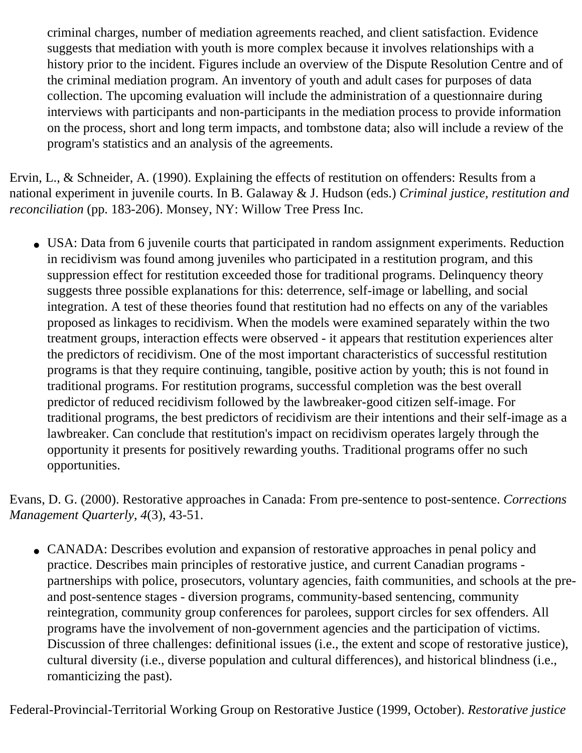criminal charges, number of mediation agreements reached, and client satisfaction. Evidence suggests that mediation with youth is more complex because it involves relationships with a history prior to the incident. Figures include an overview of the Dispute Resolution Centre and of the criminal mediation program. An inventory of youth and adult cases for purposes of data collection. The upcoming evaluation will include the administration of a questionnaire during interviews with participants and non-participants in the mediation process to provide information on the process, short and long term impacts, and tombstone data; also will include a review of the program's statistics and an analysis of the agreements.

Ervin, L., & Schneider, A. (1990). Explaining the effects of restitution on offenders: Results from a national experiment in juvenile courts. In B. Galaway & J. Hudson (eds.) *Criminal justice, restitution and reconciliation* (pp. 183-206). Monsey, NY: Willow Tree Press Inc.

- USA: Data from 6 juvenile courts that participated in random assignment experiments. Reduction in recidivism was found among juveniles who participated in a restitution program, and this suppression effect for restitution exceeded those for traditional programs. Delinquency theory suggests three possible explanations for this: deterrence, self-image or labelling, and social integration. A test of these theories found that restitution had no effects on any of the variables proposed as linkages to recidivism. When the models were examined separately within the two treatment groups, interaction effects were observed - it appears that restitution experiences alter the predictors of recidivism. One of the most important characteristics of successful restitution programs is that they require continuing, tangible, positive action by youth; this is not found in traditional programs. For restitution programs, successful completion was the best overall predictor of reduced recidivism followed by the lawbreaker-good citizen self-image. For traditional programs, the best predictors of recidivism are their intentions and their self-image as a lawbreaker. Can conclude that restitution's impact on recidivism operates largely through the opportunity it presents for positively rewarding youths. Traditional programs offer no such opportunities.

Evans, D. G. (2000). Restorative approaches in Canada: From pre-sentence to post-sentence. *Corrections Management Quarterly*, *4*(3), 43-51.

- CANADA: Describes evolution and expansion of restorative approaches in penal policy and practice. Describes main principles of restorative justice, and current Canadian programs - partnerships with police, prosecutors, voluntary agencies, faith communities, and schools at the pre- and post-sentence stages - diversion programs, community-based sentencing, community reintegration, community group conferences for parolees, support circles for sex offenders. All programs have the involvement of non-government agencies and the participation of victims. Discussion of three challenges: definitional issues (i.e., the extent and scope of restorative justice), cultural diversity (i.e., diverse population and cultural differences), and historical blindness (i.e., romanticizing the past).

Federal-Provincial-Territorial Working Group on Restorative Justice (1999, October). *Restorative justice*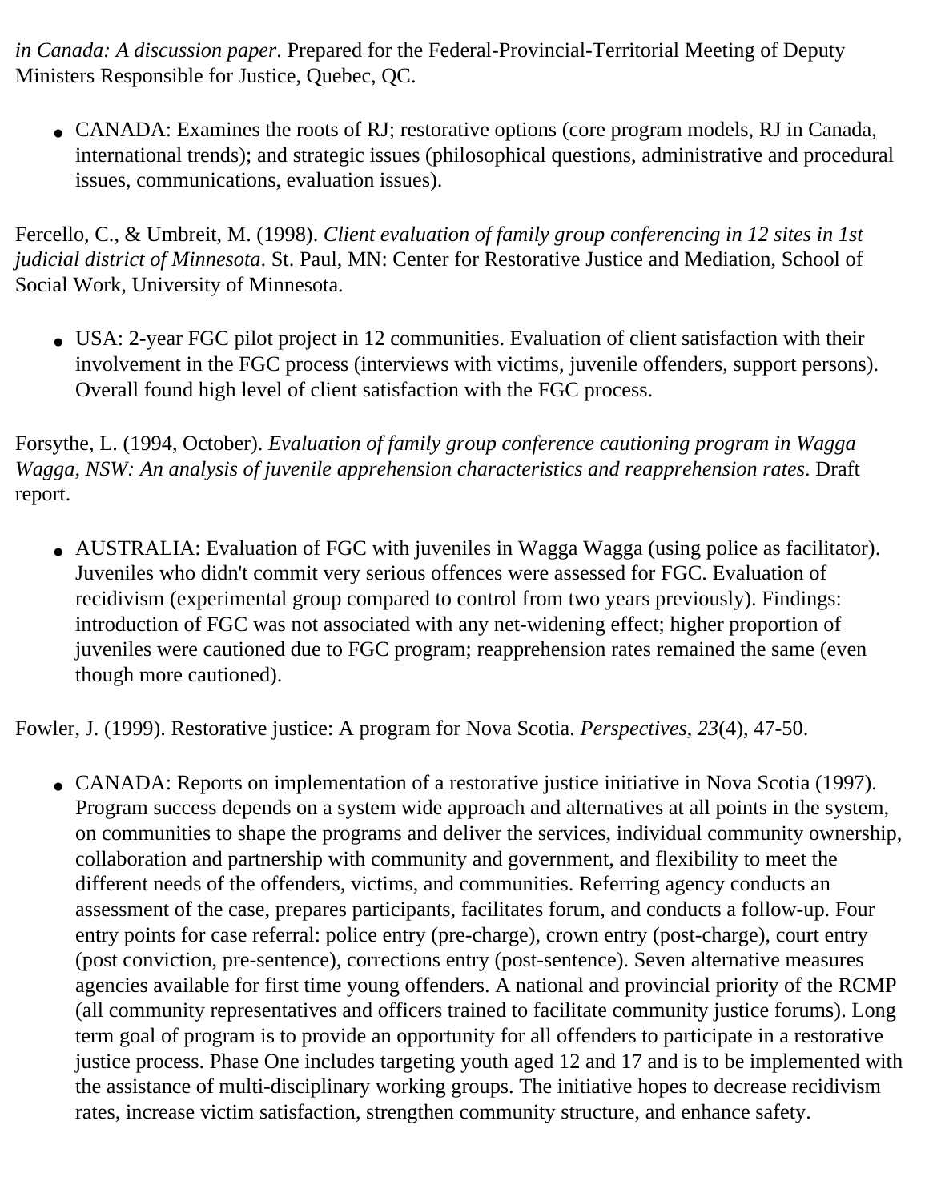*in Canada: A discussion paper*. Prepared for the Federal-Provincial-Territorial Meeting of Deputy Ministers Responsible for Justice, Quebec, QC.

- CANADA: Examines the roots of RJ; restorative options (core program models, RJ in Canada, international trends); and strategic issues (philosophical questions, administrative and procedural issues, communications, evaluation issues).

Fercello, C., & Umbreit, M. (1998). *Client evaluation of family group conferencing in 12 sites in 1st judicial district of Minnesota*. St. Paul, MN: Center for Restorative Justice and Mediation, School of Social Work, University of Minnesota.

- USA: 2-year FGC pilot project in 12 communities. Evaluation of client satisfaction with their involvement in the FGC process (interviews with victims, juvenile offenders, support persons). Overall found high level of client satisfaction with the FGC process.

Forsythe, L. (1994, October). *Evaluation of family group conference cautioning program in Wagga Wagga, NSW: An analysis of juvenile apprehension characteristics and reapprehension rates*. Draft report.

- AUSTRALIA: Evaluation of FGC with juveniles in Wagga Wagga (using police as facilitator). Juveniles who didn't commit very serious offences were assessed for FGC. Evaluation of recidivism (experimental group compared to control from two years previously). Findings: introduction of FGC was not associated with any net-widening effect; higher proportion of juveniles were cautioned due to FGC program; reapprehension rates remained the same (even though more cautioned).

Fowler, J. (1999). Restorative justice: A program for Nova Scotia. *Perspectives*, *23*(4), 47-50.

- CANADA: Reports on implementation of a restorative justice initiative in Nova Scotia (1997). Program success depends on a system wide approach and alternatives at all points in the system, on communities to shape the programs and deliver the services, individual community ownership, collaboration and partnership with community and government, and flexibility to meet the different needs of the offenders, victims, and communities. Referring agency conducts an assessment of the case, prepares participants, facilitates forum, and conducts a follow-up. Four entry points for case referral: police entry (pre-charge), crown entry (post-charge), court entry (post conviction, pre-sentence), corrections entry (post-sentence). Seven alternative measures agencies available for first time young offenders. A national and provincial priority of the RCMP (all community representatives and officers trained to facilitate community justice forums). Long term goal of program is to provide an opportunity for all offenders to participate in a restorative justice process. Phase One includes targeting youth aged 12 and 17 and is to be implemented with the assistance of multi-disciplinary working groups. The initiative hopes to decrease recidivism rates, increase victim satisfaction, strengthen community structure, and enhance safety.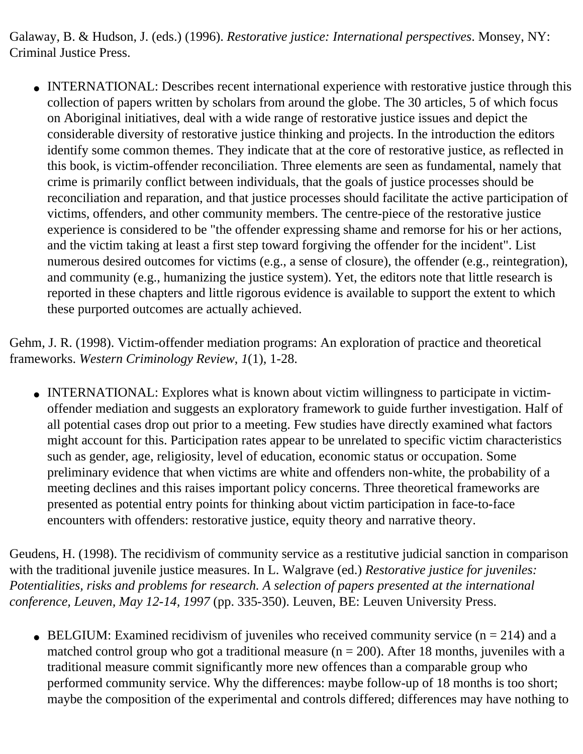Galaway, B. & Hudson, J. (eds.) (1996). *Restorative justice: International perspectives*. Monsey, NY: Criminal Justice Press.

- INTERNATIONAL: Describes recent international experience with restorative justice through this collection of papers written by scholars from around the globe. The 30 articles, 5 of which focus on Aboriginal initiatives, deal with a wide range of restorative justice issues and depict the considerable diversity of restorative justice thinking and projects. In the introduction the editors identify some common themes. They indicate that at the core of restorative justice, as reflected in this book, is victim-offender reconciliation. Three elements are seen as fundamental, namely that crime is primarily conflict between individuals, that the goals of justice processes should be reconciliation and reparation, and that justice processes should facilitate the active participation of victims, offenders, and other community members. The centre-piece of the restorative justice experience is considered to be "the offender expressing shame and remorse for his or her actions, and the victim taking at least a first step toward forgiving the offender for the incident". List numerous desired outcomes for victims (e.g., a sense of closure), the offender (e.g., reintegration), and community (e.g., humanizing the justice system). Yet, the editors note that little research is reported in these chapters and little rigorous evidence is available to support the extent to which these purported outcomes are actually achieved.

Gehm, J. R. (1998). Victim-offender mediation programs: An exploration of practice and theoretical frameworks. *Western Criminology Review*, *1*(1), 1-28.

- INTERNATIONAL: Explores what is known about victim willingness to participate in victim-offender mediation and suggests an exploratory framework to guide further investigation. Half of all potential cases drop out prior to a meeting. Few studies have directly examined what factors might account for this. Participation rates appear to be unrelated to specific victim characteristics such as gender, age, religiosity, level of education, economic status or occupation. Some preliminary evidence that when victims are white and offenders non-white, the probability of a meeting declines and this raises important policy concerns. Three theoretical frameworks are presented as potential entry points for thinking about victim participation in face-to-face encounters with offenders: restorative justice, equity theory and narrative theory.

Geudens, H. (1998). The recidivism of community service as a restitutive judicial sanction in comparison with the traditional juvenile justice measures. In L. Walgrave (ed.) *Restorative justice for juveniles: Potentialities, risks and problems for research. A selection of papers presented at the international conference, Leuven, May 12-14, 1997* (pp. 335-350). Leuven, BE: Leuven University Press.

- BELGIUM: Examined recidivism of juveniles who received community service (n = 214) and a matched control group who got a traditional measure (n = 200). After 18 months, juveniles with a traditional measure commit significantly more new offences than a comparable group who performed community service. Why the differences: maybe follow-up of 18 months is too short; maybe the composition of the experimental and controls differed; differences may have nothing to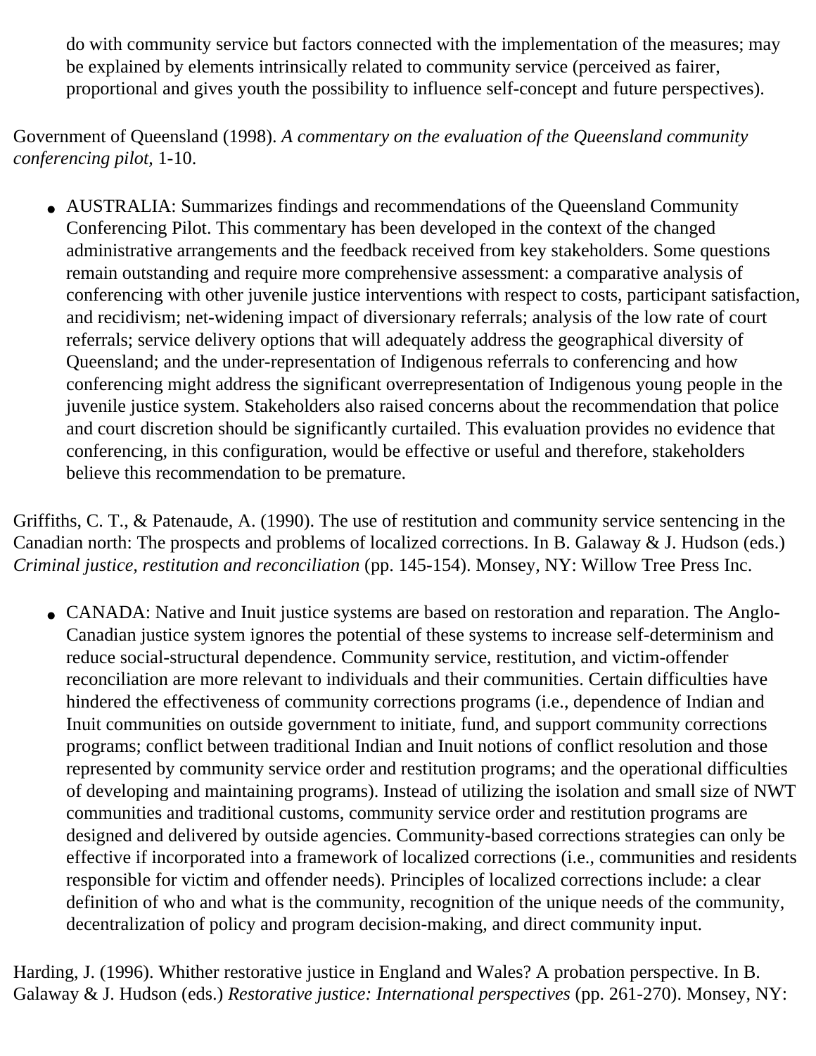do with community service but factors connected with the implementation of the measures; may be explained by elements intrinsically related to community service (perceived as fairer, proportional and gives youth the possibility to influence self-concept and future perspectives).

Government of Queensland (1998). *A commentary on the evaluation of the Queensland community conferencing pilot*, 1-10.

- AUSTRALIA: Summarizes findings and recommendations of the Queensland Community Conferencing Pilot. This commentary has been developed in the context of the changed administrative arrangements and the feedback received from key stakeholders. Some questions remain outstanding and require more comprehensive assessment: a comparative analysis of conferencing with other juvenile justice interventions with respect to costs, participant satisfaction, and recidivism; net-widening impact of diversionary referrals; analysis of the low rate of court referrals; service delivery options that will adequately address the geographical diversity of Queensland; and the under-representation of Indigenous referrals to conferencing and how conferencing might address the significant overrepresentation of Indigenous young people in the juvenile justice system. Stakeholders also raised concerns about the recommendation that police and court discretion should be significantly curtailed. This evaluation provides no evidence that conferencing, in this configuration, would be effective or useful and therefore, stakeholders believe this recommendation to be premature.

Griffiths, C. T., & Patenaude, A. (1990). The use of restitution and community service sentencing in the Canadian north: The prospects and problems of localized corrections. In B. Galaway & J. Hudson (eds.) *Criminal justice, restitution and reconciliation* (pp. 145-154). Monsey, NY: Willow Tree Press Inc.

- CANADA: Native and Inuit justice systems are based on restoration and reparation. The Anglo-Canadian justice system ignores the potential of these systems to increase self-determinism and reduce social-structural dependence. Community service, restitution, and victim-offender reconciliation are more relevant to individuals and their communities. Certain difficulties have hindered the effectiveness of community corrections programs (i.e., dependence of Indian and Inuit communities on outside government to initiate, fund, and support community corrections programs; conflict between traditional Indian and Inuit notions of conflict resolution and those represented by community service order and restitution programs; and the operational difficulties of developing and maintaining programs). Instead of utilizing the isolation and small size of NWT communities and traditional customs, community service order and restitution programs are designed and delivered by outside agencies. Community-based corrections strategies can only be effective if incorporated into a framework of localized corrections (i.e., communities and residents responsible for victim and offender needs). Principles of localized corrections include: a clear definition of who and what is the community, recognition of the unique needs of the community, decentralization of policy and program decision-making, and direct community input.

Harding, J. (1996). Whither restorative justice in England and Wales? A probation perspective. In B. Galaway & J. Hudson (eds.) *Restorative justice: International perspectives* (pp. 261-270). Monsey, NY: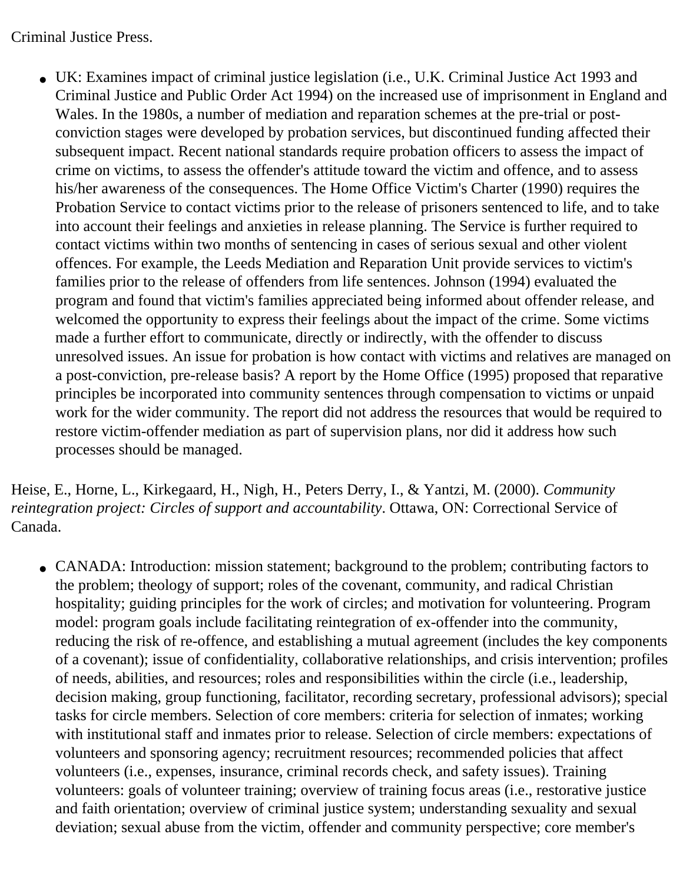Criminal Justice Press.

- UK: Examines impact of criminal justice legislation (i.e., U.K. Criminal Justice Act 1993 and Criminal Justice and Public Order Act 1994) on the increased use of imprisonment in England and Wales. In the 1980s, a number of mediation and reparation schemes at the pre-trial or post-conviction stages were developed by probation services, but discontinued funding affected their subsequent impact. Recent national standards require probation officers to assess the impact of crime on victims, to assess the offender's attitude toward the victim and offence, and to assess his/her awareness of the consequences. The Home Office Victim's Charter (1990) requires the Probation Service to contact victims prior to the release of prisoners sentenced to life, and to take into account their feelings and anxieties in release planning. The Service is further required to contact victims within two months of sentencing in cases of serious sexual and other violent offences. For example, the Leeds Mediation and Reparation Unit provide services to victim's families prior to the release of offenders from life sentences. Johnson (1994) evaluated the program and found that victim's families appreciated being informed about offender release, and welcomed the opportunity to express their feelings about the impact of the crime. Some victims made a further effort to communicate, directly or indirectly, with the offender to discuss unresolved issues. An issue for probation is how contact with victims and relatives are managed on a post-conviction, pre-release basis? A report by the Home Office (1995) proposed that reparative principles be incorporated into community sentences through compensation to victims or unpaid work for the wider community. The report did not address the resources that would be required to restore victim-offender mediation as part of supervision plans, nor did it address how such processes should be managed.

Heise, E., Horne, L., Kirkegaard, H., Nigh, H., Peters Derry, I., & Yantzi, M. (2000). *Community reintegration project: Circles of support and accountability*. Ottawa, ON: Correctional Service of Canada.

- CANADA: Introduction: mission statement; background to the problem; contributing factors to the problem; theology of support; roles of the covenant, community, and radical Christian hospitality; guiding principles for the work of circles; and motivation for volunteering. Program model: program goals include facilitating reintegration of ex-offender into the community, reducing the risk of re-offence, and establishing a mutual agreement (includes the key components of a covenant); issue of confidentiality, collaborative relationships, and crisis intervention; profiles of needs, abilities, and resources; roles and responsibilities within the circle (i.e., leadership, decision making, group functioning, facilitator, recording secretary, professional advisors); special tasks for circle members. Selection of core members: criteria for selection of inmates; working with institutional staff and inmates prior to release. Selection of circle members: expectations of volunteers and sponsoring agency; recruitment resources; recommended policies that affect volunteers (i.e., expenses, insurance, criminal records check, and safety issues). Training volunteers: goals of volunteer training; overview of training focus areas (i.e., restorative justice and faith orientation; overview of criminal justice system; understanding sexuality and sexual deviation; sexual abuse from the victim, offender and community perspective; core member's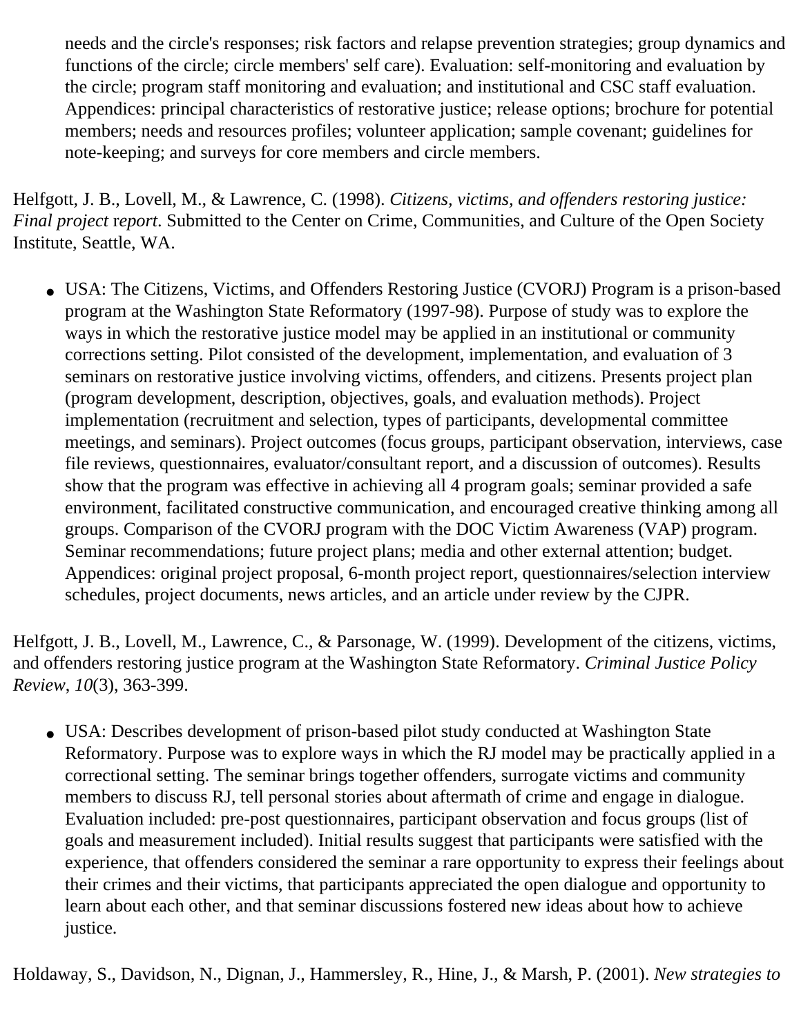needs and the circle's responses; risk factors and relapse prevention strategies; group dynamics and functions of the circle; circle members' self care). Evaluation: self-monitoring and evaluation by the circle; program staff monitoring and evaluation; and institutional and CSC staff evaluation. Appendices: principal characteristics of restorative justice; release options; brochure for potential members; needs and resources profiles; volunteer application; sample covenant; guidelines for note-keeping; and surveys for core members and circle members.

Helfgott, J. B., Lovell, M., & Lawrence, C. (1998). *Citizens, victims, and offenders restoring justice: Final project report*. Submitted to the Center on Crime, Communities, and Culture of the Open Society Institute, Seattle, WA.

- USA: The Citizens, Victims, and Offenders Restoring Justice (CVORJ) Program is a prison-based program at the Washington State Reformatory (1997-98). Purpose of study was to explore the ways in which the restorative justice model may be applied in an institutional or community corrections setting. Pilot consisted of the development, implementation, and evaluation of 3 seminars on restorative justice involving victims, offenders, and citizens. Presents project plan (program development, description, objectives, goals, and evaluation methods). Project implementation (recruitment and selection, types of participants, developmental committee meetings, and seminars). Project outcomes (focus groups, participant observation, interviews, case file reviews, questionnaires, evaluator/consultant report, and a discussion of outcomes). Results show that the program was effective in achieving all 4 program goals; seminar provided a safe environment, facilitated constructive communication, and encouraged creative thinking among all groups. Comparison of the CVORJ program with the DOC Victim Awareness (VAP) program. Seminar recommendations; future project plans; media and other external attention; budget. Appendices: original project proposal, 6-month project report, questionnaires/selection interview schedules, project documents, news articles, and an article under review by the CJPR.

Helfgott, J. B., Lovell, M., Lawrence, C., & Parsonage, W. (1999). Development of the citizens, victims, and offenders restoring justice program at the Washington State Reformatory. *Criminal Justice Policy Review*, *10*(3), 363-399.

- USA: Describes development of prison-based pilot study conducted at Washington State Reformatory. Purpose was to explore ways in which the RJ model may be practically applied in a correctional setting. The seminar brings together offenders, surrogate victims and community members to discuss RJ, tell personal stories about aftermath of crime and engage in dialogue. Evaluation included: pre-post questionnaires, participant observation and focus groups (list of goals and measurement included). Initial results suggest that participants were satisfied with the experience, that offenders considered the seminar a rare opportunity to express their feelings about their crimes and their victims, that participants appreciated the open dialogue and opportunity to learn about each other, and that seminar discussions fostered new ideas about how to achieve justice.

Holdaway, S., Davidson, N., Dignan, J., Hammersley, R., Hine, J., & Marsh, P. (2001). *New strategies to*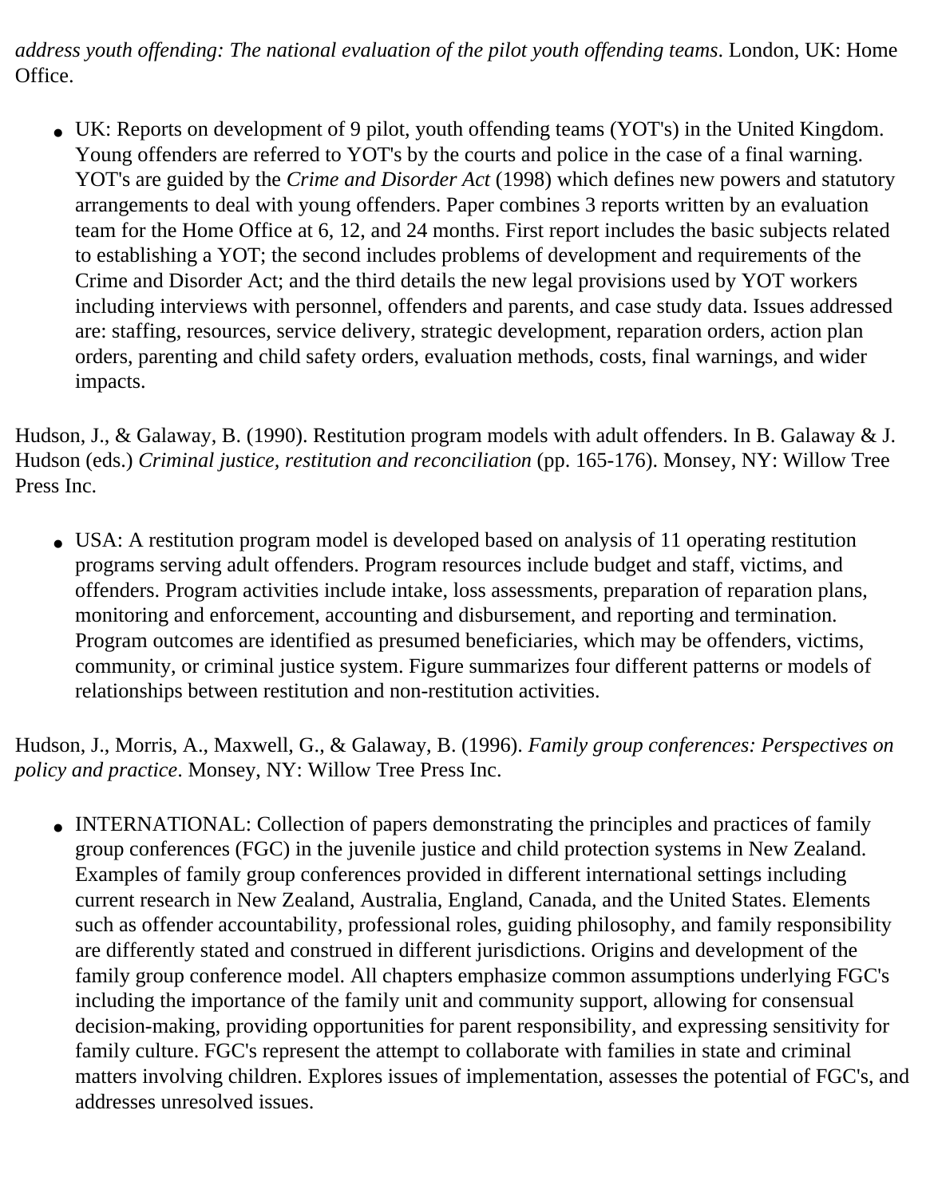*address youth offending: The national evaluation of the pilot youth offending teams*. London, UK: Home Office.

- UK: Reports on development of 9 pilot, youth offending teams (YOT's) in the United Kingdom. Young offenders are referred to YOT's by the courts and police in the case of a final warning. YOT's are guided by the *Crime and Disorder Act* (1998) which defines new powers and statutory arrangements to deal with young offenders. Paper combines 3 reports written by an evaluation team for the Home Office at 6, 12, and 24 months. First report includes the basic subjects related to establishing a YOT; the second includes problems of development and requirements of the Crime and Disorder Act; and the third details the new legal provisions used by YOT workers including interviews with personnel, offenders and parents, and case study data. Issues addressed are: staffing, resources, service delivery, strategic development, reparation orders, action plan orders, parenting and child safety orders, evaluation methods, costs, final warnings, and wider impacts.

Hudson, J., & Galaway, B. (1990). Restitution program models with adult offenders. In B. Galaway & J. Hudson (eds.) *Criminal justice, restitution and reconciliation* (pp. 165-176). Monsey, NY: Willow Tree Press Inc.

- USA: A restitution program model is developed based on analysis of 11 operating restitution programs serving adult offenders. Program resources include budget and staff, victims, and offenders. Program activities include intake, loss assessments, preparation of reparation plans, monitoring and enforcement, accounting and disbursement, and reporting and termination. Program outcomes are identified as presumed beneficiaries, which may be offenders, victims, community, or criminal justice system. Figure summarizes four different patterns or models of relationships between restitution and non-restitution activities.

Hudson, J., Morris, A., Maxwell, G., & Galaway, B. (1996). *Family group conferences: Perspectives on policy and practice*. Monsey, NY: Willow Tree Press Inc.

- INTERNATIONAL: Collection of papers demonstrating the principles and practices of family group conferences (FGC) in the juvenile justice and child protection systems in New Zealand. Examples of family group conferences provided in different international settings including current research in New Zealand, Australia, England, Canada, and the United States. Elements such as offender accountability, professional roles, guiding philosophy, and family responsibility are differently stated and construed in different jurisdictions. Origins and development of the family group conference model. All chapters emphasize common assumptions underlying FGC's including the importance of the family unit and community support, allowing for consensual decision-making, providing opportunities for parent responsibility, and expressing sensitivity for family culture. FGC's represent the attempt to collaborate with families in state and criminal matters involving children. Explores issues of implementation, assesses the potential of FGC's, and addresses unresolved issues.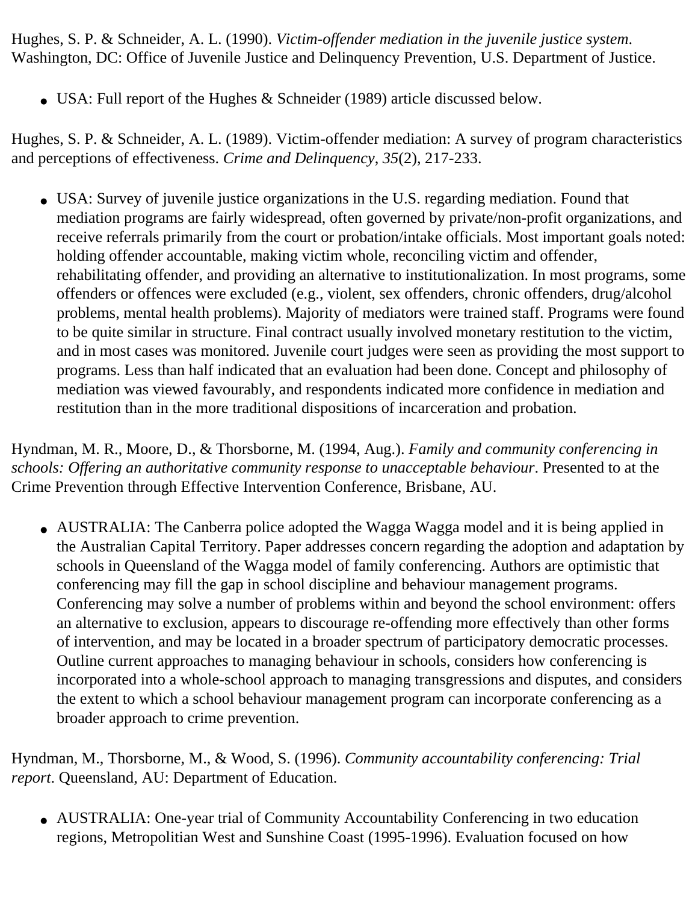Hughes, S. P. & Schneider, A. L. (1990). *Victim-offender mediation in the juvenile justice system*. Washington, DC: Office of Juvenile Justice and Delinquency Prevention, U.S. Department of Justice.

- USA: Full report of the Hughes & Schneider (1989) article discussed below.

Hughes, S. P. & Schneider, A. L. (1989). Victim-offender mediation: A survey of program characteristics and perceptions of effectiveness. *Crime and Delinquency, 35*(2), 217-233.

- USA: Survey of juvenile justice organizations in the U.S. regarding mediation. Found that mediation programs are fairly widespread, often governed by private/non-profit organizations, and receive referrals primarily from the court or probation/intake officials. Most important goals noted: holding offender accountable, making victim whole, reconciling victim and offender, rehabilitating offender, and providing an alternative to institutionalization. In most programs, some offenders or offences were excluded (e.g., violent, sex offenders, chronic offenders, drug/alcohol problems, mental health problems). Majority of mediators were trained staff. Programs were found to be quite similar in structure. Final contract usually involved monetary restitution to the victim, and in most cases was monitored. Juvenile court judges were seen as providing the most support to programs. Less than half indicated that an evaluation had been done. Concept and philosophy of mediation was viewed favourably, and respondents indicated more confidence in mediation and restitution than in the more traditional dispositions of incarceration and probation.

Hyndman, M. R., Moore, D., & Thorsborne, M. (1994, Aug.). *Family and community conferencing in schools: Offering an authoritative community response to unacceptable behaviour*. Presented to at the Crime Prevention through Effective Intervention Conference, Brisbane, AU.

- AUSTRALIA: The Canberra police adopted the Wagga Wagga model and it is being applied in the Australian Capital Territory. Paper addresses concern regarding the adoption and adaptation by schools in Queensland of the Wagga model of family conferencing. Authors are optimistic that conferencing may fill the gap in school discipline and behaviour management programs. Conferencing may solve a number of problems within and beyond the school environment: offers an alternative to exclusion, appears to discourage re-offending more effectively than other forms of intervention, and may be located in a broader spectrum of participatory democratic processes. Outline current approaches to managing behaviour in schools, considers how conferencing is incorporated into a whole-school approach to managing transgressions and disputes, and considers the extent to which a school behaviour management program can incorporate conferencing as a broader approach to crime prevention.

Hyndman, M., Thorsborne, M., & Wood, S. (1996). *Community accountability conferencing: Trial report*. Queensland, AU: Department of Education.

- AUSTRALIA: One-year trial of Community Accountability Conferencing in two education regions, Metropolitan West and Sunshine Coast (1995-1996). Evaluation focused on how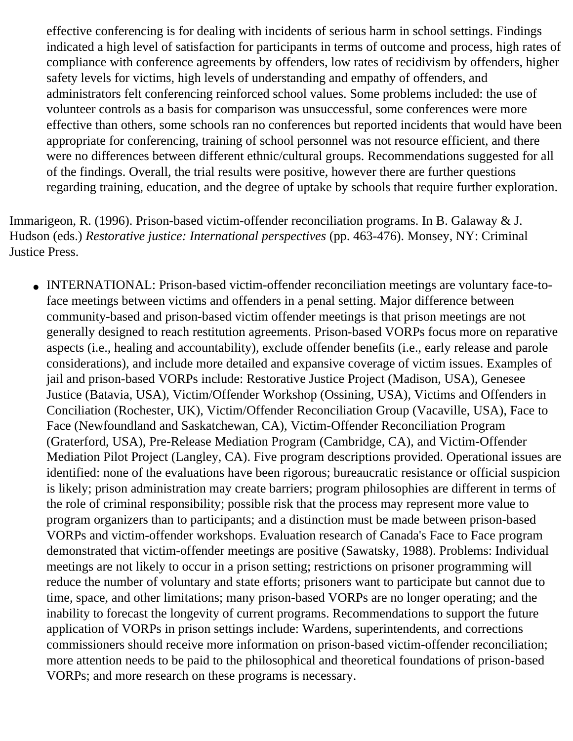effective conferencing is for dealing with incidents of serious harm in school settings. Findings indicated a high level of satisfaction for participants in terms of outcome and process, high rates of compliance with conference agreements by offenders, low rates of recidivism by offenders, higher safety levels for victims, high levels of understanding and empathy of offenders, and administrators felt conferencing reinforced school values. Some problems included: the use of volunteer controls as a basis for comparison was unsuccessful, some conferences were more effective than others, some schools ran no conferences but reported incidents that would have been appropriate for conferencing, training of school personnel was not resource efficient, and there were no differences between different ethnic/cultural groups. Recommendations suggested for all of the findings. Overall, the trial results were positive, however there are further questions regarding training, education, and the degree of uptake by schools that require further exploration.

Immarigeon, R. (1996). Prison-based victim-offender reconciliation programs. In B. Galaway & J. Hudson (eds.) *Restorative justice: International perspectives* (pp. 463-476). Monsey, NY: Criminal Justice Press.

- INTERNATIONAL: Prison-based victim-offender reconciliation meetings are voluntary face-to-face meetings between victims and offenders in a penal setting. Major difference between community-based and prison-based victim offender meetings is that prison meetings are not generally designed to reach restitution agreements. Prison-based VORPs focus more on reparative aspects (i.e., healing and accountability), exclude offender benefits (i.e., early release and parole considerations), and include more detailed and expansive coverage of victim issues. Examples of jail and prison-based VORPs include: Restorative Justice Project (Madison, USA), Genesee Justice (Batavia, USA), Victim/Offender Workshop (Ossining, USA), Victims and Offenders in Conciliation (Rochester, UK), Victim/Offender Reconciliation Group (Vacaville, USA), Face to Face (Newfoundland and Saskatchewan, CA), Victim-Offender Reconciliation Program (Graterford, USA), Pre-Release Mediation Program (Cambridge, CA), and Victim-Offender Mediation Pilot Project (Langley, CA). Five program descriptions provided. Operational issues are identified: none of the evaluations have been rigorous; bureaucratic resistance or official suspicion is likely; prison administration may create barriers; program philosophies are different in terms of the role of criminal responsibility; possible risk that the process may represent more value to program organizers than to participants; and a distinction must be made between prison-based VORPs and victim-offender workshops. Evaluation research of Canada's Face to Face program demonstrated that victim-offender meetings are positive (Sawatsky, 1988). Problems: Individual meetings are not likely to occur in a prison setting; restrictions on prisoner programming will reduce the number of voluntary and state efforts; prisoners want to participate but cannot due to time, space, and other limitations; many prison-based VORPs are no longer operating; and the inability to forecast the longevity of current programs. Recommendations to support the future application of VORPs in prison settings include: Wardens, superintendents, and corrections commissioners should receive more information on prison-based victim-offender reconciliation; more attention needs to be paid to the philosophical and theoretical foundations of prison-based VORPs; and more research on these programs is necessary.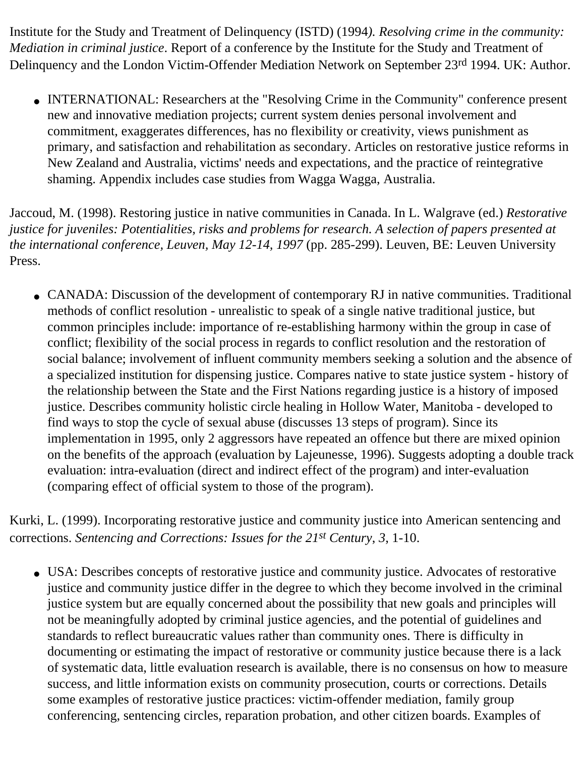Institute for the Study and Treatment of Delinquency (ISTD) (1994*). Resolving crime in the community: Mediation in criminal justice*. Report of a conference by the Institute for the Study and Treatment of Delinquency and the London Victim-Offender Mediation Network on September 23rd 1994. UK: Author.

- INTERNATIONAL: Researchers at the "Resolving Crime in the Community" conference present new and innovative mediation projects; current system denies personal involvement and commitment, exaggerates differences, has no flexibility or creativity, views punishment as primary, and satisfaction and rehabilitation as secondary. Articles on restorative justice reforms in New Zealand and Australia, victims' needs and expectations, and the practice of reintegrative shaming. Appendix includes case studies from Wagga Wagga, Australia.

Jaccoud, M. (1998). Restoring justice in native communities in Canada. In L. Walgrave (ed.) *Restorative justice for juveniles: Potentialities, risks and problems for research. A selection of papers presented at the international conference, Leuven, May 12-14, 1997* (pp. 285-299). Leuven, BE: Leuven University Press.

- CANADA: Discussion of the development of contemporary RJ in native communities. Traditional methods of conflict resolution - unrealistic to speak of a single native traditional justice, but common principles include: importance of re-establishing harmony within the group in case of conflict; flexibility of the social process in regards to conflict resolution and the restoration of social balance; involvement of influent community members seeking a solution and the absence of a specialized institution for dispensing justice. Compares native to state justice system - history of the relationship between the State and the First Nations regarding justice is a history of imposed justice. Describes community holistic circle healing in Hollow Water, Manitoba - developed to find ways to stop the cycle of sexual abuse (discusses 13 steps of program). Since its implementation in 1995, only 2 aggressors have repeated an offence but there are mixed opinion on the benefits of the approach (evaluation by Lajeunesse, 1996). Suggests adopting a double track evaluation: intra-evaluation (direct and indirect effect of the program) and inter-evaluation (comparing effect of official system to those of the program).

Kurki, L. (1999). Incorporating restorative justice and community justice into American sentencing and corrections. *Sentencing and Corrections: Issues for the 21st Century*, *3*, 1-10.

- USA: Describes concepts of restorative justice and community justice. Advocates of restorative justice and community justice differ in the degree to which they become involved in the criminal justice system but are equally concerned about the possibility that new goals and principles will not be meaningfully adopted by criminal justice agencies, and the potential of guidelines and standards to reflect bureaucratic values rather than community ones. There is difficulty in documenting or estimating the impact of restorative or community justice because there is a lack of systematic data, little evaluation research is available, there is no consensus on how to measure success, and little information exists on community prosecution, courts or corrections. Details some examples of restorative justice practices: victim-offender mediation, family group conferencing, sentencing circles, reparation probation, and other citizen boards. Examples of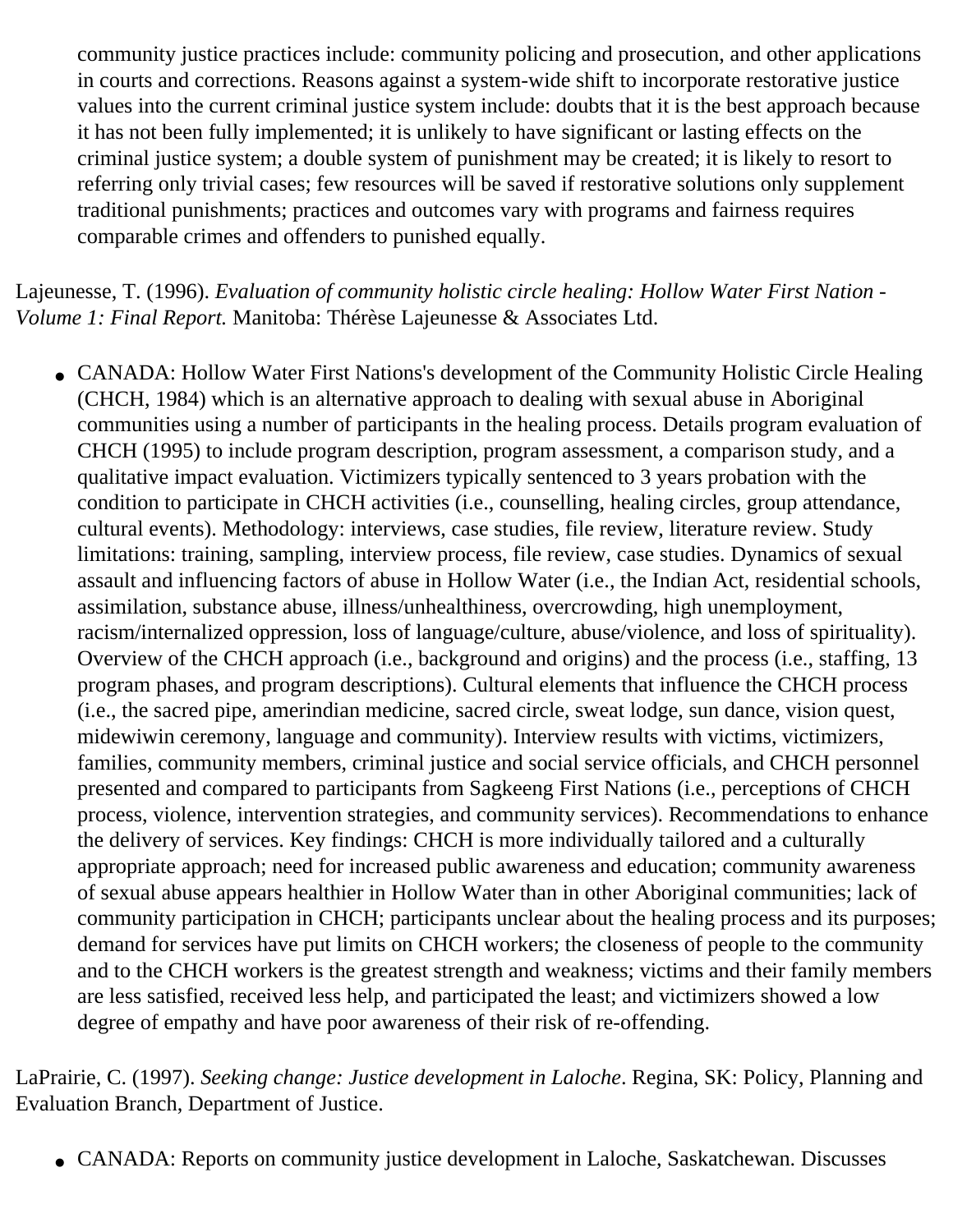community justice practices include: community policing and prosecution, and other applications in courts and corrections. Reasons against a system-wide shift to incorporate restorative justice values into the current criminal justice system include: doubts that it is the best approach because it has not been fully implemented; it is unlikely to have significant or lasting effects on the criminal justice system; a double system of punishment may be created; it is likely to resort to referring only trivial cases; few resources will be saved if restorative solutions only supplement traditional punishments; practices and outcomes vary with programs and fairness requires comparable crimes and offenders to punished equally.

Lajeunesse, T. (1996). *Evaluation of community holistic circle healing: Hollow Water First Nation - Volume 1: Final Report.* Manitoba: Thérèse Lajeunesse & Associates Ltd.

- CANADA: Hollow Water First Nations's development of the Community Holistic Circle Healing (CHCH, 1984) which is an alternative approach to dealing with sexual abuse in Aboriginal communities using a number of participants in the healing process. Details program evaluation of CHCH (1995) to include program description, program assessment, a comparison study, and a qualitative impact evaluation. Victimizers typically sentenced to 3 years probation with the condition to participate in CHCH activities (i.e., counselling, healing circles, group attendance, cultural events). Methodology: interviews, case studies, file review, literature review. Study limitations: training, sampling, interview process, file review, case studies. Dynamics of sexual assault and influencing factors of abuse in Hollow Water (i.e., the Indian Act, residential schools, assimilation, substance abuse, illness/unhealthiness, overcrowding, high unemployment, racism/internalized oppression, loss of language/culture, abuse/violence, and loss of spirituality). Overview of the CHCH approach (i.e., background and origins) and the process (i.e., staffing, 13 program phases, and program descriptions). Cultural elements that influence the CHCH process (i.e., the sacred pipe, amerindian medicine, sacred circle, sweat lodge, sun dance, vision quest, midewiwin ceremony, language and community). Interview results with victims, victimizers, families, community members, criminal justice and social service officials, and CHCH personnel presented and compared to participants from Sagkeeng First Nations (i.e., perceptions of CHCH process, violence, intervention strategies, and community services). Recommendations to enhance the delivery of services. Key findings: CHCH is more individually tailored and a culturally appropriate approach; need for increased public awareness and education; community awareness of sexual abuse appears healthier in Hollow Water than in other Aboriginal communities; lack of community participation in CHCH; participants unclear about the healing process and its purposes; demand for services have put limits on CHCH workers; the closeness of people to the community and to the CHCH workers is the greatest strength and weakness; victims and their family members are less satisfied, received less help, and participated the least; and victimizers showed a low degree of empathy and have poor awareness of their risk of re-offending.

LaPrairie, C. (1997). *Seeking change: Justice development in Laloche*. Regina, SK: Policy, Planning and Evaluation Branch, Department of Justice.

- CANADA: Reports on community justice development in Laloche, Saskatchewan. Discusses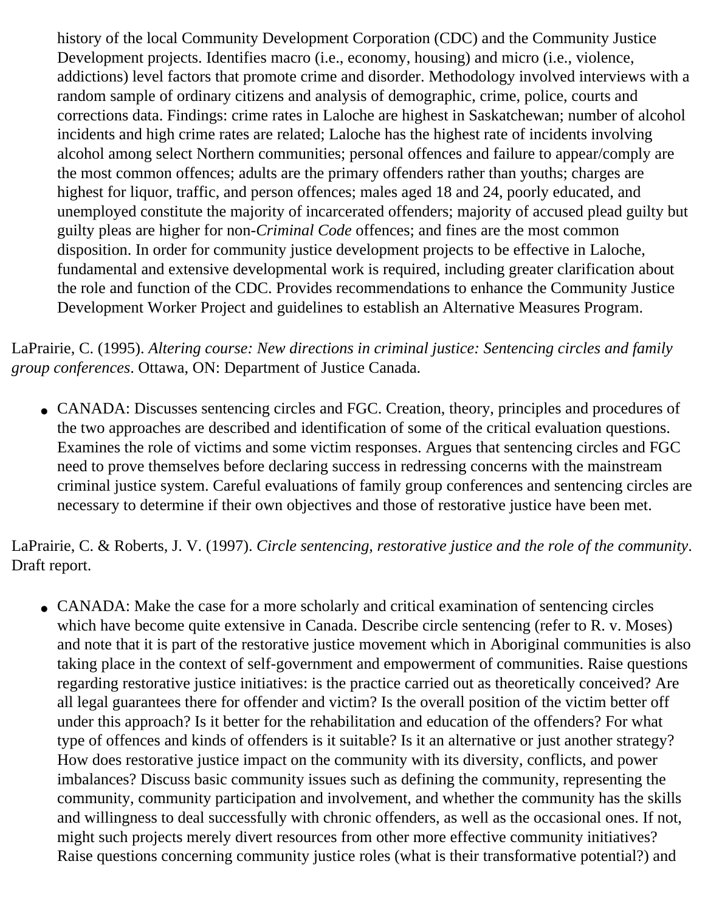history of the local Community Development Corporation (CDC) and the Community Justice Development projects. Identifies macro (i.e., economy, housing) and micro (i.e., violence, addictions) level factors that promote crime and disorder. Methodology involved interviews with a random sample of ordinary citizens and analysis of demographic, crime, police, courts and corrections data. Findings: crime rates in Laloche are highest in Saskatchewan; number of alcohol incidents and high crime rates are related; Laloche has the highest rate of incidents involving alcohol among select Northern communities; personal offences and failure to appear/comply are the most common offences; adults are the primary offenders rather than youths; charges are highest for liquor, traffic, and person offences; males aged 18 and 24, poorly educated, and unemployed constitute the majority of incarcerated offenders; majority of accused plead guilty but guilty pleas are higher for non-*Criminal Code* offences; and fines are the most common disposition. In order for community justice development projects to be effective in Laloche, fundamental and extensive developmental work is required, including greater clarification about the role and function of the CDC. Provides recommendations to enhance the Community Justice Development Worker Project and guidelines to establish an Alternative Measures Program.

LaPrairie, C. (1995). *Altering course: New directions in criminal justice: Sentencing circles and family group conferences*. Ottawa, ON: Department of Justice Canada.

- CANADA: Discusses sentencing circles and FGC. Creation, theory, principles and procedures of the two approaches are described and identification of some of the critical evaluation questions. Examines the role of victims and some victim responses. Argues that sentencing circles and FGC need to prove themselves before declaring success in redressing concerns with the mainstream criminal justice system. Careful evaluations of family group conferences and sentencing circles are necessary to determine if their own objectives and those of restorative justice have been met.

LaPrairie, C. & Roberts, J. V. (1997). *Circle sentencing, restorative justice and the role of the community*. Draft report.

- CANADA: Make the case for a more scholarly and critical examination of sentencing circles which have become quite extensive in Canada. Describe circle sentencing (refer to R. v. Moses) and note that it is part of the restorative justice movement which in Aboriginal communities is also taking place in the context of self-government and empowerment of communities. Raise questions regarding restorative justice initiatives: is the practice carried out as theoretically conceived? Are all legal guarantees there for offender and victim? Is the overall position of the victim better off under this approach? Is it better for the rehabilitation and education of the offenders? For what type of offences and kinds of offenders is it suitable? Is it an alternative or just another strategy? How does restorative justice impact on the community with its diversity, conflicts, and power imbalances? Discuss basic community issues such as defining the community, representing the community, community participation and involvement, and whether the community has the skills and willingness to deal successfully with chronic offenders, as well as the occasional ones. If not, might such projects merely divert resources from other more effective community initiatives? Raise questions concerning community justice roles (what is their transformative potential?) and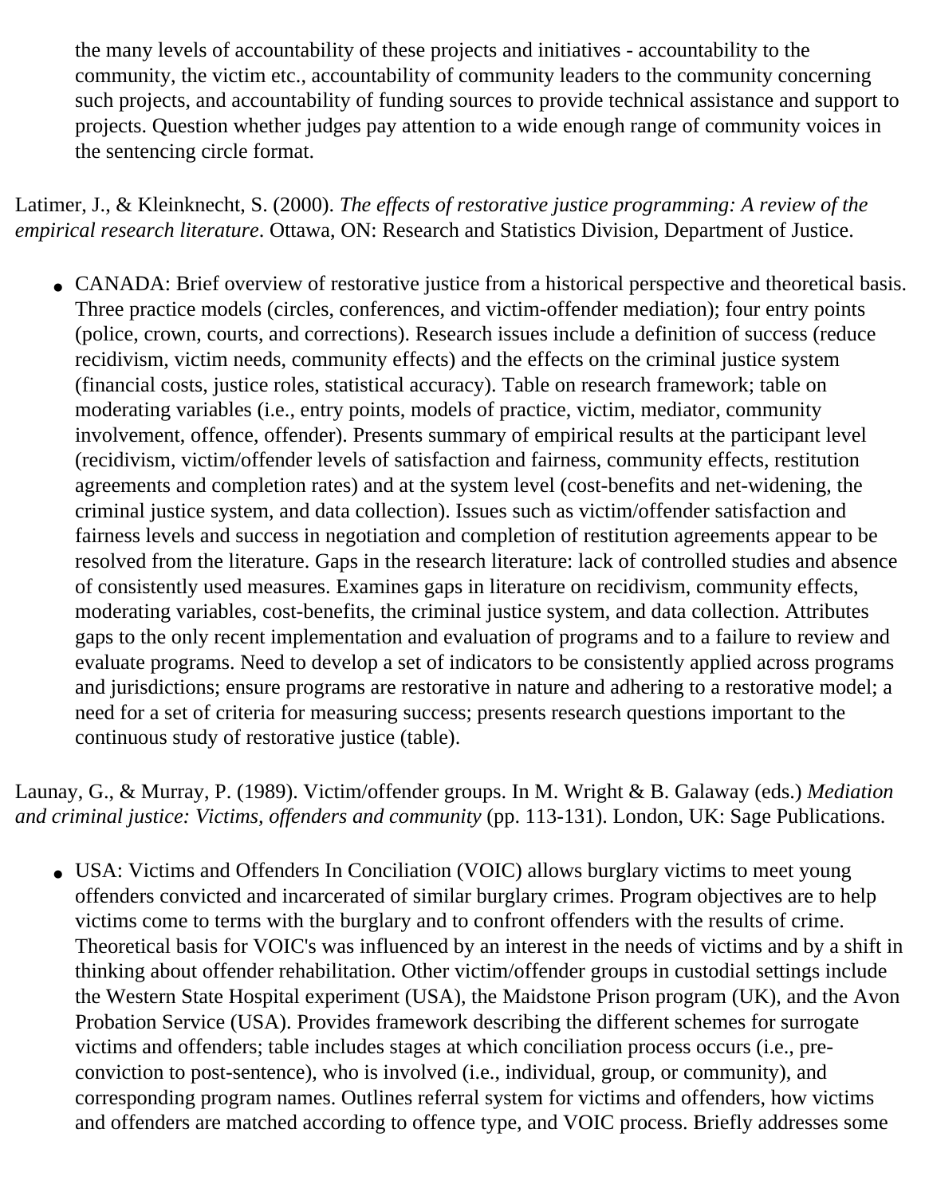the many levels of accountability of these projects and initiatives - accountability to the community, the victim etc., accountability of community leaders to the community concerning such projects, and accountability of funding sources to provide technical assistance and support to projects. Question whether judges pay attention to a wide enough range of community voices in the sentencing circle format.

Latimer, J., & Kleinknecht, S. (2000). *The effects of restorative justice programming: A review of the empirical research literature*. Ottawa, ON: Research and Statistics Division, Department of Justice.

- CANADA: Brief overview of restorative justice from a historical perspective and theoretical basis. Three practice models (circles, conferences, and victim-offender mediation); four entry points (police, crown, courts, and corrections). Research issues include a definition of success (reduce recidivism, victim needs, community effects) and the effects on the criminal justice system (financial costs, justice roles, statistical accuracy). Table on research framework; table on moderating variables (i.e., entry points, models of practice, victim, mediator, community involvement, offence, offender). Presents summary of empirical results at the participant level (recidivism, victim/offender levels of satisfaction and fairness, community effects, restitution agreements and completion rates) and at the system level (cost-benefits and net-widening, the criminal justice system, and data collection). Issues such as victim/offender satisfaction and fairness levels and success in negotiation and completion of restitution agreements appear to be resolved from the literature. Gaps in the research literature: lack of controlled studies and absence of consistently used measures. Examines gaps in literature on recidivism, community effects, moderating variables, cost-benefits, the criminal justice system, and data collection. Attributes gaps to the only recent implementation and evaluation of programs and to a failure to review and evaluate programs. Need to develop a set of indicators to be consistently applied across programs and jurisdictions; ensure programs are restorative in nature and adhering to a restorative model; a need for a set of criteria for measuring success; presents research questions important to the continuous study of restorative justice (table).

Launay, G., & Murray, P. (1989). Victim/offender groups. In M. Wright & B. Galaway (eds.) *Mediation and criminal justice: Victims, offenders and community* (pp. 113-131). London, UK: Sage Publications.

- USA: Victims and Offenders In Conciliation (VOIC) allows burglary victims to meet young offenders convicted and incarcerated of similar burglary crimes. Program objectives are to help victims come to terms with the burglary and to confront offenders with the results of crime. Theoretical basis for VOIC's was influenced by an interest in the needs of victims and by a shift in thinking about offender rehabilitation. Other victim/offender groups in custodial settings include the Western State Hospital experiment (USA), the Maidstone Prison program (UK), and the Avon Probation Service (USA). Provides framework describing the different schemes for surrogate victims and offenders; table includes stages at which conciliation process occurs (i.e., pre-conviction to post-sentence), who is involved (i.e., individual, group, or community), and corresponding program names. Outlines referral system for victims and offenders, how victims and offenders are matched according to offence type, and VOIC process. Briefly addresses some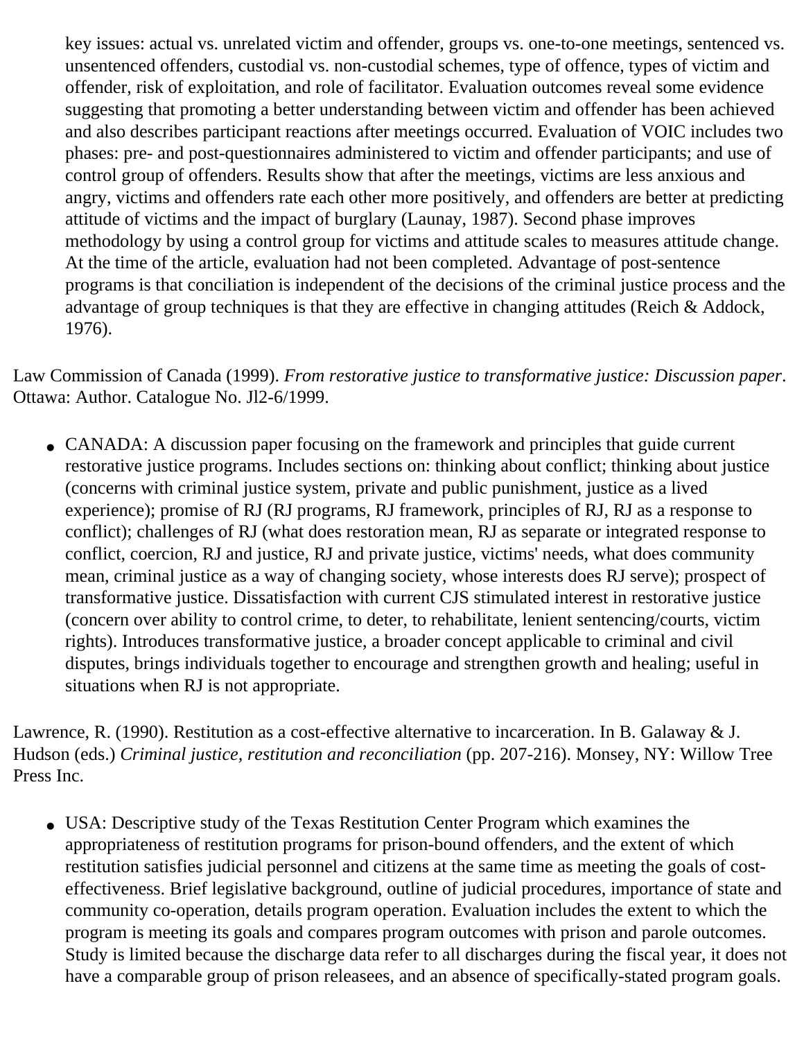key issues: actual vs. unrelated victim and offender, groups vs. one-to-one meetings, sentenced vs. unsentenced offenders, custodial vs. non-custodial schemes, type of offence, types of victim and offender, risk of exploitation, and role of facilitator. Evaluation outcomes reveal some evidence suggesting that promoting a better understanding between victim and offender has been achieved and also describes participant reactions after meetings occurred. Evaluation of VOIC includes two phases: pre- and post-questionnaires administered to victim and offender participants; and use of control group of offenders. Results show that after the meetings, victims are less anxious and angry, victims and offenders rate each other more positively, and offenders are better at predicting attitude of victims and the impact of burglary (Launay, 1987). Second phase improves methodology by using a control group for victims and attitude scales to measures attitude change. At the time of the article, evaluation had not been completed. Advantage of post-sentence programs is that conciliation is independent of the decisions of the criminal justice process and the advantage of group techniques is that they are effective in changing attitudes (Reich & Addock, 1976).

Law Commission of Canada (1999). *From restorative justice to transformative justice: Discussion paper*. Ottawa: Author. Catalogue No. Jl2-6/1999.

- CANADA: A discussion paper focusing on the framework and principles that guide current restorative justice programs. Includes sections on: thinking about conflict; thinking about justice (concerns with criminal justice system, private and public punishment, justice as a lived experience); promise of RJ (RJ programs, RJ framework, principles of RJ, RJ as a response to conflict); challenges of RJ (what does restoration mean, RJ as separate or integrated response to conflict, coercion, RJ and justice, RJ and private justice, victims' needs, what does community mean, criminal justice as a way of changing society, whose interests does RJ serve); prospect of transformative justice. Dissatisfaction with current CJS stimulated interest in restorative justice (concern over ability to control crime, to deter, to rehabilitate, lenient sentencing/courts, victim rights). Introduces transformative justice, a broader concept applicable to criminal and civil disputes, brings individuals together to encourage and strengthen growth and healing; useful in situations when RJ is not appropriate.

Lawrence, R. (1990). Restitution as a cost-effective alternative to incarceration. In B. Galaway & J. Hudson (eds.) *Criminal justice, restitution and reconciliation* (pp. 207-216). Monsey, NY: Willow Tree Press Inc.

- USA: Descriptive study of the Texas Restitution Center Program which examines the appropriateness of restitution programs for prison-bound offenders, and the extent of which restitution satisfies judicial personnel and citizens at the same time as meeting the goals of cost-effectiveness. Brief legislative background, outline of judicial procedures, importance of state and community co-operation, details program operation. Evaluation includes the extent to which the program is meeting its goals and compares program outcomes with prison and parole outcomes. Study is limited because the discharge data refer to all discharges during the fiscal year, it does not have a comparable group of prison releasees, and an absence of specifically-stated program goals.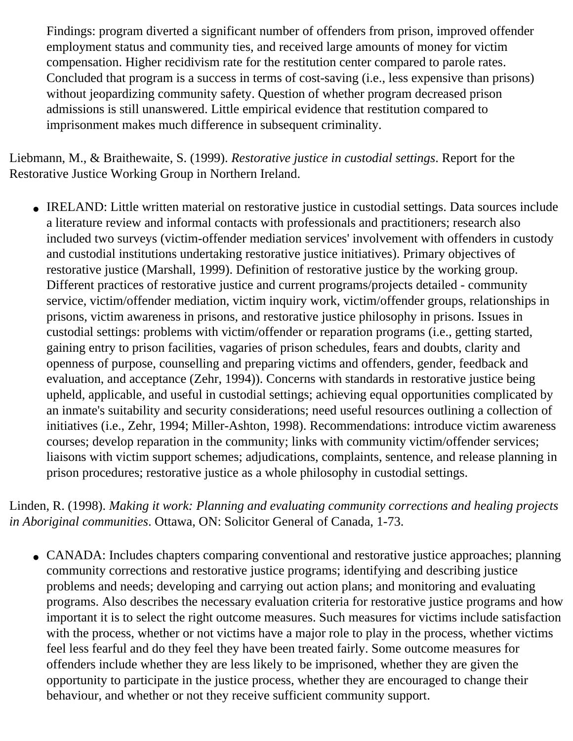Findings: program diverted a significant number of offenders from prison, improved offender employment status and community ties, and received large amounts of money for victim compensation. Higher recidivism rate for the restitution center compared to parole rates. Concluded that program is a success in terms of cost-saving (i.e., less expensive than prisons) without jeopardizing community safety. Question of whether program decreased prison admissions is still unanswered. Little empirical evidence that restitution compared to imprisonment makes much difference in subsequent criminality.

Liebmann, M., & Braithewaite, S. (1999). *Restorative justice in custodial settings*. Report for the Restorative Justice Working Group in Northern Ireland.

- IRELAND: Little written material on restorative justice in custodial settings. Data sources include a literature review and informal contacts with professionals and practitioners; research also included two surveys (victim-offender mediation services' involvement with offenders in custody and custodial institutions undertaking restorative justice initiatives). Primary objectives of restorative justice (Marshall, 1999). Definition of restorative justice by the working group. Different practices of restorative justice and current programs/projects detailed - community service, victim/offender mediation, victim inquiry work, victim/offender groups, relationships in prisons, victim awareness in prisons, and restorative justice philosophy in prisons. Issues in custodial settings: problems with victim/offender or reparation programs (i.e., getting started, gaining entry to prison facilities, vagaries of prison schedules, fears and doubts, clarity and openness of purpose, counselling and preparing victims and offenders, gender, feedback and evaluation, and acceptance (Zehr, 1994)). Concerns with standards in restorative justice being upheld, applicable, and useful in custodial settings; achieving equal opportunities complicated by an inmate's suitability and security considerations; need useful resources outlining a collection of initiatives (i.e., Zehr, 1994; Miller-Ashton, 1998). Recommendations: introduce victim awareness courses; develop reparation in the community; links with community victim/offender services; liaisons with victim support schemes; adjudications, complaints, sentence, and release planning in prison procedures; restorative justice as a whole philosophy in custodial settings.

Linden, R. (1998). *Making it work: Planning and evaluating community corrections and healing projects in Aboriginal communities*. Ottawa, ON: Solicitor General of Canada, 1-73.

- CANADA: Includes chapters comparing conventional and restorative justice approaches; planning community corrections and restorative justice programs; identifying and describing justice problems and needs; developing and carrying out action plans; and monitoring and evaluating programs. Also describes the necessary evaluation criteria for restorative justice programs and how important it is to select the right outcome measures. Such measures for victims include satisfaction with the process, whether or not victims have a major role to play in the process, whether victims feel less fearful and do they feel they have been treated fairly. Some outcome measures for offenders include whether they are less likely to be imprisoned, whether they are given the opportunity to participate in the justice process, whether they are encouraged to change their behaviour, and whether or not they receive sufficient community support.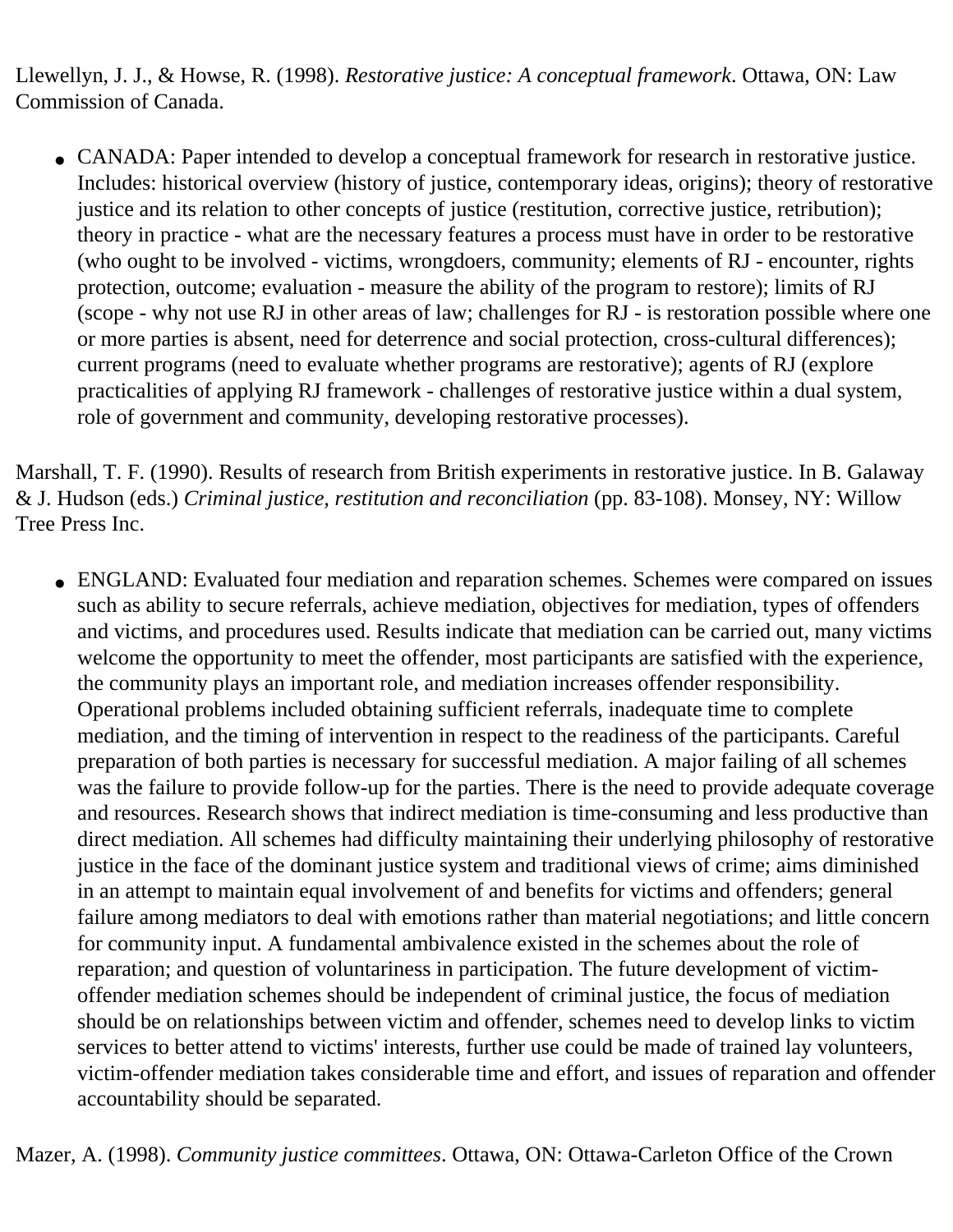Llewellyn, J. J., & Howse, R. (1998). *Restorative justice: A conceptual framework*. Ottawa, ON: Law Commission of Canada.

- CANADA: Paper intended to develop a conceptual framework for research in restorative justice. Includes: historical overview (history of justice, contemporary ideas, origins); theory of restorative justice and its relation to other concepts of justice (restitution, corrective justice, retribution); theory in practice - what are the necessary features a process must have in order to be restorative (who ought to be involved - victims, wrongdoers, community; elements of RJ - encounter, rights protection, outcome; evaluation - measure the ability of the program to restore); limits of RJ (scope - why not use RJ in other areas of law; challenges for RJ - is restoration possible where one or more parties is absent, need for deterrence and social protection, cross-cultural differences); current programs (need to evaluate whether programs are restorative); agents of RJ (explore practicalities of applying RJ framework - challenges of restorative justice within a dual system, role of government and community, developing restorative processes).

Marshall, T. F. (1990). Results of research from British experiments in restorative justice. In B. Galaway & J. Hudson (eds.) *Criminal justice, restitution and reconciliation* (pp. 83-108). Monsey, NY: Willow Tree Press Inc.

- ENGLAND: Evaluated four mediation and reparation schemes. Schemes were compared on issues such as ability to secure referrals, achieve mediation, objectives for mediation, types of offenders and victims, and procedures used. Results indicate that mediation can be carried out, many victims welcome the opportunity to meet the offender, most participants are satisfied with the experience, the community plays an important role, and mediation increases offender responsibility. Operational problems included obtaining sufficient referrals, inadequate time to complete mediation, and the timing of intervention in respect to the readiness of the participants. Careful preparation of both parties is necessary for successful mediation. A major failing of all schemes was the failure to provide follow-up for the parties. There is the need to provide adequate coverage and resources. Research shows that indirect mediation is time-consuming and less productive than direct mediation. All schemes had difficulty maintaining their underlying philosophy of restorative justice in the face of the dominant justice system and traditional views of crime; aims diminished in an attempt to maintain equal involvement of and benefits for victims and offenders; general failure among mediators to deal with emotions rather than material negotiations; and little concern for community input. A fundamental ambivalence existed in the schemes about the role of reparation; and question of voluntariness in participation. The future development of victim-offender mediation schemes should be independent of criminal justice, the focus of mediation should be on relationships between victim and offender, schemes need to develop links to victim services to better attend to victims' interests, further use could be made of trained lay volunteers, victim-offender mediation takes considerable time and effort, and issues of reparation and offender accountability should be separated.

Mazer, A. (1998). *Community justice committees*. Ottawa, ON: Ottawa-Carleton Office of the Crown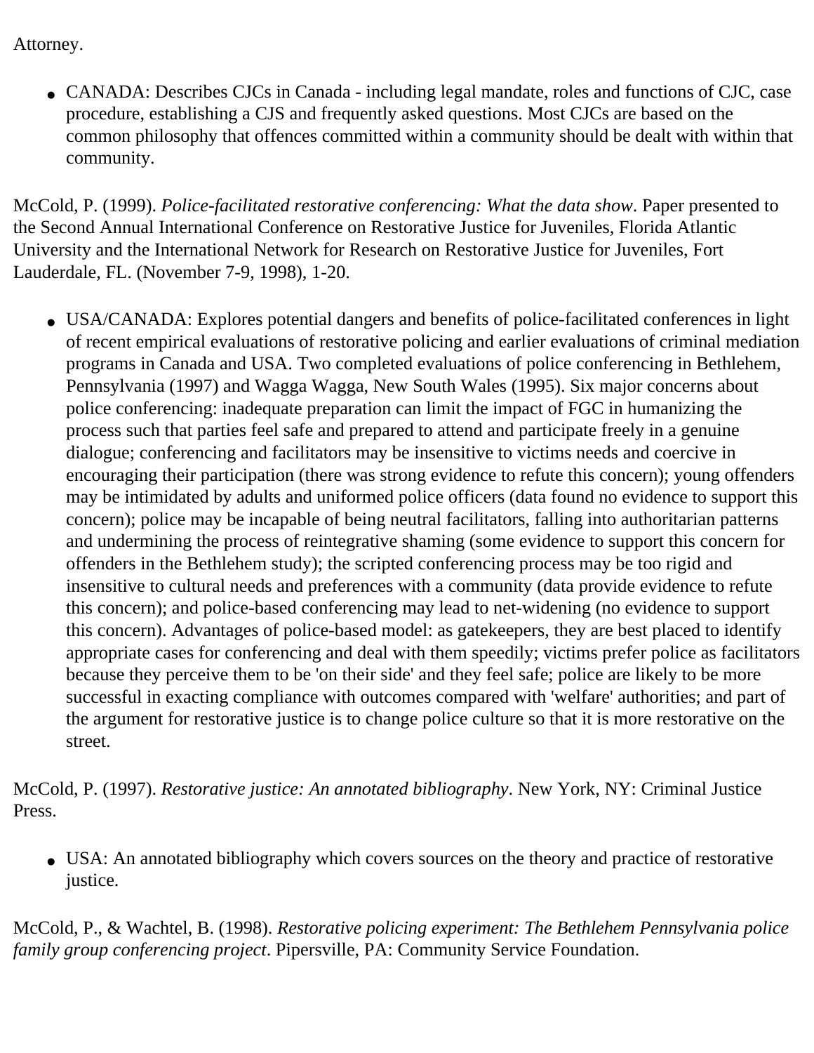Attorney.

- CANADA: Describes CJCs in Canada - including legal mandate, roles and functions of CJC, case procedure, establishing a CJS and frequently asked questions. Most CJCs are based on the common philosophy that offences committed within a community should be dealt with within that community.

McCold, P. (1999). *Police-facilitated restorative conferencing: What the data show*. Paper presented to the Second Annual International Conference on Restorative Justice for Juveniles, Florida Atlantic University and the International Network for Research on Restorative Justice for Juveniles, Fort Lauderdale, FL. (November 7-9, 1998), 1-20.

- USA/CANADA: Explores potential dangers and benefits of police-facilitated conferences in light of recent empirical evaluations of restorative policing and earlier evaluations of criminal mediation programs in Canada and USA. Two completed evaluations of police conferencing in Bethlehem, Pennsylvania (1997) and Wagga Wagga, New South Wales (1995). Six major concerns about police conferencing: inadequate preparation can limit the impact of FGC in humanizing the process such that parties feel safe and prepared to attend and participate freely in a genuine dialogue; conferencing and facilitators may be insensitive to victims needs and coercive in encouraging their participation (there was strong evidence to refute this concern); young offenders may be intimidated by adults and uniformed police officers (data found no evidence to support this concern); police may be incapable of being neutral facilitators, falling into authoritarian patterns and undermining the process of reintegrative shaming (some evidence to support this concern for offenders in the Bethlehem study); the scripted conferencing process may be too rigid and insensitive to cultural needs and preferences with a community (data provide evidence to refute this concern); and police-based conferencing may lead to net-widening (no evidence to support this concern). Advantages of police-based model: as gatekeepers, they are best placed to identify appropriate cases for conferencing and deal with them speedily; victims prefer police as facilitators because they perceive them to be 'on their side' and they feel safe; police are likely to be more successful in exacting compliance with outcomes compared with 'welfare' authorities; and part of the argument for restorative justice is to change police culture so that it is more restorative on the street.

McCold, P. (1997). *Restorative justice: An annotated bibliography*. New York, NY: Criminal Justice Press.

- USA: An annotated bibliography which covers sources on the theory and practice of restorative justice.

McCold, P., & Wachtel, B. (1998). *Restorative policing experiment: The Bethlehem Pennsylvania police family group conferencing project*. Pipersville, PA: Community Service Foundation.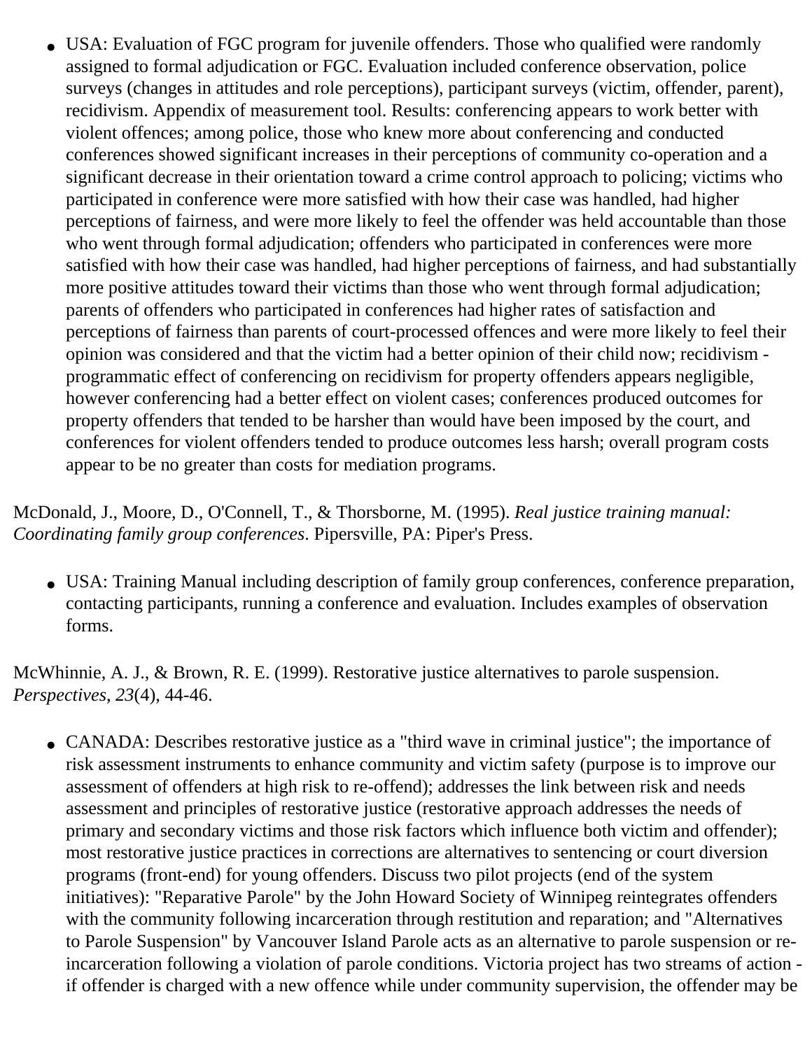- USA: Evaluation of FGC program for juvenile offenders. Those who qualified were randomly assigned to formal adjudication or FGC. Evaluation included conference observation, police surveys (changes in attitudes and role perceptions), participant surveys (victim, offender, parent), recidivism. Appendix of measurement tool. Results: conferencing appears to work better with violent offences; among police, those who knew more about conferencing and conducted conferences showed significant increases in their perceptions of community co-operation and a significant decrease in their orientation toward a crime control approach to policing; victims who participated in conference were more satisfied with how their case was handled, had higher perceptions of fairness, and were more likely to feel the offender was held accountable than those who went through formal adjudication; offenders who participated in conferences were more satisfied with how their case was handled, had higher perceptions of fairness, and had substantially more positive attitudes toward their victims than those who went through formal adjudication; parents of offenders who participated in conferences had higher rates of satisfaction and perceptions of fairness than parents of court-processed offences and were more likely to feel their opinion was considered and that the victim had a better opinion of their child now; recidivism - programmatic effect of conferencing on recidivism for property offenders appears negligible, however conferencing had a better effect on violent cases; conferences produced outcomes for property offenders that tended to be harsher than would have been imposed by the court, and conferences for violent offenders tended to produce outcomes less harsh; overall program costs appear to be no greater than costs for mediation programs.

McDonald, J., Moore, D., O'Connell, T., & Thorsborne, M. (1995). *Real justice training manual: Coordinating family group conferences*. Pipersville, PA: Piper's Press.

- USA: Training Manual including description of family group conferences, conference preparation, contacting participants, running a conference and evaluation. Includes examples of observation forms.

McWhinnie, A. J., & Brown, R. E. (1999). Restorative justice alternatives to parole suspension. *Perspectives*, *23*(4), 44-46.

- CANADA: Describes restorative justice as a "third wave in criminal justice"; the importance of risk assessment instruments to enhance community and victim safety (purpose is to improve our assessment of offenders at high risk to re-offend); addresses the link between risk and needs assessment and principles of restorative justice (restorative approach addresses the needs of primary and secondary victims and those risk factors which influence both victim and offender); most restorative justice practices in corrections are alternatives to sentencing or court diversion programs (front-end) for young offenders. Discuss two pilot projects (end of the system initiatives): "Reparative Parole" by the John Howard Society of Winnipeg reintegrates offenders with the community following incarceration through restitution and reparation; and "Alternatives to Parole Suspension" by Vancouver Island Parole acts as an alternative to parole suspension or re-incarceration following a violation of parole conditions. Victoria project has two streams of action - if offender is charged with a new offence while under community supervision, the offender may be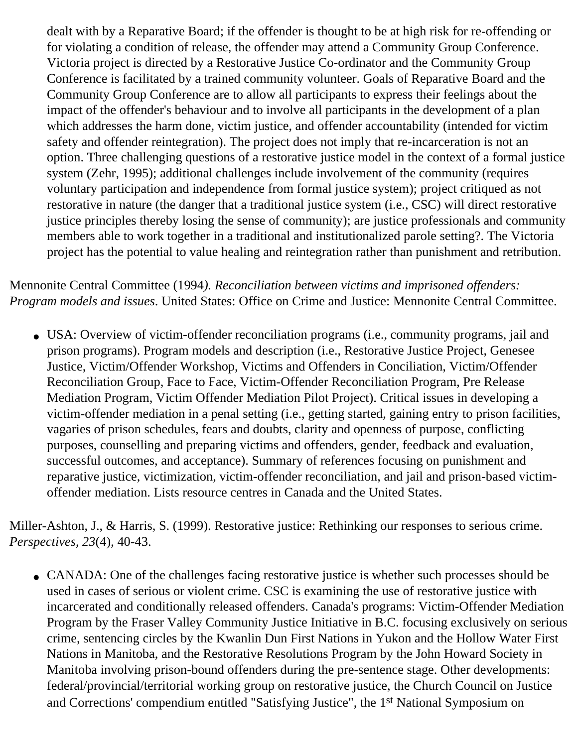dealt with by a Reparative Board; if the offender is thought to be at high risk for re-offending or for violating a condition of release, the offender may attend a Community Group Conference. Victoria project is directed by a Restorative Justice Co-ordinator and the Community Group Conference is facilitated by a trained community volunteer. Goals of Reparative Board and the Community Group Conference are to allow all participants to express their feelings about the impact of the offender's behaviour and to involve all participants in the development of a plan which addresses the harm done, victim justice, and offender accountability (intended for victim safety and offender reintegration). The project does not imply that re-incarceration is not an option. Three challenging questions of a restorative justice model in the context of a formal justice system (Zehr, 1995); additional challenges include involvement of the community (requires voluntary participation and independence from formal justice system); project critiqued as not restorative in nature (the danger that a traditional justice system (i.e., CSC) will direct restorative justice principles thereby losing the sense of community); are justice professionals and community members able to work together in a traditional and institutionalized parole setting?. The Victoria project has the potential to value healing and reintegration rather than punishment and retribution.

Mennonite Central Committee (1994*). Reconciliation between victims and imprisoned offenders: Program models and issues*. United States: Office on Crime and Justice: Mennonite Central Committee.

- USA: Overview of victim-offender reconciliation programs (i.e., community programs, jail and prison programs). Program models and description (i.e., Restorative Justice Project, Genesee Justice, Victim/Offender Workshop, Victims and Offenders in Conciliation, Victim/Offender Reconciliation Group, Face to Face, Victim-Offender Reconciliation Program, Pre Release Mediation Program, Victim Offender Mediation Pilot Project). Critical issues in developing a victim-offender mediation in a penal setting (i.e., getting started, gaining entry to prison facilities, vagaries of prison schedules, fears and doubts, clarity and openness of purpose, conflicting purposes, counselling and preparing victims and offenders, gender, feedback and evaluation, successful outcomes, and acceptance). Summary of references focusing on punishment and reparative justice, victimization, victim-offender reconciliation, and jail and prison-based victim-offender mediation. Lists resource centres in Canada and the United States.

Miller-Ashton, J., & Harris, S. (1999). Restorative justice: Rethinking our responses to serious crime. *Perspectives*, *23*(4), 40-43.

- CANADA: One of the challenges facing restorative justice is whether such processes should be used in cases of serious or violent crime. CSC is examining the use of restorative justice with incarcerated and conditionally released offenders. Canada's programs: Victim-Offender Mediation Program by the Fraser Valley Community Justice Initiative in B.C. focusing exclusively on serious crime, sentencing circles by the Kwanlin Dun First Nations in Yukon and the Hollow Water First Nations in Manitoba, and the Restorative Resolutions Program by the John Howard Society in Manitoba involving prison-bound offenders during the pre-sentence stage. Other developments: federal/provincial/territorial working group on restorative justice, the Church Council on Justice and Corrections' compendium entitled "Satisfying Justice", the 1st National Symposium on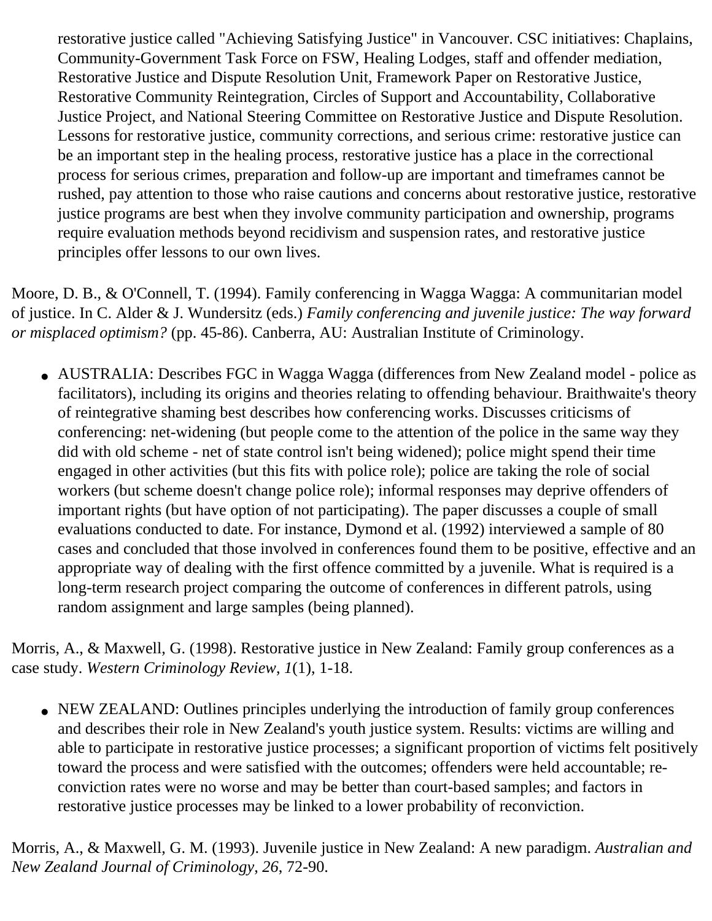restorative justice called "Achieving Satisfying Justice" in Vancouver. CSC initiatives: Chaplains, Community-Government Task Force on FSW, Healing Lodges, staff and offender mediation, Restorative Justice and Dispute Resolution Unit, Framework Paper on Restorative Justice, Restorative Community Reintegration, Circles of Support and Accountability, Collaborative Justice Project, and National Steering Committee on Restorative Justice and Dispute Resolution. Lessons for restorative justice, community corrections, and serious crime: restorative justice can be an important step in the healing process, restorative justice has a place in the correctional process for serious crimes, preparation and follow-up are important and timeframes cannot be rushed, pay attention to those who raise cautions and concerns about restorative justice, restorative justice programs are best when they involve community participation and ownership, programs require evaluation methods beyond recidivism and suspension rates, and restorative justice principles offer lessons to our own lives.

Moore, D. B., & O'Connell, T. (1994). Family conferencing in Wagga Wagga: A communitarian model of justice. In C. Alder & J. Wundersitz (eds.) *Family conferencing and juvenile justice: The way forward or misplaced optimism?* (pp. 45-86). Canberra, AU: Australian Institute of Criminology.

- AUSTRALIA: Describes FGC in Wagga Wagga (differences from New Zealand model - police as facilitators), including its origins and theories relating to offending behaviour. Braithwaite's theory of reintegrative shaming best describes how conferencing works. Discusses criticisms of conferencing: net-widening (but people come to the attention of the police in the same way they did with old scheme - net of state control isn't being widened); police might spend their time engaged in other activities (but this fits with police role); police are taking the role of social workers (but scheme doesn't change police role); informal responses may deprive offenders of important rights (but have option of not participating). The paper discusses a couple of small evaluations conducted to date. For instance, Dymond et al. (1992) interviewed a sample of 80 cases and concluded that those involved in conferences found them to be positive, effective and an appropriate way of dealing with the first offence committed by a juvenile. What is required is a long-term research project comparing the outcome of conferences in different patrols, using random assignment and large samples (being planned).

Morris, A., & Maxwell, G. (1998). Restorative justice in New Zealand: Family group conferences as a case study. *Western Criminology Review*, *1*(1), 1-18.

- NEW ZEALAND: Outlines principles underlying the introduction of family group conferences and describes their role in New Zealand's youth justice system. Results: victims are willing and able to participate in restorative justice processes; a significant proportion of victims felt positively toward the process and were satisfied with the outcomes; offenders were held accountable; re-conviction rates were no worse and may be better than court-based samples; and factors in restorative justice processes may be linked to a lower probability of reconviction.

Morris, A., & Maxwell, G. M. (1993). Juvenile justice in New Zealand: A new paradigm. *Australian and New Zealand Journal of Criminology*, *26*, 72-90.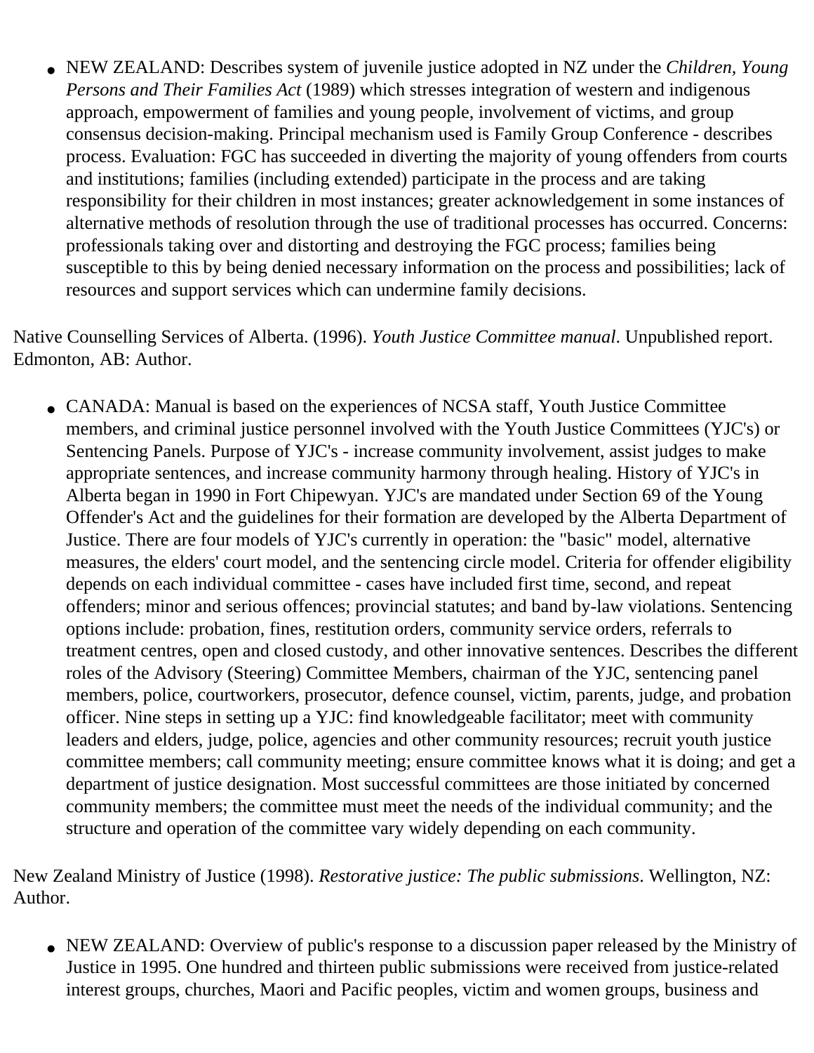- NEW ZEALAND: Describes system of juvenile justice adopted in NZ under the *Children, Young Persons and Their Families Act* (1989) which stresses integration of western and indigenous approach, empowerment of families and young people, involvement of victims, and group consensus decision-making. Principal mechanism used is Family Group Conference - describes process. Evaluation: FGC has succeeded in diverting the majority of young offenders from courts and institutions; families (including extended) participate in the process and are taking responsibility for their children in most instances; greater acknowledgement in some instances of alternative methods of resolution through the use of traditional processes has occurred. Concerns: professionals taking over and distorting and destroying the FGC process; families being susceptible to this by being denied necessary information on the process and possibilities; lack of resources and support services which can undermine family decisions.

Native Counselling Services of Alberta. (1996). *Youth Justice Committee manual*. Unpublished report. Edmonton, AB: Author.

- CANADA: Manual is based on the experiences of NCSA staff, Youth Justice Committee members, and criminal justice personnel involved with the Youth Justice Committees (YJC's) or Sentencing Panels. Purpose of YJC's - increase community involvement, assist judges to make appropriate sentences, and increase community harmony through healing. History of YJC's in Alberta began in 1990 in Fort Chipewyan. YJC's are mandated under Section 69 of the Young Offender's Act and the guidelines for their formation are developed by the Alberta Department of Justice. There are four models of YJC's currently in operation: the "basic" model, alternative measures, the elders' court model, and the sentencing circle model. Criteria for offender eligibility depends on each individual committee - cases have included first time, second, and repeat offenders; minor and serious offences; provincial statutes; and band by-law violations. Sentencing options include: probation, fines, restitution orders, community service orders, referrals to treatment centres, open and closed custody, and other innovative sentences. Describes the different roles of the Advisory (Steering) Committee Members, chairman of the YJC, sentencing panel members, police, courtworkers, prosecutor, defence counsel, victim, parents, judge, and probation officer. Nine steps in setting up a YJC: find knowledgeable facilitator; meet with community leaders and elders, judge, police, agencies and other community resources; recruit youth justice committee members; call community meeting; ensure committee knows what it is doing; and get a department of justice designation. Most successful committees are those initiated by concerned community members; the committee must meet the needs of the individual community; and the structure and operation of the committee vary widely depending on each community.

New Zealand Ministry of Justice (1998). *Restorative justice: The public submissions*. Wellington, NZ: Author.

- NEW ZEALAND: Overview of public's response to a discussion paper released by the Ministry of Justice in 1995. One hundred and thirteen public submissions were received from justice-related interest groups, churches, Maori and Pacific peoples, victim and women groups, business and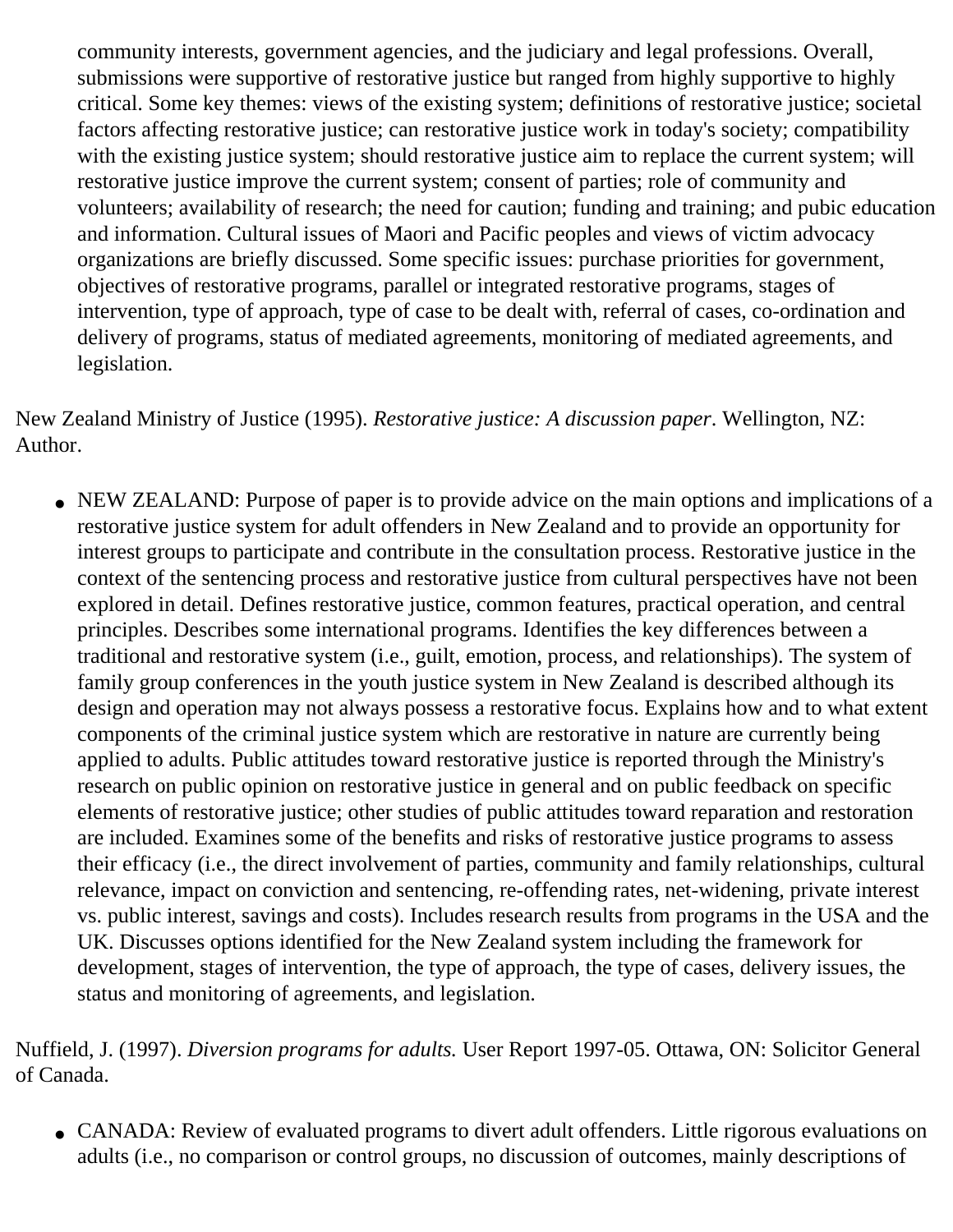community interests, government agencies, and the judiciary and legal professions. Overall, submissions were supportive of restorative justice but ranged from highly supportive to highly critical. Some key themes: views of the existing system; definitions of restorative justice; societal factors affecting restorative justice; can restorative justice work in today's society; compatibility with the existing justice system; should restorative justice aim to replace the current system; will restorative justice improve the current system; consent of parties; role of community and volunteers; availability of research; the need for caution; funding and training; and pubic education and information. Cultural issues of Maori and Pacific peoples and views of victim advocacy organizations are briefly discussed. Some specific issues: purchase priorities for government, objectives of restorative programs, parallel or integrated restorative programs, stages of intervention, type of approach, type of case to be dealt with, referral of cases, co-ordination and delivery of programs, status of mediated agreements, monitoring of mediated agreements, and legislation.

New Zealand Ministry of Justice (1995). *Restorative justice: A discussion paper*. Wellington, NZ: Author.

- NEW ZEALAND: Purpose of paper is to provide advice on the main options and implications of a restorative justice system for adult offenders in New Zealand and to provide an opportunity for interest groups to participate and contribute in the consultation process. Restorative justice in the context of the sentencing process and restorative justice from cultural perspectives have not been explored in detail. Defines restorative justice, common features, practical operation, and central principles. Describes some international programs. Identifies the key differences between a traditional and restorative system (i.e., guilt, emotion, process, and relationships). The system of family group conferences in the youth justice system in New Zealand is described although its design and operation may not always possess a restorative focus. Explains how and to what extent components of the criminal justice system which are restorative in nature are currently being applied to adults. Public attitudes toward restorative justice is reported through the Ministry's research on public opinion on restorative justice in general and on public feedback on specific elements of restorative justice; other studies of public attitudes toward reparation and restoration are included. Examines some of the benefits and risks of restorative justice programs to assess their efficacy (i.e., the direct involvement of parties, community and family relationships, cultural relevance, impact on conviction and sentencing, re-offending rates, net-widening, private interest vs. public interest, savings and costs). Includes research results from programs in the USA and the UK. Discusses options identified for the New Zealand system including the framework for development, stages of intervention, the type of approach, the type of cases, delivery issues, the status and monitoring of agreements, and legislation.

Nuffield, J. (1997). *Diversion programs for adults.* User Report 1997-05. Ottawa, ON: Solicitor General of Canada.

- CANADA: Review of evaluated programs to divert adult offenders. Little rigorous evaluations on adults (i.e., no comparison or control groups, no discussion of outcomes, mainly descriptions of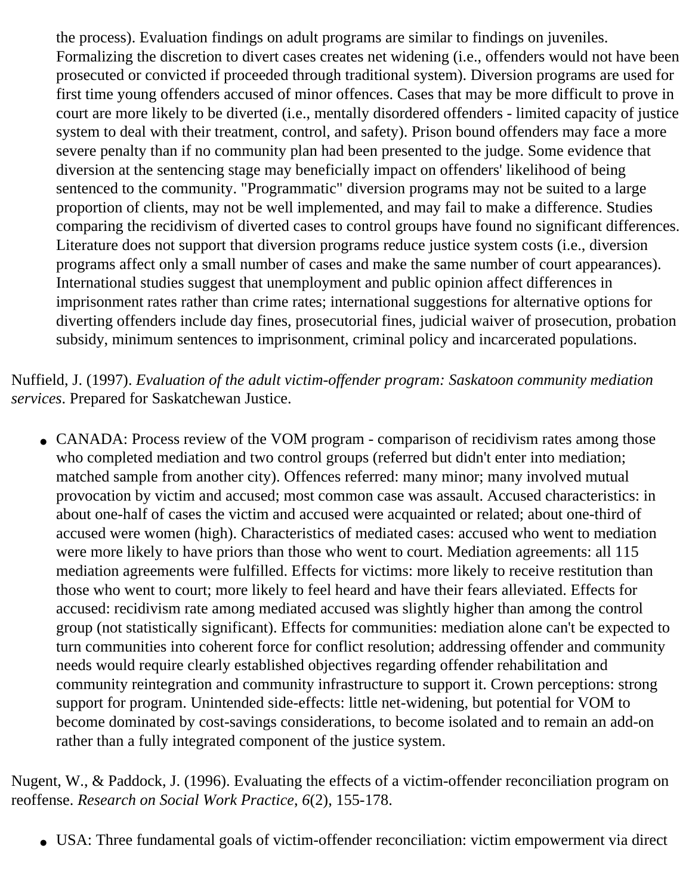the process). Evaluation findings on adult programs are similar to findings on juveniles. Formalizing the discretion to divert cases creates net widening (i.e., offenders would not have been prosecuted or convicted if proceeded through traditional system). Diversion programs are used for first time young offenders accused of minor offences. Cases that may be more difficult to prove in court are more likely to be diverted (i.e., mentally disordered offenders - limited capacity of justice system to deal with their treatment, control, and safety). Prison bound offenders may face a more severe penalty than if no community plan had been presented to the judge. Some evidence that diversion at the sentencing stage may beneficially impact on offenders' likelihood of being sentenced to the community. "Programmatic" diversion programs may not be suited to a large proportion of clients, may not be well implemented, and may fail to make a difference. Studies comparing the recidivism of diverted cases to control groups have found no significant differences. Literature does not support that diversion programs reduce justice system costs (i.e., diversion programs affect only a small number of cases and make the same number of court appearances). International studies suggest that unemployment and public opinion affect differences in imprisonment rates rather than crime rates; international suggestions for alternative options for diverting offenders include day fines, prosecutorial fines, judicial waiver of prosecution, probation subsidy, minimum sentences to imprisonment, criminal policy and incarcerated populations.

Nuffield, J. (1997). *Evaluation of the adult victim-offender program: Saskatoon community mediation services*. Prepared for Saskatchewan Justice.

- CANADA: Process review of the VOM program - comparison of recidivism rates among those who completed mediation and two control groups (referred but didn't enter into mediation; matched sample from another city). Offences referred: many minor; many involved mutual provocation by victim and accused; most common case was assault. Accused characteristics: in about one-half of cases the victim and accused were acquainted or related; about one-third of accused were women (high). Characteristics of mediated cases: accused who went to mediation were more likely to have priors than those who went to court. Mediation agreements: all 115 mediation agreements were fulfilled. Effects for victims: more likely to receive restitution than those who went to court; more likely to feel heard and have their fears alleviated. Effects for accused: recidivism rate among mediated accused was slightly higher than among the control group (not statistically significant). Effects for communities: mediation alone can't be expected to turn communities into coherent force for conflict resolution; addressing offender and community needs would require clearly established objectives regarding offender rehabilitation and community reintegration and community infrastructure to support it. Crown perceptions: strong support for program. Unintended side-effects: little net-widening, but potential for VOM to become dominated by cost-savings considerations, to become isolated and to remain an add-on rather than a fully integrated component of the justice system.

Nugent, W., & Paddock, J. (1996). Evaluating the effects of a victim-offender reconciliation program on reoffense. *Research on Social Work Practice, 6*(2), 155-178.

- USA: Three fundamental goals of victim-offender reconciliation: victim empowerment via direct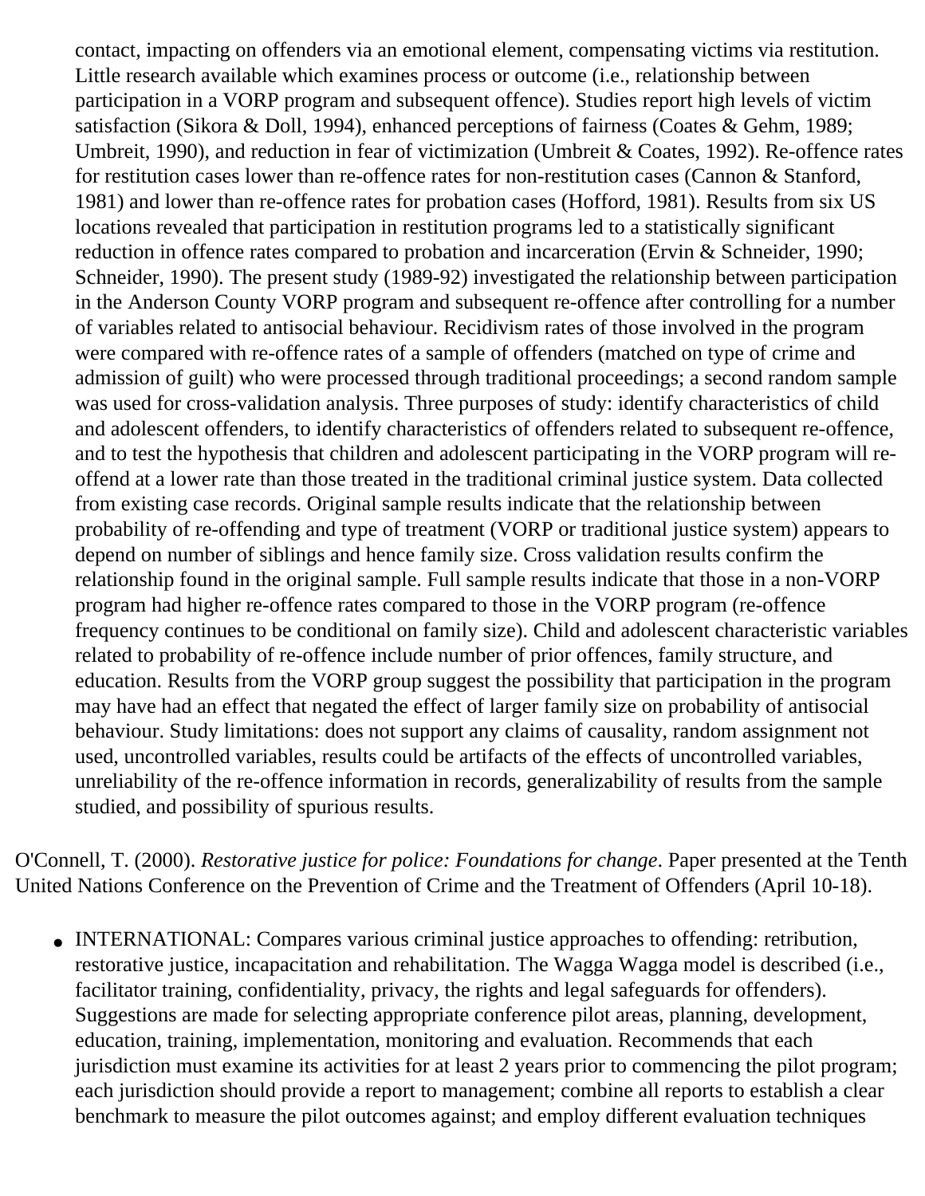contact, impacting on offenders via an emotional element, compensating victims via restitution. Little research available which examines process or outcome (i.e., relationship between participation in a VORP program and subsequent offence). Studies report high levels of victim satisfaction (Sikora & Doll, 1994), enhanced perceptions of fairness (Coates & Gehm, 1989; Umbreit, 1990), and reduction in fear of victimization (Umbreit & Coates, 1992). Re-offence rates for restitution cases lower than re-offence rates for non-restitution cases (Cannon & Stanford, 1981) and lower than re-offence rates for probation cases (Hofford, 1981). Results from six US locations revealed that participation in restitution programs led to a statistically significant reduction in offence rates compared to probation and incarceration (Ervin & Schneider, 1990; Schneider, 1990). The present study (1989-92) investigated the relationship between participation in the Anderson County VORP program and subsequent re-offence after controlling for a number of variables related to antisocial behaviour. Recidivism rates of those involved in the program were compared with re-offence rates of a sample of offenders (matched on type of crime and admission of guilt) who were processed through traditional proceedings; a second random sample was used for cross-validation analysis. Three purposes of study: identify characteristics of child and adolescent offenders, to identify characteristics of offenders related to subsequent re-offence, and to test the hypothesis that children and adolescent participating in the VORP program will re-offend at a lower rate than those treated in the traditional criminal justice system. Data collected from existing case records. Original sample results indicate that the relationship between probability of re-offending and type of treatment (VORP or traditional justice system) appears to depend on number of siblings and hence family size. Cross validation results confirm the relationship found in the original sample. Full sample results indicate that those in a non-VORP program had higher re-offence rates compared to those in the VORP program (re-offence frequency continues to be conditional on family size). Child and adolescent characteristic variables related to probability of re-offence include number of prior offences, family structure, and education. Results from the VORP group suggest the possibility that participation in the program may have had an effect that negated the effect of larger family size on probability of antisocial behaviour. Study limitations: does not support any claims of causality, random assignment not used, uncontrolled variables, results could be artifacts of the effects of uncontrolled variables, unreliability of the re-offence information in records, generalizability of results from the sample studied, and possibility of spurious results.

O'Connell, T. (2000). *Restorative justice for police: Foundations for change*. Paper presented at the Tenth United Nations Conference on the Prevention of Crime and the Treatment of Offenders (April 10-18).

- INTERNATIONAL: Compares various criminal justice approaches to offending: retribution, restorative justice, incapacitation and rehabilitation. The Wagga Wagga model is described (i.e., facilitator training, confidentiality, privacy, the rights and legal safeguards for offenders). Suggestions are made for selecting appropriate conference pilot areas, planning, development, education, training, implementation, monitoring and evaluation. Recommends that each jurisdiction must examine its activities for at least 2 years prior to commencing the pilot program; each jurisdiction should provide a report to management; combine all reports to establish a clear benchmark to measure the pilot outcomes against; and employ different evaluation techniques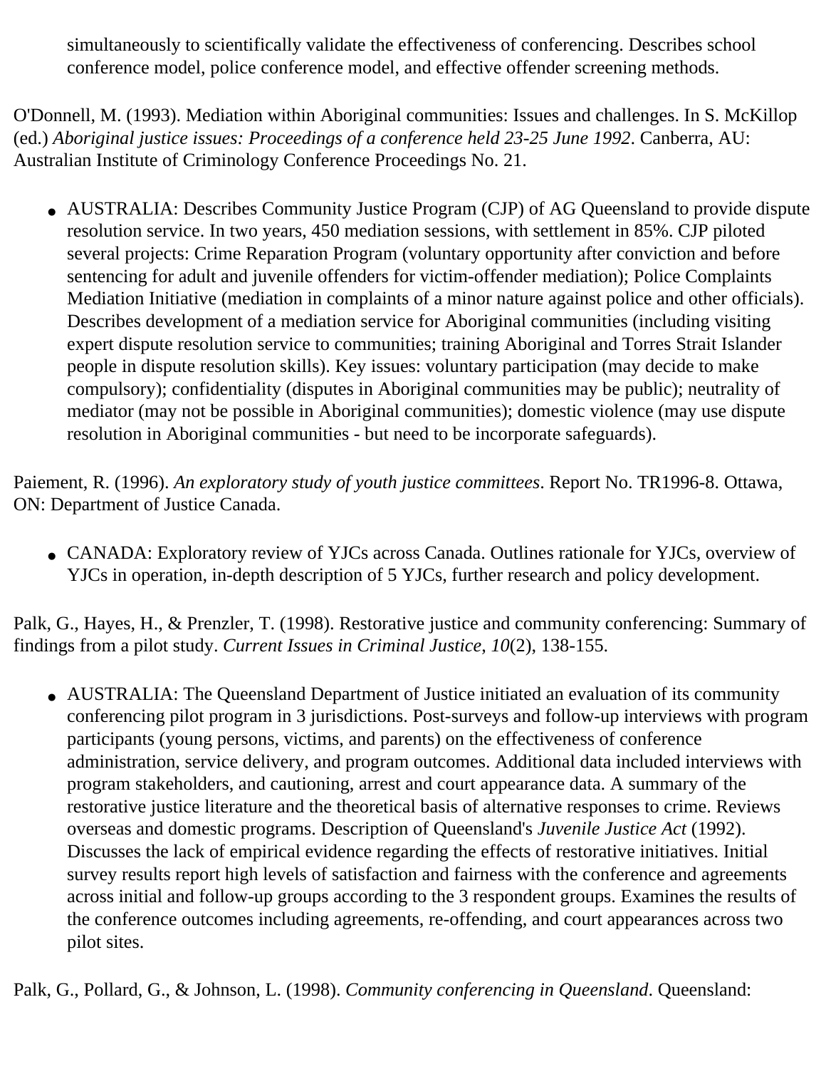simultaneously to scientifically validate the effectiveness of conferencing. Describes school conference model, police conference model, and effective offender screening methods.

O'Donnell, M. (1993). Mediation within Aboriginal communities: Issues and challenges. In S. McKillop (ed.) *Aboriginal justice issues: Proceedings of a conference held 23-25 June 1992*. Canberra, AU: Australian Institute of Criminology Conference Proceedings No. 21.

- AUSTRALIA: Describes Community Justice Program (CJP) of AG Queensland to provide dispute resolution service. In two years, 450 mediation sessions, with settlement in 85%. CJP piloted several projects: Crime Reparation Program (voluntary opportunity after conviction and before sentencing for adult and juvenile offenders for victim-offender mediation); Police Complaints Mediation Initiative (mediation in complaints of a minor nature against police and other officials). Describes development of a mediation service for Aboriginal communities (including visiting expert dispute resolution service to communities; training Aboriginal and Torres Strait Islander people in dispute resolution skills). Key issues: voluntary participation (may decide to make compulsory); confidentiality (disputes in Aboriginal communities may be public); neutrality of mediator (may not be possible in Aboriginal communities); domestic violence (may use dispute resolution in Aboriginal communities - but need to be incorporate safeguards).

Paiement, R. (1996). *An exploratory study of youth justice committees*. Report No. TR1996-8. Ottawa, ON: Department of Justice Canada.

- CANADA: Exploratory review of YJCs across Canada. Outlines rationale for YJCs, overview of YJCs in operation, in-depth description of 5 YJCs, further research and policy development.

Palk, G., Hayes, H., & Prenzler, T. (1998). Restorative justice and community conferencing: Summary of findings from a pilot study. *Current Issues in Criminal Justice, 10*(2), 138-155.

- AUSTRALIA: The Queensland Department of Justice initiated an evaluation of its community conferencing pilot program in 3 jurisdictions. Post-surveys and follow-up interviews with program participants (young persons, victims, and parents) on the effectiveness of conference administration, service delivery, and program outcomes. Additional data included interviews with program stakeholders, and cautioning, arrest and court appearance data. A summary of the restorative justice literature and the theoretical basis of alternative responses to crime. Reviews overseas and domestic programs. Description of Queensland's *Juvenile Justice Act* (1992). Discusses the lack of empirical evidence regarding the effects of restorative initiatives. Initial survey results report high levels of satisfaction and fairness with the conference and agreements across initial and follow-up groups according to the 3 respondent groups. Examines the results of the conference outcomes including agreements, re-offending, and court appearances across two pilot sites.

Palk, G., Pollard, G., & Johnson, L. (1998). *Community conferencing in Queensland*. Queensland: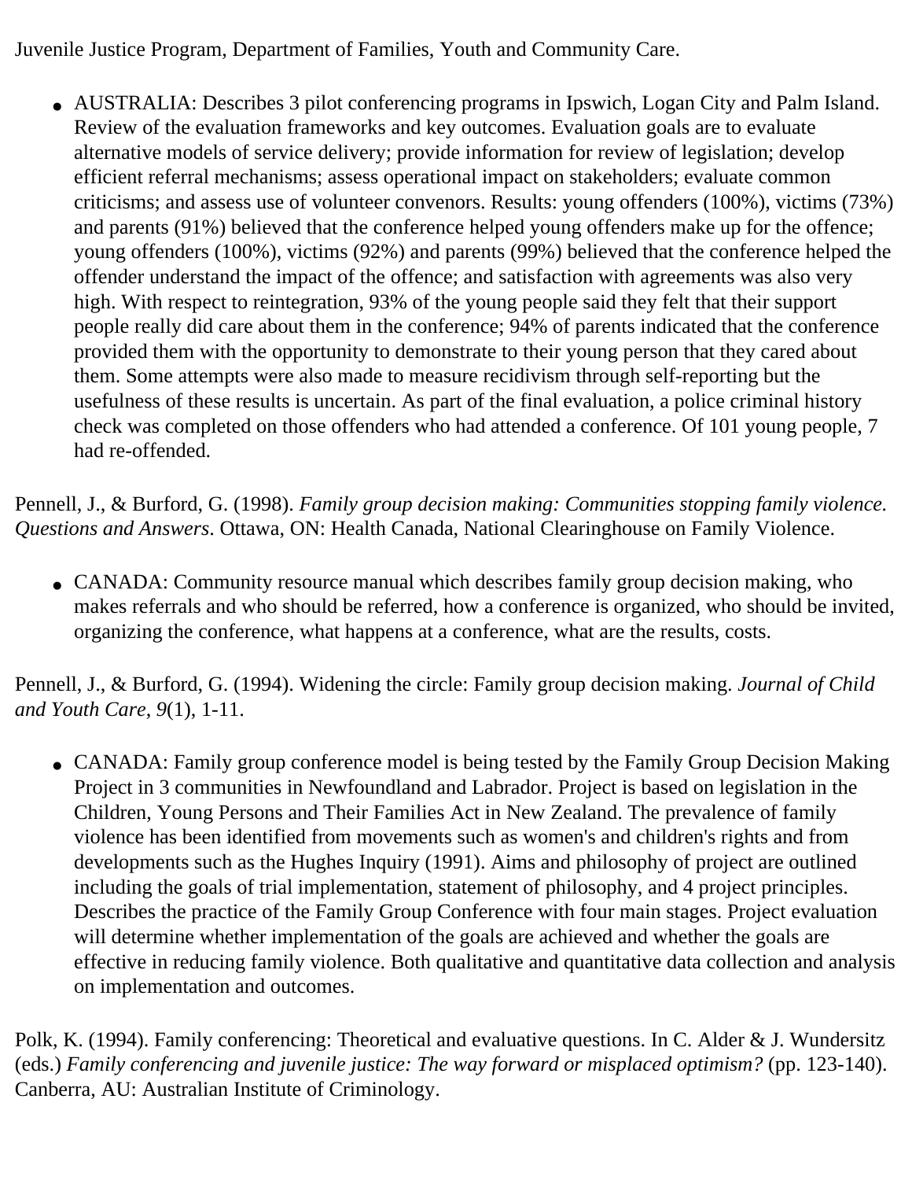Juvenile Justice Program, Department of Families, Youth and Community Care.

- AUSTRALIA: Describes 3 pilot conferencing programs in Ipswich, Logan City and Palm Island. Review of the evaluation frameworks and key outcomes. Evaluation goals are to evaluate alternative models of service delivery; provide information for review of legislation; develop efficient referral mechanisms; assess operational impact on stakeholders; evaluate common criticisms; and assess use of volunteer convenors. Results: young offenders (100%), victims (73%) and parents (91%) believed that the conference helped young offenders make up for the offence; young offenders (100%), victims (92%) and parents (99%) believed that the conference helped the offender understand the impact of the offence; and satisfaction with agreements was also very high. With respect to reintegration, 93% of the young people said they felt that their support people really did care about them in the conference; 94% of parents indicated that the conference provided them with the opportunity to demonstrate to their young person that they cared about them. Some attempts were also made to measure recidivism through self-reporting but the usefulness of these results is uncertain. As part of the final evaluation, a police criminal history check was completed on those offenders who had attended a conference. Of 101 young people, 7 had re-offended.

Pennell, J., & Burford, G. (1998). *Family group decision making: Communities stopping family violence. Questions and Answers*. Ottawa, ON: Health Canada, National Clearinghouse on Family Violence.

- CANADA: Community resource manual which describes family group decision making, who makes referrals and who should be referred, how a conference is organized, who should be invited, organizing the conference, what happens at a conference, what are the results, costs.

Pennell, J., & Burford, G. (1994). Widening the circle: Family group decision making. *Journal of Child and Youth Care*, *9*(1), 1-11.

- CANADA: Family group conference model is being tested by the Family Group Decision Making Project in 3 communities in Newfoundland and Labrador. Project is based on legislation in the Children, Young Persons and Their Families Act in New Zealand. The prevalence of family violence has been identified from movements such as women's and children's rights and from developments such as the Hughes Inquiry (1991). Aims and philosophy of project are outlined including the goals of trial implementation, statement of philosophy, and 4 project principles. Describes the practice of the Family Group Conference with four main stages. Project evaluation will determine whether implementation of the goals are achieved and whether the goals are effective in reducing family violence. Both qualitative and quantitative data collection and analysis on implementation and outcomes.

Polk, K. (1994). Family conferencing: Theoretical and evaluative questions. In C. Alder & J. Wundersitz (eds.) *Family conferencing and juvenile justice: The way forward or misplaced optimism?* (pp. 123-140). Canberra, AU: Australian Institute of Criminology.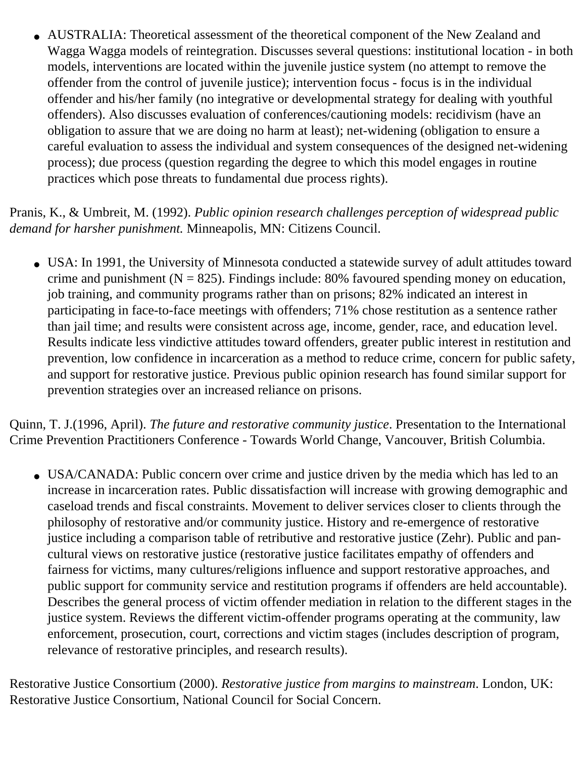- AUSTRALIA: Theoretical assessment of the theoretical component of the New Zealand and Wagga Wagga models of reintegration. Discusses several questions: institutional location - in both models, interventions are located within the juvenile justice system (no attempt to remove the offender from the control of juvenile justice); intervention focus - focus is in the individual offender and his/her family (no integrative or developmental strategy for dealing with youthful offenders). Also discusses evaluation of conferences/cautioning models: recidivism (have an obligation to assure that we are doing no harm at least); net-widening (obligation to ensure a careful evaluation to assess the individual and system consequences of the designed net-widening process); due process (question regarding the degree to which this model engages in routine practices which pose threats to fundamental due process rights).

Pranis, K., & Umbreit, M. (1992). *Public opinion research challenges perception of widespread public demand for harsher punishment.* Minneapolis, MN: Citizens Council.

- USA: In 1991, the University of Minnesota conducted a statewide survey of adult attitudes toward crime and punishment (N = 825). Findings include: 80% favoured spending money on education, job training, and community programs rather than on prisons; 82% indicated an interest in participating in face-to-face meetings with offenders; 71% chose restitution as a sentence rather than jail time; and results were consistent across age, income, gender, race, and education level. Results indicate less vindictive attitudes toward offenders, greater public interest in restitution and prevention, low confidence in incarceration as a method to reduce crime, concern for public safety, and support for restorative justice. Previous public opinion research has found similar support for prevention strategies over an increased reliance on prisons.

Quinn, T. J.(1996, April). *The future and restorative community justice*. Presentation to the International Crime Prevention Practitioners Conference - Towards World Change, Vancouver, British Columbia.

- USA/CANADA: Public concern over crime and justice driven by the media which has led to an increase in incarceration rates. Public dissatisfaction will increase with growing demographic and caseload trends and fiscal constraints. Movement to deliver services closer to clients through the philosophy of restorative and/or community justice. History and re-emergence of restorative justice including a comparison table of retributive and restorative justice (Zehr). Public and pan-cultural views on restorative justice (restorative justice facilitates empathy of offenders and fairness for victims, many cultures/religions influence and support restorative approaches, and public support for community service and restitution programs if offenders are held accountable). Describes the general process of victim offender mediation in relation to the different stages in the justice system. Reviews the different victim-offender programs operating at the community, law enforcement, prosecution, court, corrections and victim stages (includes description of program, relevance of restorative principles, and research results).

Restorative Justice Consortium (2000). *Restorative justice from margins to mainstream*. London, UK: Restorative Justice Consortium, National Council for Social Concern.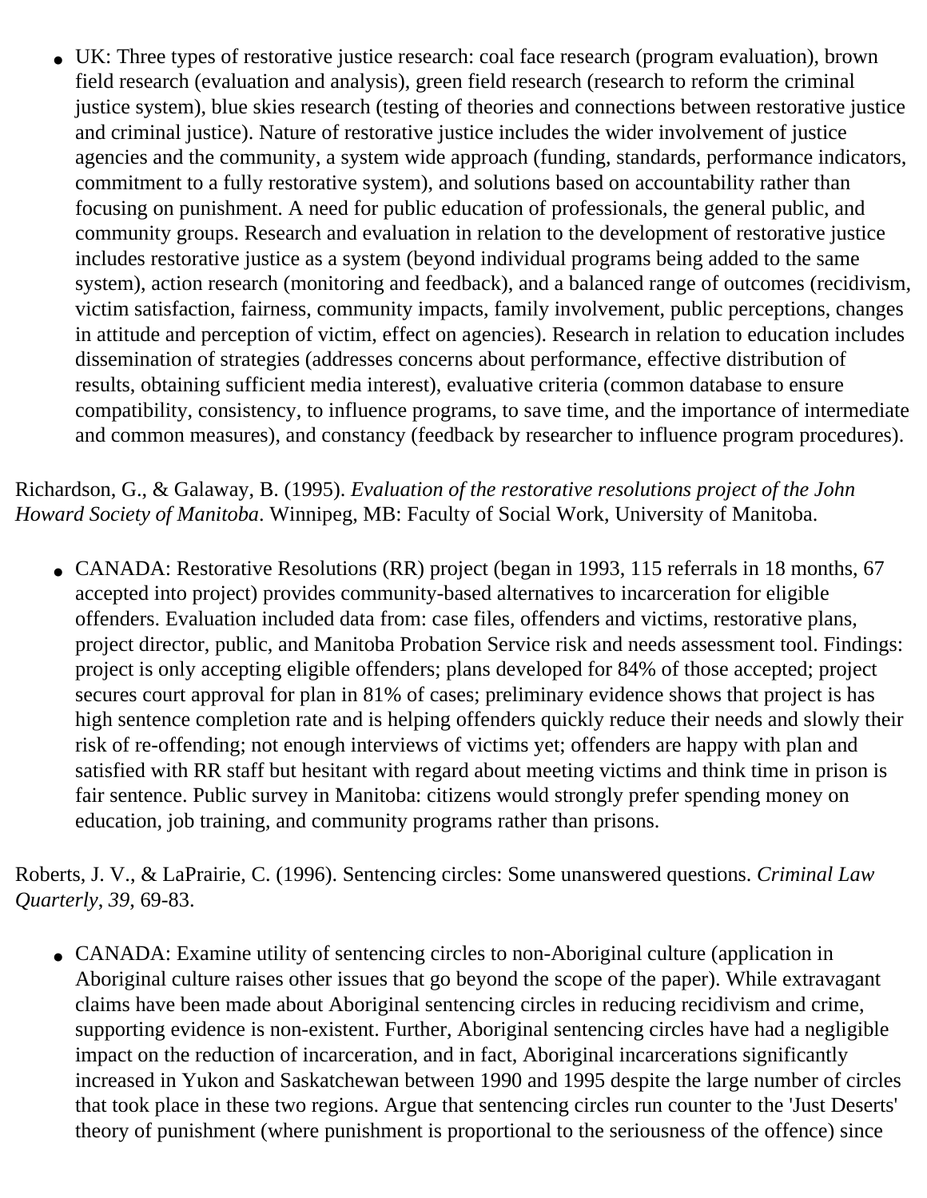- UK: Three types of restorative justice research: coal face research (program evaluation), brown field research (evaluation and analysis), green field research (research to reform the criminal justice system), blue skies research (testing of theories and connections between restorative justice and criminal justice). Nature of restorative justice includes the wider involvement of justice agencies and the community, a system wide approach (funding, standards, performance indicators, commitment to a fully restorative system), and solutions based on accountability rather than focusing on punishment. A need for public education of professionals, the general public, and community groups. Research and evaluation in relation to the development of restorative justice includes restorative justice as a system (beyond individual programs being added to the same system), action research (monitoring and feedback), and a balanced range of outcomes (recidivism, victim satisfaction, fairness, community impacts, family involvement, public perceptions, changes in attitude and perception of victim, effect on agencies). Research in relation to education includes dissemination of strategies (addresses concerns about performance, effective distribution of results, obtaining sufficient media interest), evaluative criteria (common database to ensure compatibility, consistency, to influence programs, to save time, and the importance of intermediate and common measures), and constancy (feedback by researcher to influence program procedures).

Richardson, G., & Galaway, B. (1995). *Evaluation of the restorative resolutions project of the John Howard Society of Manitoba*. Winnipeg, MB: Faculty of Social Work, University of Manitoba.

- CANADA: Restorative Resolutions (RR) project (began in 1993, 115 referrals in 18 months, 67 accepted into project) provides community-based alternatives to incarceration for eligible offenders. Evaluation included data from: case files, offenders and victims, restorative plans, project director, public, and Manitoba Probation Service risk and needs assessment tool. Findings: project is only accepting eligible offenders; plans developed for 84% of those accepted; project secures court approval for plan in 81% of cases; preliminary evidence shows that project is has high sentence completion rate and is helping offenders quickly reduce their needs and slowly their risk of re-offending; not enough interviews of victims yet; offenders are happy with plan and satisfied with RR staff but hesitant with regard about meeting victims and think time in prison is fair sentence. Public survey in Manitoba: citizens would strongly prefer spending money on education, job training, and community programs rather than prisons.

Roberts, J. V., & LaPrairie, C. (1996). Sentencing circles: Some unanswered questions. *Criminal Law Quarterly, 39*, 69-83.

- CANADA: Examine utility of sentencing circles to non-Aboriginal culture (application in Aboriginal culture raises other issues that go beyond the scope of the paper). While extravagant claims have been made about Aboriginal sentencing circles in reducing recidivism and crime, supporting evidence is non-existent. Further, Aboriginal sentencing circles have had a negligible impact on the reduction of incarceration, and in fact, Aboriginal incarcerations significantly increased in Yukon and Saskatchewan between 1990 and 1995 despite the large number of circles that took place in these two regions. Argue that sentencing circles run counter to the 'Just Deserts' theory of punishment (where punishment is proportional to the seriousness of the offence) since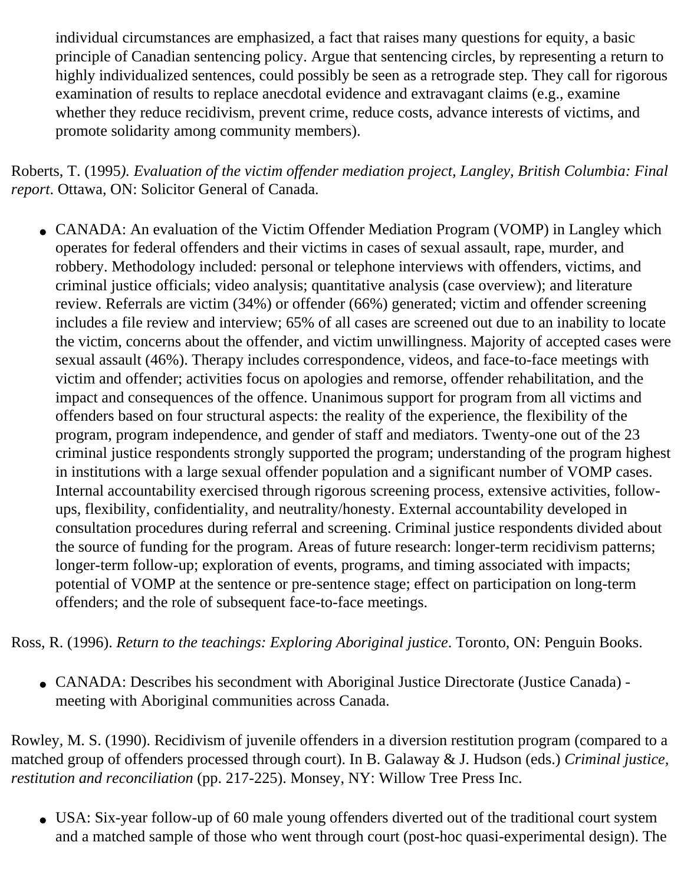individual circumstances are emphasized, a fact that raises many questions for equity, a basic principle of Canadian sentencing policy. Argue that sentencing circles, by representing a return to highly individualized sentences, could possibly be seen as a retrograde step. They call for rigorous examination of results to replace anecdotal evidence and extravagant claims (e.g., examine whether they reduce recidivism, prevent crime, reduce costs, advance interests of victims, and promote solidarity among community members).

Roberts, T. (1995*). Evaluation of the victim offender mediation project, Langley, British Columbia: Final report*. Ottawa, ON: Solicitor General of Canada.

- CANADA: An evaluation of the Victim Offender Mediation Program (VOMP) in Langley which operates for federal offenders and their victims in cases of sexual assault, rape, murder, and robbery. Methodology included: personal or telephone interviews with offenders, victims, and criminal justice officials; video analysis; quantitative analysis (case overview); and literature review. Referrals are victim (34%) or offender (66%) generated; victim and offender screening includes a file review and interview; 65% of all cases are screened out due to an inability to locate the victim, concerns about the offender, and victim unwillingness. Majority of accepted cases were sexual assault (46%). Therapy includes correspondence, videos, and face-to-face meetings with victim and offender; activities focus on apologies and remorse, offender rehabilitation, and the impact and consequences of the offence. Unanimous support for program from all victims and offenders based on four structural aspects: the reality of the experience, the flexibility of the program, program independence, and gender of staff and mediators. Twenty-one out of the 23 criminal justice respondents strongly supported the program; understanding of the program highest in institutions with a large sexual offender population and a significant number of VOMP cases. Internal accountability exercised through rigorous screening process, extensive activities, follow-ups, flexibility, confidentiality, and neutrality/honesty. External accountability developed in consultation procedures during referral and screening. Criminal justice respondents divided about the source of funding for the program. Areas of future research: longer-term recidivism patterns; longer-term follow-up; exploration of events, programs, and timing associated with impacts; potential of VOMP at the sentence or pre-sentence stage; effect on participation on long-term offenders; and the role of subsequent face-to-face meetings.

Ross, R. (1996). *Return to the teachings: Exploring Aboriginal justice*. Toronto, ON: Penguin Books.

- CANADA: Describes his secondment with Aboriginal Justice Directorate (Justice Canada) - meeting with Aboriginal communities across Canada.

Rowley, M. S. (1990). Recidivism of juvenile offenders in a diversion restitution program (compared to a matched group of offenders processed through court). In B. Galaway & J. Hudson (eds.) *Criminal justice, restitution and reconciliation* (pp. 217-225). Monsey, NY: Willow Tree Press Inc.

- USA: Six-year follow-up of 60 male young offenders diverted out of the traditional court system and a matched sample of those who went through court (post-hoc quasi-experimental design). The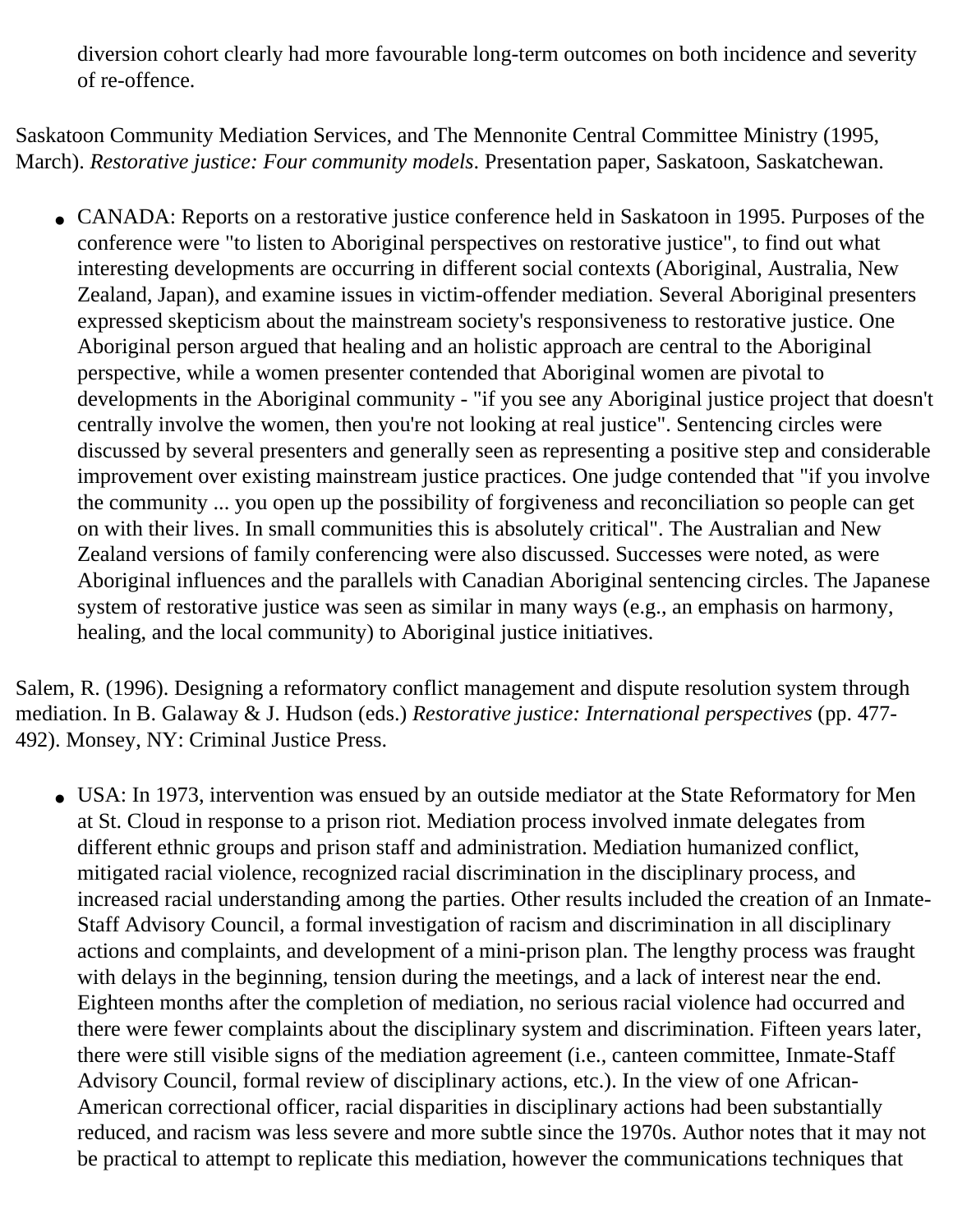diversion cohort clearly had more favourable long-term outcomes on both incidence and severity of re-offence.

Saskatoon Community Mediation Services, and The Mennonite Central Committee Ministry (1995, March). *Restorative justice: Four community models*. Presentation paper, Saskatoon, Saskatchewan.

- CANADA: Reports on a restorative justice conference held in Saskatoon in 1995. Purposes of the conference were "to listen to Aboriginal perspectives on restorative justice", to find out what interesting developments are occurring in different social contexts (Aboriginal, Australia, New Zealand, Japan), and examine issues in victim-offender mediation. Several Aboriginal presenters expressed skepticism about the mainstream society's responsiveness to restorative justice. One Aboriginal person argued that healing and an holistic approach are central to the Aboriginal perspective, while a women presenter contended that Aboriginal women are pivotal to developments in the Aboriginal community - "if you see any Aboriginal justice project that doesn't centrally involve the women, then you're not looking at real justice". Sentencing circles were discussed by several presenters and generally seen as representing a positive step and considerable improvement over existing mainstream justice practices. One judge contended that "if you involve the community ... you open up the possibility of forgiveness and reconciliation so people can get on with their lives. In small communities this is absolutely critical". The Australian and New Zealand versions of family conferencing were also discussed. Successes were noted, as were Aboriginal influences and the parallels with Canadian Aboriginal sentencing circles. The Japanese system of restorative justice was seen as similar in many ways (e.g., an emphasis on harmony, healing, and the local community) to Aboriginal justice initiatives.

Salem, R. (1996). Designing a reformatory conflict management and dispute resolution system through mediation. In B. Galaway & J. Hudson (eds.) *Restorative justice: International perspectives* (pp. 477-492). Monsey, NY: Criminal Justice Press.

- USA: In 1973, intervention was ensued by an outside mediator at the State Reformatory for Men at St. Cloud in response to a prison riot. Mediation process involved inmate delegates from different ethnic groups and prison staff and administration. Mediation humanized conflict, mitigated racial violence, recognized racial discrimination in the disciplinary process, and increased racial understanding among the parties. Other results included the creation of an Inmate-Staff Advisory Council, a formal investigation of racism and discrimination in all disciplinary actions and complaints, and development of a mini-prison plan. The lengthy process was fraught with delays in the beginning, tension during the meetings, and a lack of interest near the end. Eighteen months after the completion of mediation, no serious racial violence had occurred and there were fewer complaints about the disciplinary system and discrimination. Fifteen years later, there were still visible signs of the mediation agreement (i.e., canteen committee, Inmate-Staff Advisory Council, formal review of disciplinary actions, etc.). In the view of one African-American correctional officer, racial disparities in disciplinary actions had been substantially reduced, and racism was less severe and more subtle since the 1970s. Author notes that it may not be practical to attempt to replicate this mediation, however the communications techniques that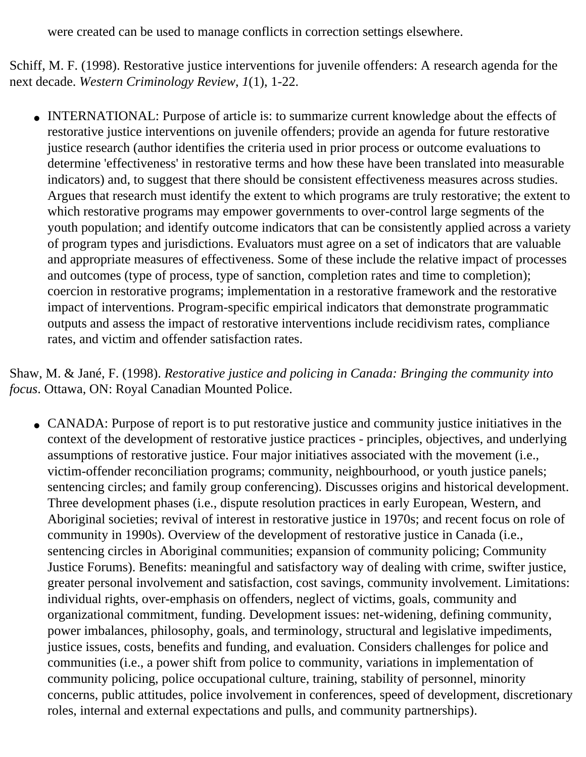were created can be used to manage conflicts in correction settings elsewhere.

Schiff, M. F. (1998). Restorative justice interventions for juvenile offenders: A research agenda for the next decade. *Western Criminology Review, 1*(1), 1-22.

- INTERNATIONAL: Purpose of article is: to summarize current knowledge about the effects of restorative justice interventions on juvenile offenders; provide an agenda for future restorative justice research (author identifies the criteria used in prior process or outcome evaluations to determine 'effectiveness' in restorative terms and how these have been translated into measurable indicators) and, to suggest that there should be consistent effectiveness measures across studies. Argues that research must identify the extent to which programs are truly restorative; the extent to which restorative programs may empower governments to over-control large segments of the youth population; and identify outcome indicators that can be consistently applied across a variety of program types and jurisdictions. Evaluators must agree on a set of indicators that are valuable and appropriate measures of effectiveness. Some of these include the relative impact of processes and outcomes (type of process, type of sanction, completion rates and time to completion); coercion in restorative programs; implementation in a restorative framework and the restorative impact of interventions. Program-specific empirical indicators that demonstrate programmatic outputs and assess the impact of restorative interventions include recidivism rates, compliance rates, and victim and offender satisfaction rates.

Shaw, M. & Jané, F. (1998). *Restorative justice and policing in Canada: Bringing the community into focus*. Ottawa, ON: Royal Canadian Mounted Police.

- CANADA: Purpose of report is to put restorative justice and community justice initiatives in the context of the development of restorative justice practices - principles, objectives, and underlying assumptions of restorative justice. Four major initiatives associated with the movement (i.e., victim-offender reconciliation programs; community, neighbourhood, or youth justice panels; sentencing circles; and family group conferencing). Discusses origins and historical development. Three development phases (i.e., dispute resolution practices in early European, Western, and Aboriginal societies; revival of interest in restorative justice in 1970s; and recent focus on role of community in 1990s). Overview of the development of restorative justice in Canada (i.e., sentencing circles in Aboriginal communities; expansion of community policing; Community Justice Forums). Benefits: meaningful and satisfactory way of dealing with crime, swifter justice, greater personal involvement and satisfaction, cost savings, community involvement. Limitations: individual rights, over-emphasis on offenders, neglect of victims, goals, community and organizational commitment, funding. Development issues: net-widening, defining community, power imbalances, philosophy, goals, and terminology, structural and legislative impediments, justice issues, costs, benefits and funding, and evaluation. Considers challenges for police and communities (i.e., a power shift from police to community, variations in implementation of community policing, police occupational culture, training, stability of personnel, minority concerns, public attitudes, police involvement in conferences, speed of development, discretionary roles, internal and external expectations and pulls, and community partnerships).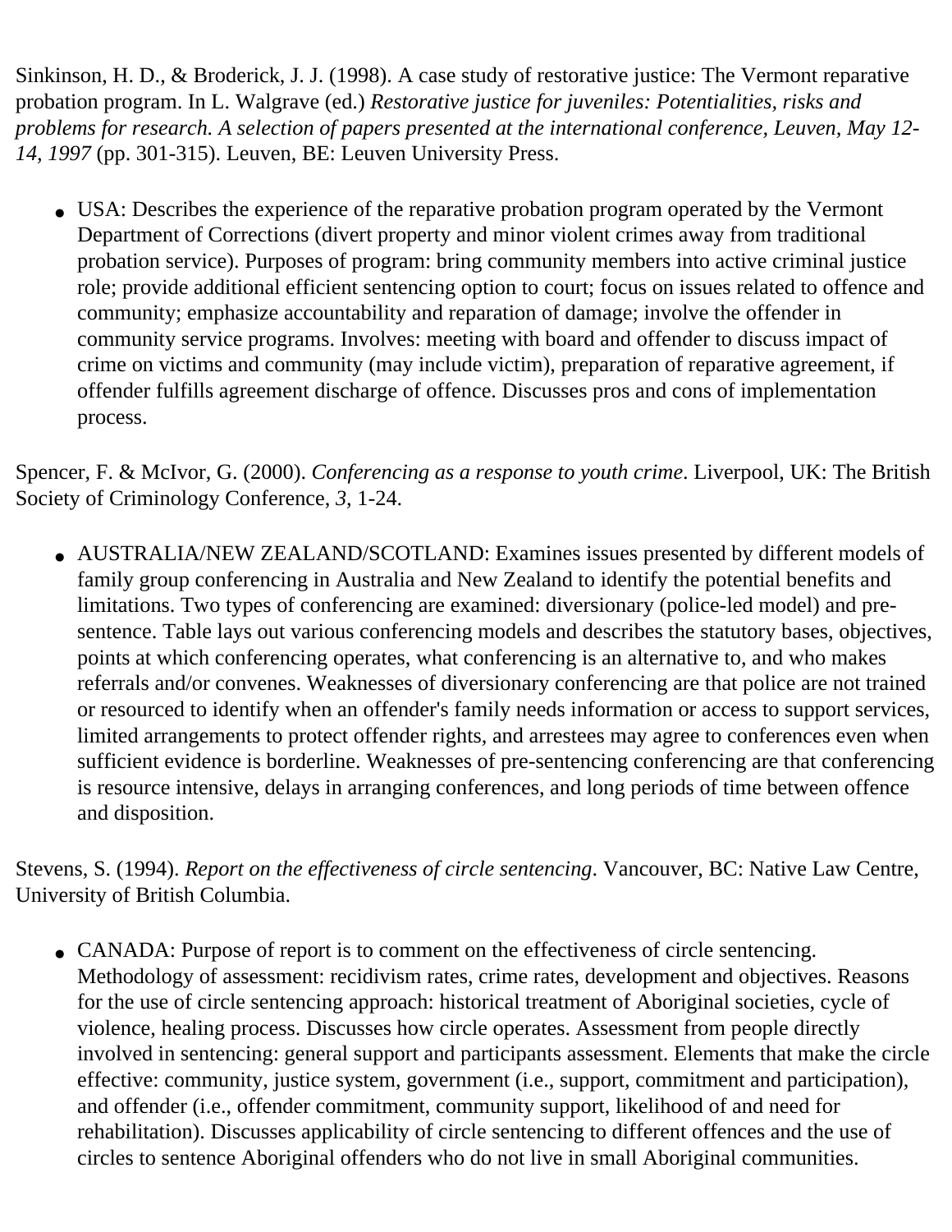Sinkinson, H. D., & Broderick, J. J. (1998). A case study of restorative justice: The Vermont reparative probation program. In L. Walgrave (ed.) *Restorative justice for juveniles: Potentialities, risks and problems for research. A selection of papers presented at the international conference, Leuven, May 12-14, 1997* (pp. 301-315). Leuven, BE: Leuven University Press.

- USA: Describes the experience of the reparative probation program operated by the Vermont Department of Corrections (divert property and minor violent crimes away from traditional probation service). Purposes of program: bring community members into active criminal justice role; provide additional efficient sentencing option to court; focus on issues related to offence and community; emphasize accountability and reparation of damage; involve the offender in community service programs. Involves: meeting with board and offender to discuss impact of crime on victims and community (may include victim), preparation of reparative agreement, if offender fulfills agreement discharge of offence. Discusses pros and cons of implementation process.

Spencer, F. & McIvor, G. (2000). *Conferencing as a response to youth crime*. Liverpool, UK: The British Society of Criminology Conference, *3,* 1-24.

- AUSTRALIA/NEW ZEALAND/SCOTLAND: Examines issues presented by different models of family group conferencing in Australia and New Zealand to identify the potential benefits and limitations. Two types of conferencing are examined: diversionary (police-led model) and pre-sentence. Table lays out various conferencing models and describes the statutory bases, objectives, points at which conferencing operates, what conferencing is an alternative to, and who makes referrals and/or convenes. Weaknesses of diversionary conferencing are that police are not trained or resourced to identify when an offender's family needs information or access to support services, limited arrangements to protect offender rights, and arrestees may agree to conferences even when sufficient evidence is borderline. Weaknesses of pre-sentencing conferencing are that conferencing is resource intensive, delays in arranging conferences, and long periods of time between offence and disposition.

Stevens, S. (1994). *Report on the effectiveness of circle sentencing*. Vancouver, BC: Native Law Centre, University of British Columbia.

- CANADA: Purpose of report is to comment on the effectiveness of circle sentencing. Methodology of assessment: recidivism rates, crime rates, development and objectives. Reasons for the use of circle sentencing approach: historical treatment of Aboriginal societies, cycle of violence, healing process. Discusses how circle operates. Assessment from people directly involved in sentencing: general support and participants assessment. Elements that make the circle effective: community, justice system, government (i.e., support, commitment and participation), and offender (i.e., offender commitment, community support, likelihood of and need for rehabilitation). Discusses applicability of circle sentencing to different offences and the use of circles to sentence Aboriginal offenders who do not live in small Aboriginal communities.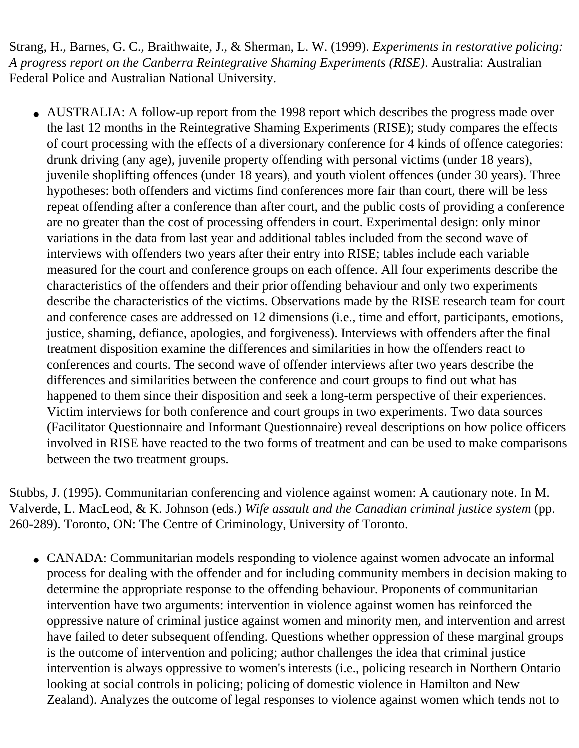Strang, H., Barnes, G. C., Braithwaite, J., & Sherman, L. W. (1999). *Experiments in restorative policing: A progress report on the Canberra Reintegrative Shaming Experiments (RISE)*. Australia: Australian Federal Police and Australian National University.

- AUSTRALIA: A follow-up report from the 1998 report which describes the progress made over the last 12 months in the Reintegrative Shaming Experiments (RISE); study compares the effects of court processing with the effects of a diversionary conference for 4 kinds of offence categories: drunk driving (any age), juvenile property offending with personal victims (under 18 years), juvenile shoplifting offences (under 18 years), and youth violent offences (under 30 years). Three hypotheses: both offenders and victims find conferences more fair than court, there will be less repeat offending after a conference than after court, and the public costs of providing a conference are no greater than the cost of processing offenders in court. Experimental design: only minor variations in the data from last year and additional tables included from the second wave of interviews with offenders two years after their entry into RISE; tables include each variable measured for the court and conference groups on each offence. All four experiments describe the characteristics of the offenders and their prior offending behaviour and only two experiments describe the characteristics of the victims. Observations made by the RISE research team for court and conference cases are addressed on 12 dimensions (i.e., time and effort, participants, emotions, justice, shaming, defiance, apologies, and forgiveness). Interviews with offenders after the final treatment disposition examine the differences and similarities in how the offenders react to conferences and courts. The second wave of offender interviews after two years describe the differences and similarities between the conference and court groups to find out what has happened to them since their disposition and seek a long-term perspective of their experiences. Victim interviews for both conference and court groups in two experiments. Two data sources (Facilitator Questionnaire and Informant Questionnaire) reveal descriptions on how police officers involved in RISE have reacted to the two forms of treatment and can be used to make comparisons between the two treatment groups.

Stubbs, J. (1995). Communitarian conferencing and violence against women: A cautionary note. In M. Valverde, L. MacLeod, & K. Johnson (eds.) *Wife assault and the Canadian criminal justice system* (pp. 260-289). Toronto, ON: The Centre of Criminology, University of Toronto.

- CANADA: Communitarian models responding to violence against women advocate an informal process for dealing with the offender and for including community members in decision making to determine the appropriate response to the offending behaviour. Proponents of communitarian intervention have two arguments: intervention in violence against women has reinforced the oppressive nature of criminal justice against women and minority men, and intervention and arrest have failed to deter subsequent offending. Questions whether oppression of these marginal groups is the outcome of intervention and policing; author challenges the idea that criminal justice intervention is always oppressive to women's interests (i.e., policing research in Northern Ontario looking at social controls in policing; policing of domestic violence in Hamilton and New Zealand). Analyzes the outcome of legal responses to violence against women which tends not to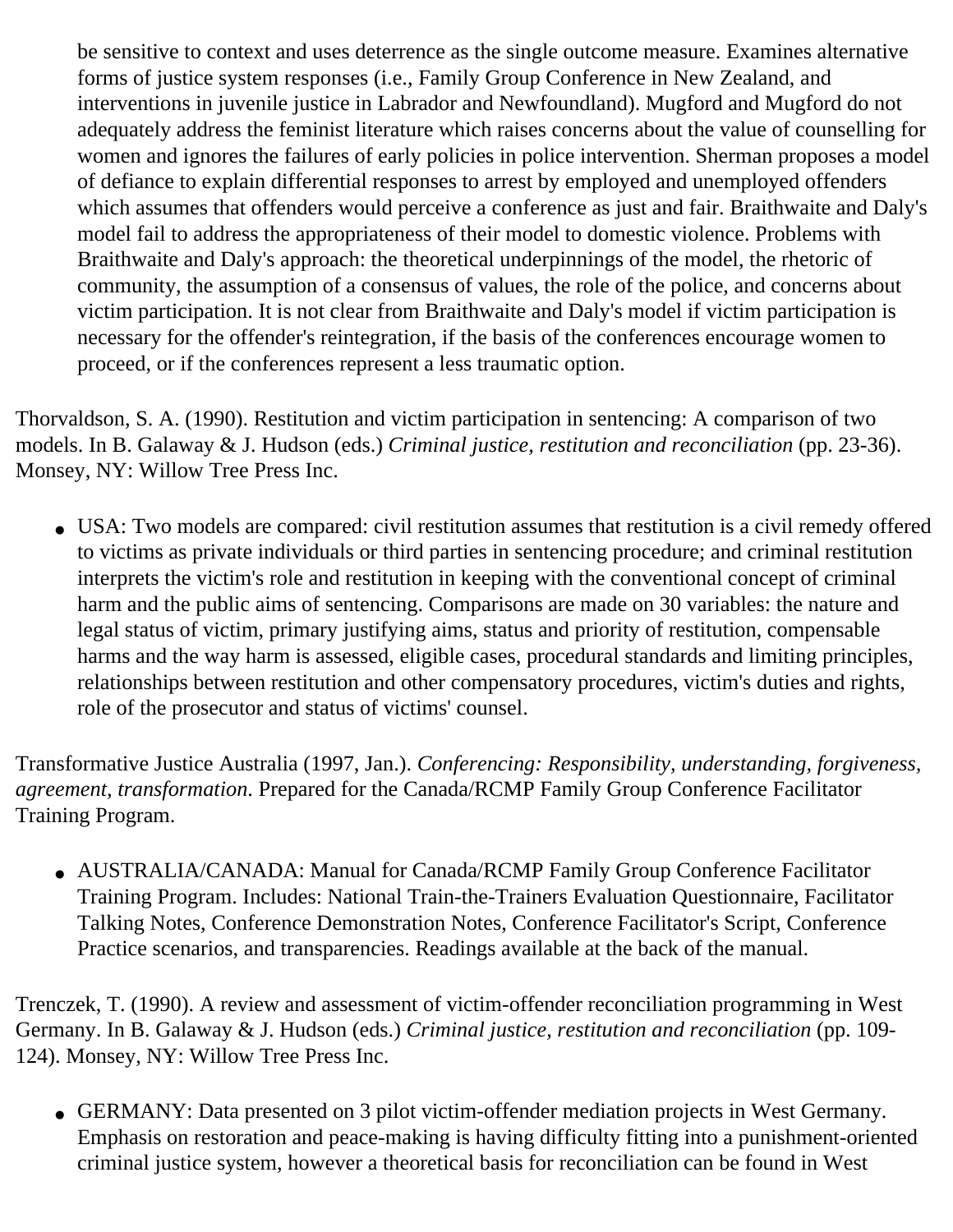be sensitive to context and uses deterrence as the single outcome measure. Examines alternative forms of justice system responses (i.e., Family Group Conference in New Zealand, and interventions in juvenile justice in Labrador and Newfoundland). Mugford and Mugford do not adequately address the feminist literature which raises concerns about the value of counselling for women and ignores the failures of early policies in police intervention. Sherman proposes a model of defiance to explain differential responses to arrest by employed and unemployed offenders which assumes that offenders would perceive a conference as just and fair. Braithwaite and Daly's model fail to address the appropriateness of their model to domestic violence. Problems with Braithwaite and Daly's approach: the theoretical underpinnings of the model, the rhetoric of community, the assumption of a consensus of values, the role of the police, and concerns about victim participation. It is not clear from Braithwaite and Daly's model if victim participation is necessary for the offender's reintegration, if the basis of the conferences encourage women to proceed, or if the conferences represent a less traumatic option.

Thorvaldson, S. A. (1990). Restitution and victim participation in sentencing: A comparison of two models. In B. Galaway & J. Hudson (eds.) *Criminal justice, restitution and reconciliation* (pp. 23-36). Monsey, NY: Willow Tree Press Inc.

- USA: Two models are compared: civil restitution assumes that restitution is a civil remedy offered to victims as private individuals or third parties in sentencing procedure; and criminal restitution interprets the victim's role and restitution in keeping with the conventional concept of criminal harm and the public aims of sentencing. Comparisons are made on 30 variables: the nature and legal status of victim, primary justifying aims, status and priority of restitution, compensable harms and the way harm is assessed, eligible cases, procedural standards and limiting principles, relationships between restitution and other compensatory procedures, victim's duties and rights, role of the prosecutor and status of victims' counsel.

Transformative Justice Australia (1997, Jan.). *Conferencing: Responsibility, understanding, forgiveness, agreement, transformation*. Prepared for the Canada/RCMP Family Group Conference Facilitator Training Program.

- AUSTRALIA/CANADA: Manual for Canada/RCMP Family Group Conference Facilitator Training Program. Includes: National Train-the-Trainers Evaluation Questionnaire, Facilitator Talking Notes, Conference Demonstration Notes, Conference Facilitator's Script, Conference Practice scenarios, and transparencies. Readings available at the back of the manual.

Trenczek, T. (1990). A review and assessment of victim-offender reconciliation programming in West Germany. In B. Galaway & J. Hudson (eds.) *Criminal justice, restitution and reconciliation* (pp. 109-124). Monsey, NY: Willow Tree Press Inc.

- GERMANY: Data presented on 3 pilot victim-offender mediation projects in West Germany. Emphasis on restoration and peace-making is having difficulty fitting into a punishment-oriented criminal justice system, however a theoretical basis for reconciliation can be found in West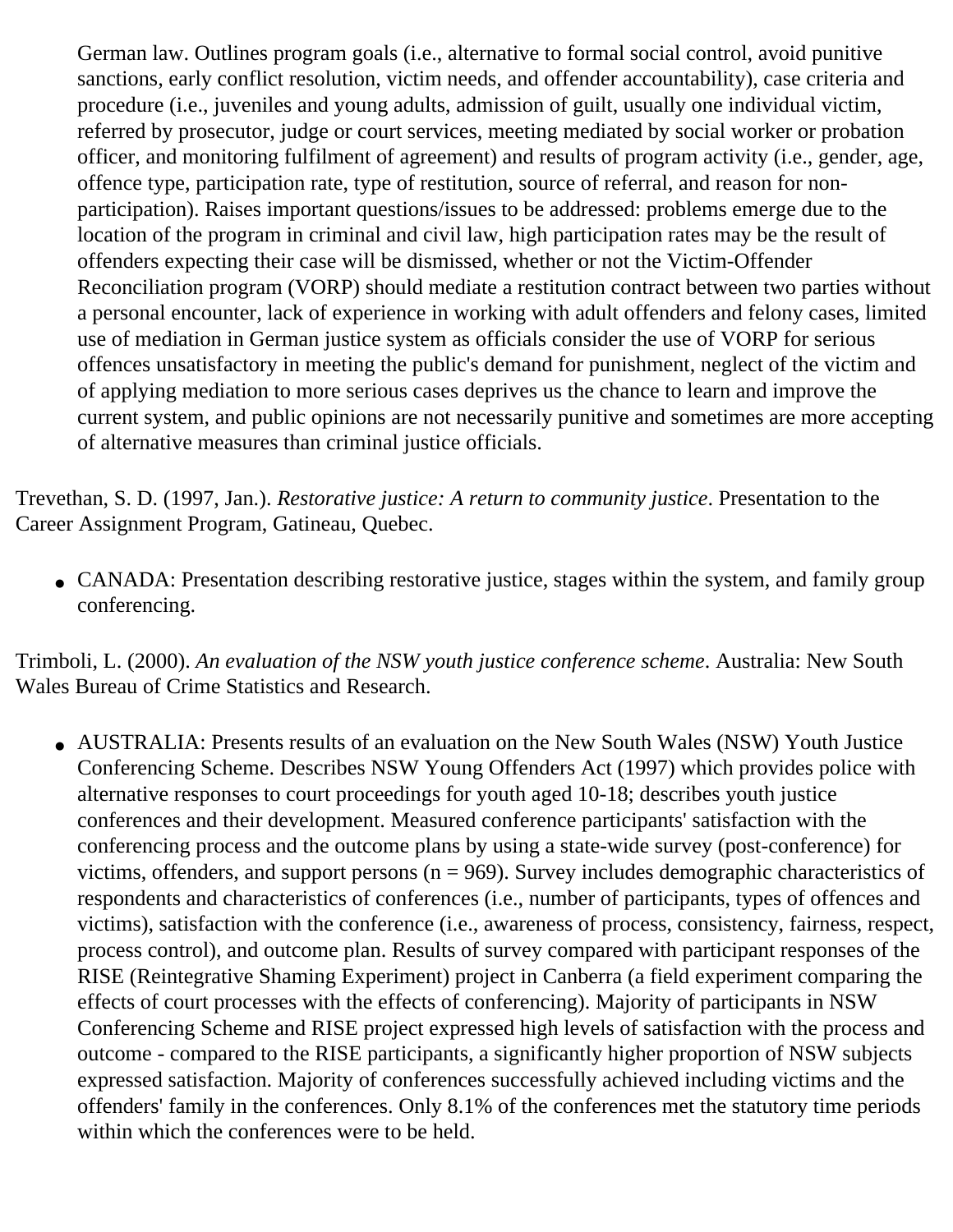German law. Outlines program goals (i.e., alternative to formal social control, avoid punitive sanctions, early conflict resolution, victim needs, and offender accountability), case criteria and procedure (i.e., juveniles and young adults, admission of guilt, usually one individual victim, referred by prosecutor, judge or court services, meeting mediated by social worker or probation officer, and monitoring fulfilment of agreement) and results of program activity (i.e., gender, age, offence type, participation rate, type of restitution, source of referral, and reason for non-participation). Raises important questions/issues to be addressed: problems emerge due to the location of the program in criminal and civil law, high participation rates may be the result of offenders expecting their case will be dismissed, whether or not the Victim-Offender Reconciliation program (VORP) should mediate a restitution contract between two parties without a personal encounter, lack of experience in working with adult offenders and felony cases, limited use of mediation in German justice system as officials consider the use of VORP for serious offences unsatisfactory in meeting the public's demand for punishment, neglect of the victim and of applying mediation to more serious cases deprives us the chance to learn and improve the current system, and public opinions are not necessarily punitive and sometimes are more accepting of alternative measures than criminal justice officials.

Trevethan, S. D. (1997, Jan.). *Restorative justice: A return to community justice*. Presentation to the Career Assignment Program, Gatineau, Quebec.

- CANADA: Presentation describing restorative justice, stages within the system, and family group conferencing.

Trimboli, L. (2000). *An evaluation of the NSW youth justice conference scheme*. Australia: New South Wales Bureau of Crime Statistics and Research.

- AUSTRALIA: Presents results of an evaluation on the New South Wales (NSW) Youth Justice Conferencing Scheme. Describes NSW Young Offenders Act (1997) which provides police with alternative responses to court proceedings for youth aged 10-18; describes youth justice conferences and their development. Measured conference participants' satisfaction with the conferencing process and the outcome plans by using a state-wide survey (post-conference) for victims, offenders, and support persons (n = 969). Survey includes demographic characteristics of respondents and characteristics of conferences (i.e., number of participants, types of offences and victims), satisfaction with the conference (i.e., awareness of process, consistency, fairness, respect, process control), and outcome plan. Results of survey compared with participant responses of the RISE (Reintegrative Shaming Experiment) project in Canberra (a field experiment comparing the effects of court processes with the effects of conferencing). Majority of participants in NSW Conferencing Scheme and RISE project expressed high levels of satisfaction with the process and outcome - compared to the RISE participants, a significantly higher proportion of NSW subjects expressed satisfaction. Majority of conferences successfully achieved including victims and the offenders' family in the conferences. Only 8.1% of the conferences met the statutory time periods within which the conferences were to be held.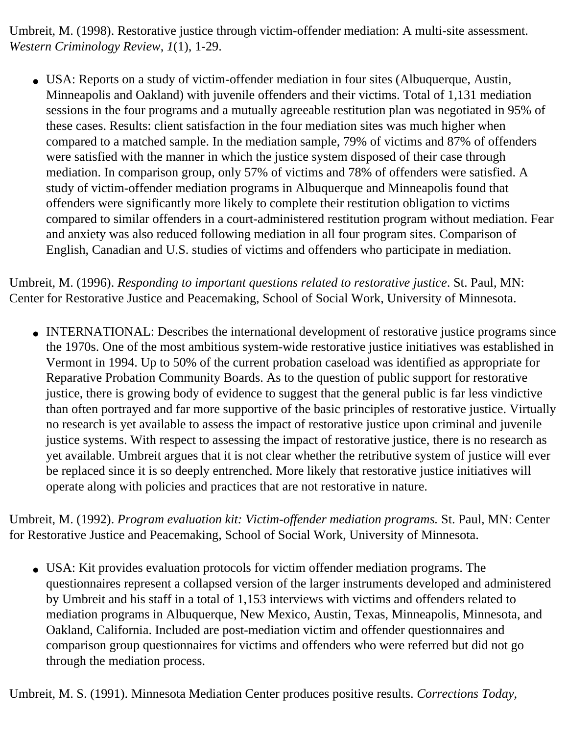Umbreit, M. (1998). Restorative justice through victim-offender mediation: A multi-site assessment. *Western Criminology Review*, *1*(1), 1-29.

- USA: Reports on a study of victim-offender mediation in four sites (Albuquerque, Austin, Minneapolis and Oakland) with juvenile offenders and their victims. Total of 1,131 mediation sessions in the four programs and a mutually agreeable restitution plan was negotiated in 95% of these cases. Results: client satisfaction in the four mediation sites was much higher when compared to a matched sample. In the mediation sample, 79% of victims and 87% of offenders were satisfied with the manner in which the justice system disposed of their case through mediation. In comparison group, only 57% of victims and 78% of offenders were satisfied. A study of victim-offender mediation programs in Albuquerque and Minneapolis found that offenders were significantly more likely to complete their restitution obligation to victims compared to similar offenders in a court-administered restitution program without mediation. Fear and anxiety was also reduced following mediation in all four program sites. Comparison of English, Canadian and U.S. studies of victims and offenders who participate in mediation.

Umbreit, M. (1996). *Responding to important questions related to restorative justice*. St. Paul, MN: Center for Restorative Justice and Peacemaking, School of Social Work, University of Minnesota.

- INTERNATIONAL: Describes the international development of restorative justice programs since the 1970s. One of the most ambitious system-wide restorative justice initiatives was established in Vermont in 1994. Up to 50% of the current probation caseload was identified as appropriate for Reparative Probation Community Boards. As to the question of public support for restorative justice, there is growing body of evidence to suggest that the general public is far less vindictive than often portrayed and far more supportive of the basic principles of restorative justice. Virtually no research is yet available to assess the impact of restorative justice upon criminal and juvenile justice systems. With respect to assessing the impact of restorative justice, there is no research as yet available. Umbreit argues that it is not clear whether the retributive system of justice will ever be replaced since it is so deeply entrenched. More likely that restorative justice initiatives will operate along with policies and practices that are not restorative in nature.

Umbreit, M. (1992). *Program evaluation kit: Victim-offender mediation programs.* St. Paul, MN: Center for Restorative Justice and Peacemaking, School of Social Work, University of Minnesota.

- USA: Kit provides evaluation protocols for victim offender mediation programs. The questionnaires represent a collapsed version of the larger instruments developed and administered by Umbreit and his staff in a total of 1,153 interviews with victims and offenders related to mediation programs in Albuquerque, New Mexico, Austin, Texas, Minneapolis, Minnesota, and Oakland, California. Included are post-mediation victim and offender questionnaires and comparison group questionnaires for victims and offenders who were referred but did not go through the mediation process.

Umbreit, M. S. (1991). Minnesota Mediation Center produces positive results. *Corrections Today*,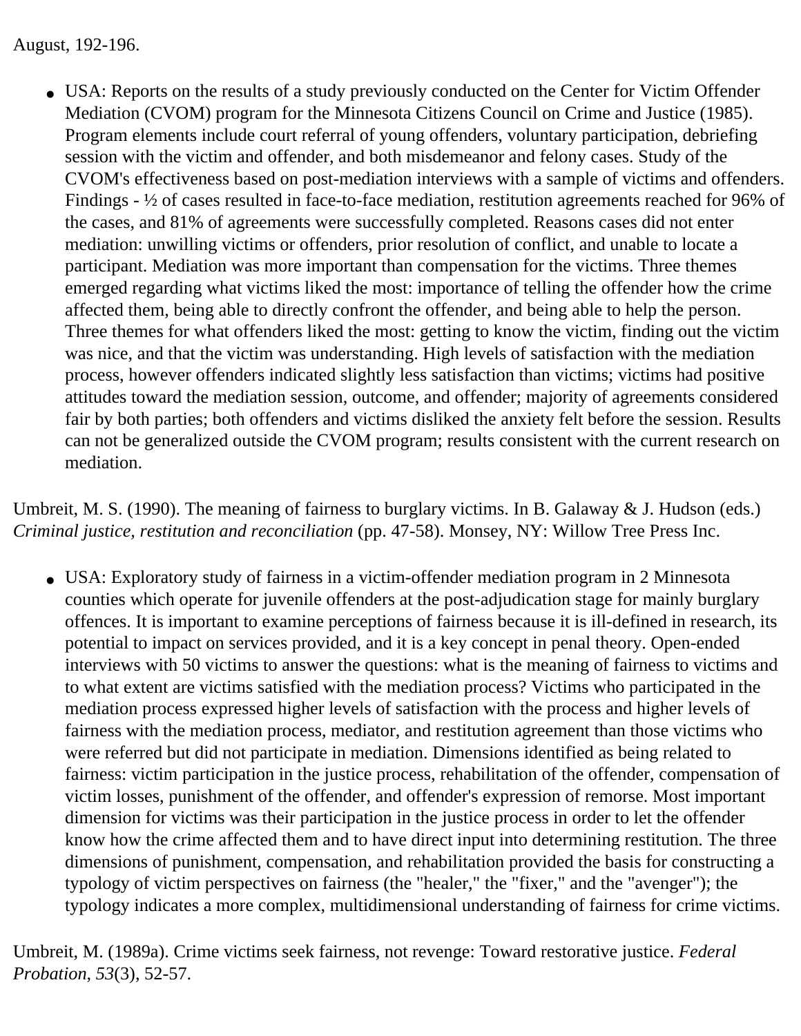August, 192-196.

- USA: Reports on the results of a study previously conducted on the Center for Victim Offender Mediation (CVOM) program for the Minnesota Citizens Council on Crime and Justice (1985). Program elements include court referral of young offenders, voluntary participation, debriefing session with the victim and offender, and both misdemeanor and felony cases. Study of the CVOM's effectiveness based on post-mediation interviews with a sample of victims and offenders. Findings - ½ of cases resulted in face-to-face mediation, restitution agreements reached for 96% of the cases, and 81% of agreements were successfully completed. Reasons cases did not enter mediation: unwilling victims or offenders, prior resolution of conflict, and unable to locate a participant. Mediation was more important than compensation for the victims. Three themes emerged regarding what victims liked the most: importance of telling the offender how the crime affected them, being able to directly confront the offender, and being able to help the person. Three themes for what offenders liked the most: getting to know the victim, finding out the victim was nice, and that the victim was understanding. High levels of satisfaction with the mediation process, however offenders indicated slightly less satisfaction than victims; victims had positive attitudes toward the mediation session, outcome, and offender; majority of agreements considered fair by both parties; both offenders and victims disliked the anxiety felt before the session. Results can not be generalized outside the CVOM program; results consistent with the current research on mediation.

Umbreit, M. S. (1990). The meaning of fairness to burglary victims. In B. Galaway & J. Hudson (eds.) *Criminal justice, restitution and reconciliation* (pp. 47-58). Monsey, NY: Willow Tree Press Inc.

- USA: Exploratory study of fairness in a victim-offender mediation program in 2 Minnesota counties which operate for juvenile offenders at the post-adjudication stage for mainly burglary offences. It is important to examine perceptions of fairness because it is ill-defined in research, its potential to impact on services provided, and it is a key concept in penal theory. Open-ended interviews with 50 victims to answer the questions: what is the meaning of fairness to victims and to what extent are victims satisfied with the mediation process? Victims who participated in the mediation process expressed higher levels of satisfaction with the process and higher levels of fairness with the mediation process, mediator, and restitution agreement than those victims who were referred but did not participate in mediation. Dimensions identified as being related to fairness: victim participation in the justice process, rehabilitation of the offender, compensation of victim losses, punishment of the offender, and offender's expression of remorse. Most important dimension for victims was their participation in the justice process in order to let the offender know how the crime affected them and to have direct input into determining restitution. The three dimensions of punishment, compensation, and rehabilitation provided the basis for constructing a typology of victim perspectives on fairness (the "healer," the "fixer," and the "avenger"); the typology indicates a more complex, multidimensional understanding of fairness for crime victims.

Umbreit, M. (1989a). Crime victims seek fairness, not revenge: Toward restorative justice. *Federal Probation*, *53*(3), 52-57.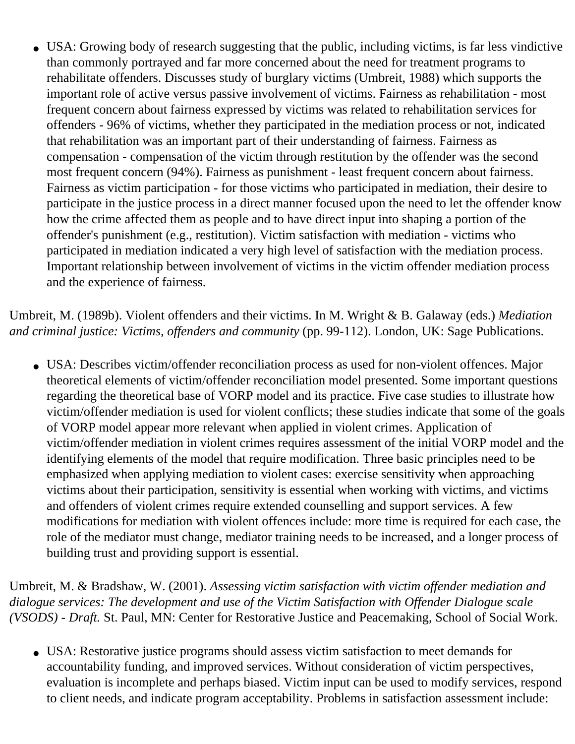- USA: Growing body of research suggesting that the public, including victims, is far less vindictive than commonly portrayed and far more concerned about the need for treatment programs to rehabilitate offenders. Discusses study of burglary victims (Umbreit, 1988) which supports the important role of active versus passive involvement of victims. Fairness as rehabilitation - most frequent concern about fairness expressed by victims was related to rehabilitation services for offenders - 96% of victims, whether they participated in the mediation process or not, indicated that rehabilitation was an important part of their understanding of fairness. Fairness as compensation - compensation of the victim through restitution by the offender was the second most frequent concern (94%). Fairness as punishment - least frequent concern about fairness. Fairness as victim participation - for those victims who participated in mediation, their desire to participate in the justice process in a direct manner focused upon the need to let the offender know how the crime affected them as people and to have direct input into shaping a portion of the offender's punishment (e.g., restitution). Victim satisfaction with mediation - victims who participated in mediation indicated a very high level of satisfaction with the mediation process. Important relationship between involvement of victims in the victim offender mediation process and the experience of fairness.

Umbreit, M. (1989b). Violent offenders and their victims. In M. Wright & B. Galaway (eds.) *Mediation and criminal justice: Victims, offenders and community* (pp. 99-112). London, UK: Sage Publications.

- USA: Describes victim/offender reconciliation process as used for non-violent offences. Major theoretical elements of victim/offender reconciliation model presented. Some important questions regarding the theoretical base of VORP model and its practice. Five case studies to illustrate how victim/offender mediation is used for violent conflicts; these studies indicate that some of the goals of VORP model appear more relevant when applied in violent crimes. Application of victim/offender mediation in violent crimes requires assessment of the initial VORP model and the identifying elements of the model that require modification. Three basic principles need to be emphasized when applying mediation to violent cases: exercise sensitivity when approaching victims about their participation, sensitivity is essential when working with victims, and victims and offenders of violent crimes require extended counselling and support services. A few modifications for mediation with violent offences include: more time is required for each case, the role of the mediator must change, mediator training needs to be increased, and a longer process of building trust and providing support is essential.

Umbreit, M. & Bradshaw, W. (2001). *Assessing victim satisfaction with victim offender mediation and dialogue services: The development and use of the Victim Satisfaction with Offender Dialogue scale (VSODS) - Draft.* St. Paul, MN: Center for Restorative Justice and Peacemaking, School of Social Work.

- USA: Restorative justice programs should assess victim satisfaction to meet demands for accountability funding, and improved services. Without consideration of victim perspectives, evaluation is incomplete and perhaps biased. Victim input can be used to modify services, respond to client needs, and indicate program acceptability. Problems in satisfaction assessment include: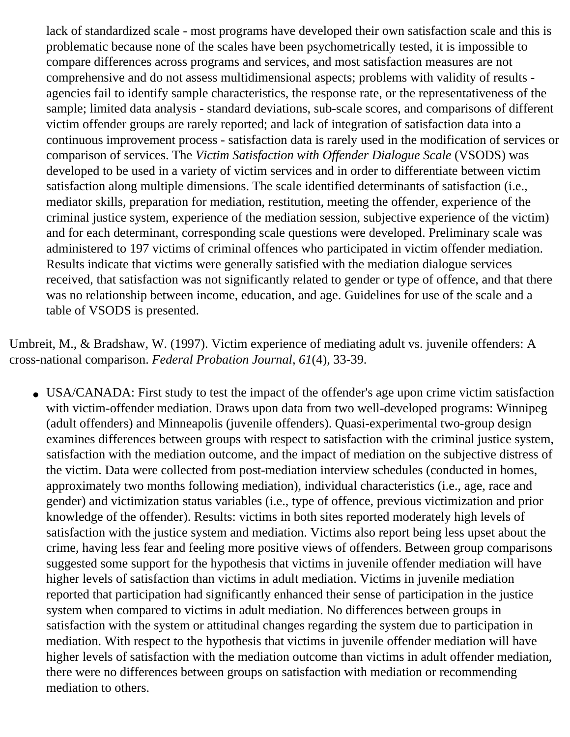lack of standardized scale - most programs have developed their own satisfaction scale and this is problematic because none of the scales have been psychometrically tested, it is impossible to compare differences across programs and services, and most satisfaction measures are not comprehensive and do not assess multidimensional aspects; problems with validity of results - agencies fail to identify sample characteristics, the response rate, or the representativeness of the sample; limited data analysis - standard deviations, sub-scale scores, and comparisons of different victim offender groups are rarely reported; and lack of integration of satisfaction data into a continuous improvement process - satisfaction data is rarely used in the modification of services or comparison of services. The *Victim Satisfaction with Offender Dialogue Scale* (VSODS) was developed to be used in a variety of victim services and in order to differentiate between victim satisfaction along multiple dimensions. The scale identified determinants of satisfaction (i.e., mediator skills, preparation for mediation, restitution, meeting the offender, experience of the criminal justice system, experience of the mediation session, subjective experience of the victim) and for each determinant, corresponding scale questions were developed. Preliminary scale was administered to 197 victims of criminal offences who participated in victim offender mediation. Results indicate that victims were generally satisfied with the mediation dialogue services received, that satisfaction was not significantly related to gender or type of offence, and that there was no relationship between income, education, and age. Guidelines for use of the scale and a table of VSODS is presented.

Umbreit, M., & Bradshaw, W. (1997). Victim experience of mediating adult vs. juvenile offenders: A cross-national comparison. *Federal Probation Journal, 61*(4), 33-39.

- USA/CANADA: First study to test the impact of the offender's age upon crime victim satisfaction with victim-offender mediation. Draws upon data from two well-developed programs: Winnipeg (adult offenders) and Minneapolis (juvenile offenders). Quasi-experimental two-group design examines differences between groups with respect to satisfaction with the criminal justice system, satisfaction with the mediation outcome, and the impact of mediation on the subjective distress of the victim. Data were collected from post-mediation interview schedules (conducted in homes, approximately two months following mediation), individual characteristics (i.e., age, race and gender) and victimization status variables (i.e., type of offence, previous victimization and prior knowledge of the offender). Results: victims in both sites reported moderately high levels of satisfaction with the justice system and mediation. Victims also report being less upset about the crime, having less fear and feeling more positive views of offenders. Between group comparisons suggested some support for the hypothesis that victims in juvenile offender mediation will have higher levels of satisfaction than victims in adult mediation. Victims in juvenile mediation reported that participation had significantly enhanced their sense of participation in the justice system when compared to victims in adult mediation. No differences between groups in satisfaction with the system or attitudinal changes regarding the system due to participation in mediation. With respect to the hypothesis that victims in juvenile offender mediation will have higher levels of satisfaction with the mediation outcome than victims in adult offender mediation, there were no differences between groups on satisfaction with mediation or recommending mediation to others.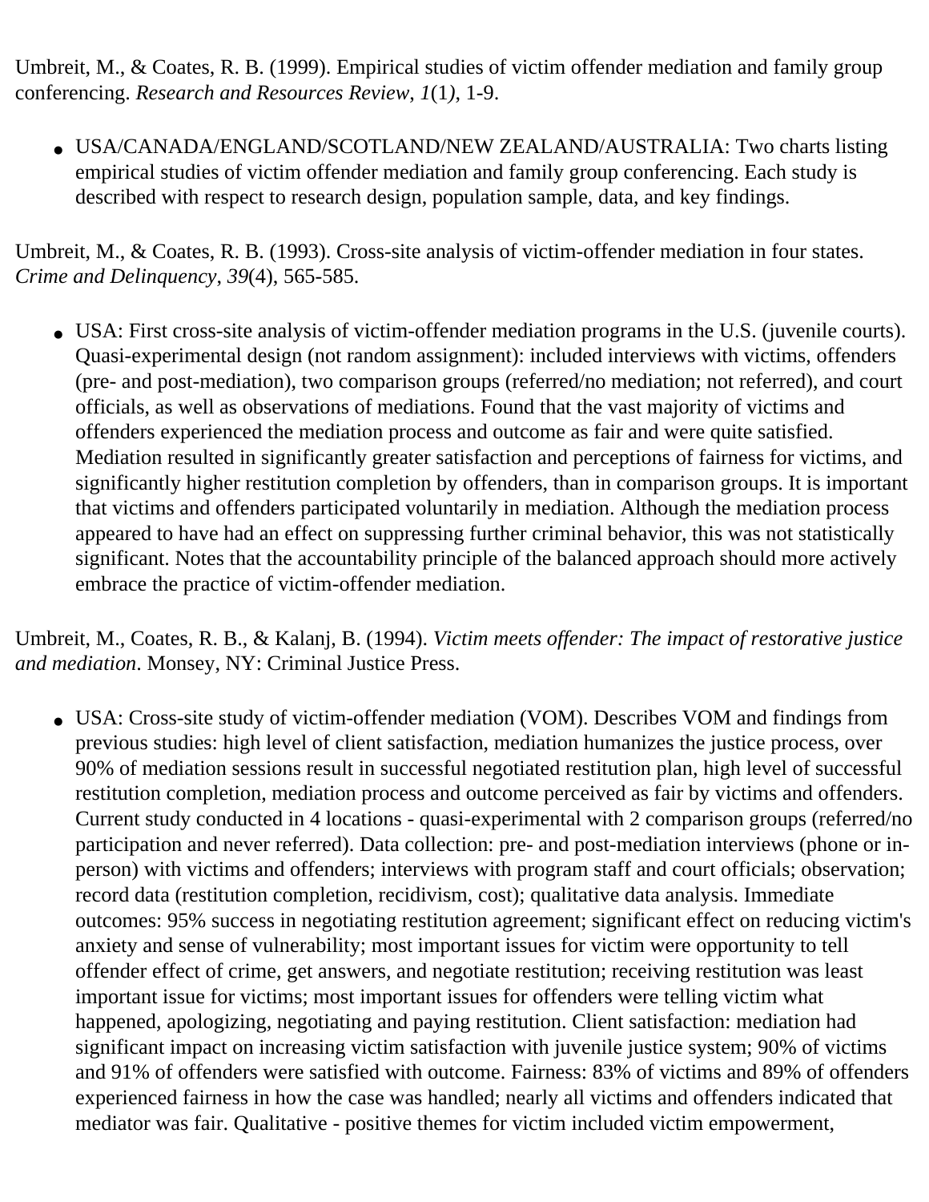Umbreit, M., & Coates, R. B. (1999). Empirical studies of victim offender mediation and family group conferencing. *Research and Resources Review, 1*(1*)*, 1-9.

- USA/CANADA/ENGLAND/SCOTLAND/NEW ZEALAND/AUSTRALIA: Two charts listing empirical studies of victim offender mediation and family group conferencing. Each study is described with respect to research design, population sample, data, and key findings.

Umbreit, M., & Coates, R. B. (1993). Cross-site analysis of victim-offender mediation in four states. *Crime and Delinquency, 39*(4), 565-585.

- USA: First cross-site analysis of victim-offender mediation programs in the U.S. (juvenile courts). Quasi-experimental design (not random assignment): included interviews with victims, offenders (pre- and post-mediation), two comparison groups (referred/no mediation; not referred), and court officials, as well as observations of mediations. Found that the vast majority of victims and offenders experienced the mediation process and outcome as fair and were quite satisfied. Mediation resulted in significantly greater satisfaction and perceptions of fairness for victims, and significantly higher restitution completion by offenders, than in comparison groups. It is important that victims and offenders participated voluntarily in mediation. Although the mediation process appeared to have had an effect on suppressing further criminal behavior, this was not statistically significant. Notes that the accountability principle of the balanced approach should more actively embrace the practice of victim-offender mediation.

Umbreit, M., Coates, R. B., & Kalanj, B. (1994). *Victim meets offender: The impact of restorative justice and mediation*. Monsey, NY: Criminal Justice Press.

- USA: Cross-site study of victim-offender mediation (VOM). Describes VOM and findings from previous studies: high level of client satisfaction, mediation humanizes the justice process, over 90% of mediation sessions result in successful negotiated restitution plan, high level of successful restitution completion, mediation process and outcome perceived as fair by victims and offenders. Current study conducted in 4 locations - quasi-experimental with 2 comparison groups (referred/no participation and never referred). Data collection: pre- and post-mediation interviews (phone or in-person) with victims and offenders; interviews with program staff and court officials; observation; record data (restitution completion, recidivism, cost); qualitative data analysis. Immediate outcomes: 95% success in negotiating restitution agreement; significant effect on reducing victim's anxiety and sense of vulnerability; most important issues for victim were opportunity to tell offender effect of crime, get answers, and negotiate restitution; receiving restitution was least important issue for victims; most important issues for offenders were telling victim what happened, apologizing, negotiating and paying restitution. Client satisfaction: mediation had significant impact on increasing victim satisfaction with juvenile justice system; 90% of victims and 91% of offenders were satisfied with outcome. Fairness: 83% of victims and 89% of offenders experienced fairness in how the case was handled; nearly all victims and offenders indicated that mediator was fair. Qualitative - positive themes for victim included victim empowerment,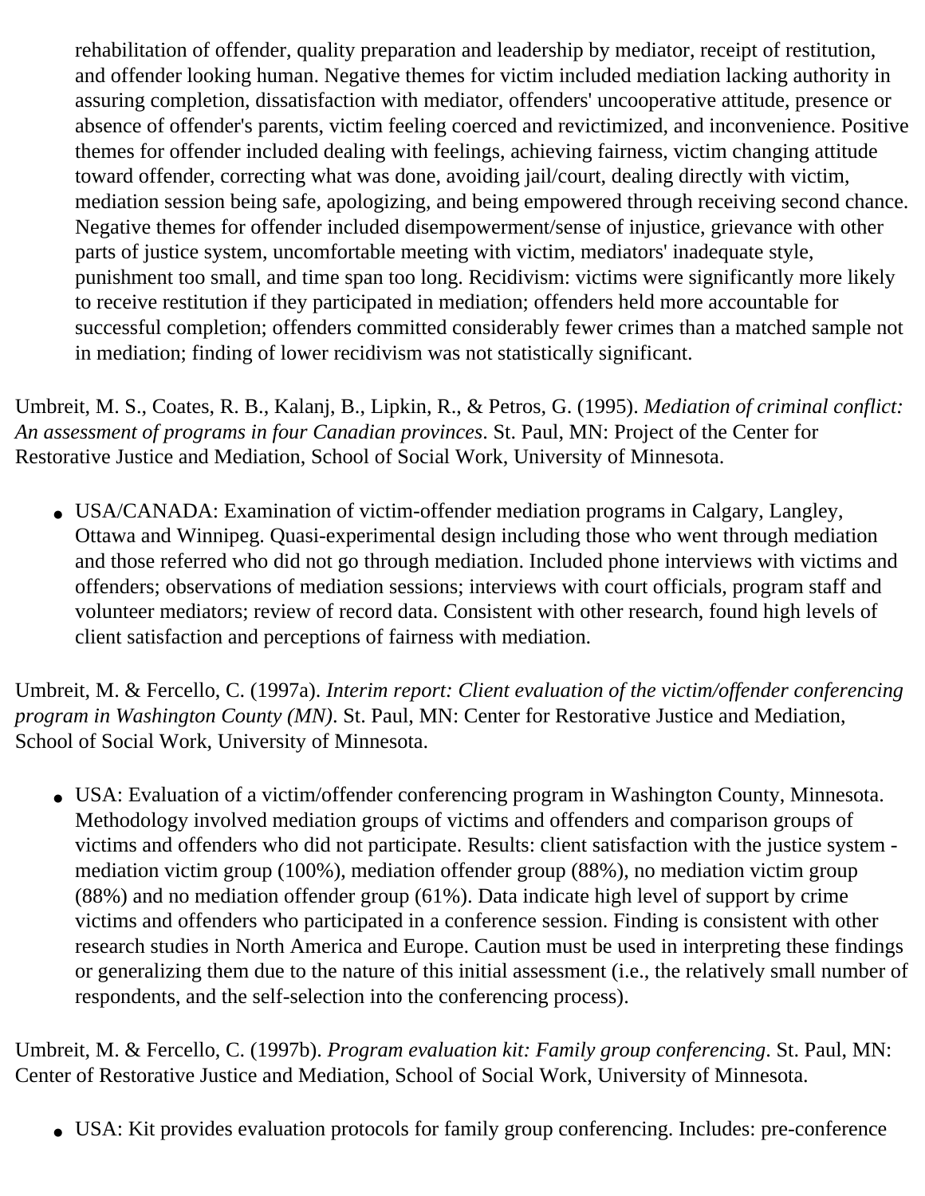rehabilitation of offender, quality preparation and leadership by mediator, receipt of restitution, and offender looking human. Negative themes for victim included mediation lacking authority in assuring completion, dissatisfaction with mediator, offenders' uncooperative attitude, presence or absence of offender's parents, victim feeling coerced and revictimized, and inconvenience. Positive themes for offender included dealing with feelings, achieving fairness, victim changing attitude toward offender, correcting what was done, avoiding jail/court, dealing directly with victim, mediation session being safe, apologizing, and being empowered through receiving second chance. Negative themes for offender included disempowerment/sense of injustice, grievance with other parts of justice system, uncomfortable meeting with victim, mediators' inadequate style, punishment too small, and time span too long. Recidivism: victims were significantly more likely to receive restitution if they participated in mediation; offenders held more accountable for successful completion; offenders committed considerably fewer crimes than a matched sample not in mediation; finding of lower recidivism was not statistically significant.

Umbreit, M. S., Coates, R. B., Kalanj, B., Lipkin, R., & Petros, G. (1995). *Mediation of criminal conflict: An assessment of programs in four Canadian provinces*. St. Paul, MN: Project of the Center for Restorative Justice and Mediation, School of Social Work, University of Minnesota.

- USA/CANADA: Examination of victim-offender mediation programs in Calgary, Langley, Ottawa and Winnipeg. Quasi-experimental design including those who went through mediation and those referred who did not go through mediation. Included phone interviews with victims and offenders; observations of mediation sessions; interviews with court officials, program staff and volunteer mediators; review of record data. Consistent with other research, found high levels of client satisfaction and perceptions of fairness with mediation.

Umbreit, M. & Fercello, C. (1997a). *Interim report: Client evaluation of the victim/offender conferencing program in Washington County (MN)*. St. Paul, MN: Center for Restorative Justice and Mediation, School of Social Work, University of Minnesota.

- USA: Evaluation of a victim/offender conferencing program in Washington County, Minnesota. Methodology involved mediation groups of victims and offenders and comparison groups of victims and offenders who did not participate. Results: client satisfaction with the justice system - mediation victim group (100%), mediation offender group (88%), no mediation victim group (88%) and no mediation offender group (61%). Data indicate high level of support by crime victims and offenders who participated in a conference session. Finding is consistent with other research studies in North America and Europe. Caution must be used in interpreting these findings or generalizing them due to the nature of this initial assessment (i.e., the relatively small number of respondents, and the self-selection into the conferencing process).

Umbreit, M. & Fercello, C. (1997b). *Program evaluation kit: Family group conferencing*. St. Paul, MN: Center of Restorative Justice and Mediation, School of Social Work, University of Minnesota.

- USA: Kit provides evaluation protocols for family group conferencing. Includes: pre-conference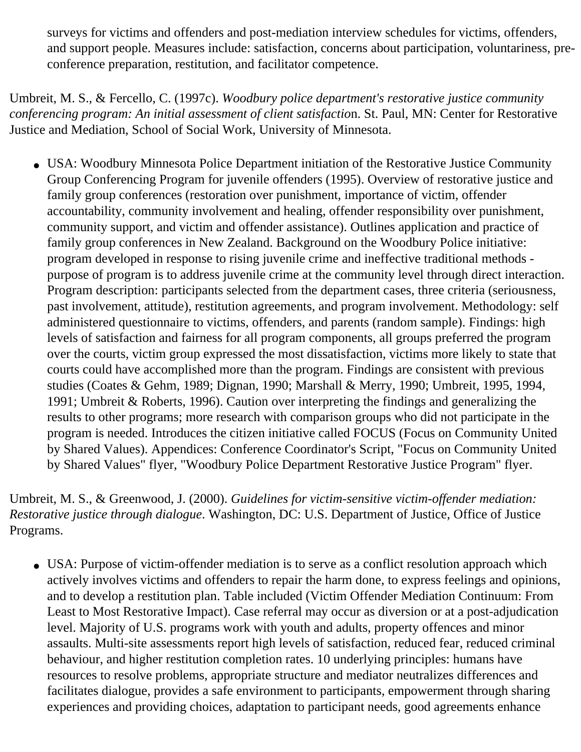surveys for victims and offenders and post-mediation interview schedules for victims, offenders, and support people. Measures include: satisfaction, concerns about participation, voluntariness, pre-conference preparation, restitution, and facilitator competence.

Umbreit, M. S., & Fercello, C. (1997c). *Woodbury police department's restorative justice community conferencing program: An initial assessment of client satisfaction*. St. Paul, MN: Center for Restorative Justice and Mediation, School of Social Work, University of Minnesota.

- USA: Woodbury Minnesota Police Department initiation of the Restorative Justice Community Group Conferencing Program for juvenile offenders (1995). Overview of restorative justice and family group conferences (restoration over punishment, importance of victim, offender accountability, community involvement and healing, offender responsibility over punishment, community support, and victim and offender assistance). Outlines application and practice of family group conferences in New Zealand. Background on the Woodbury Police initiative: program developed in response to rising juvenile crime and ineffective traditional methods - purpose of program is to address juvenile crime at the community level through direct interaction. Program description: participants selected from the department cases, three criteria (seriousness, past involvement, attitude), restitution agreements, and program involvement. Methodology: self administered questionnaire to victims, offenders, and parents (random sample). Findings: high levels of satisfaction and fairness for all program components, all groups preferred the program over the courts, victim group expressed the most dissatisfaction, victims more likely to state that courts could have accomplished more than the program. Findings are consistent with previous studies (Coates & Gehm, 1989; Dignan, 1990; Marshall & Merry, 1990; Umbreit, 1995, 1994, 1991; Umbreit & Roberts, 1996). Caution over interpreting the findings and generalizing the results to other programs; more research with comparison groups who did not participate in the program is needed. Introduces the citizen initiative called FOCUS (Focus on Community United by Shared Values). Appendices: Conference Coordinator's Script, "Focus on Community United by Shared Values" flyer, "Woodbury Police Department Restorative Justice Program" flyer.

Umbreit, M. S., & Greenwood, J. (2000). *Guidelines for victim-sensitive victim-offender mediation: Restorative justice through dialogue*. Washington, DC: U.S. Department of Justice, Office of Justice Programs.

- USA: Purpose of victim-offender mediation is to serve as a conflict resolution approach which actively involves victims and offenders to repair the harm done, to express feelings and opinions, and to develop a restitution plan. Table included (Victim Offender Mediation Continuum: From Least to Most Restorative Impact). Case referral may occur as diversion or at a post-adjudication level. Majority of U.S. programs work with youth and adults, property offences and minor assaults. Multi-site assessments report high levels of satisfaction, reduced fear, reduced criminal behaviour, and higher restitution completion rates. 10 underlying principles: humans have resources to resolve problems, appropriate structure and mediator neutralizes differences and facilitates dialogue, provides a safe environment to participants, empowerment through sharing experiences and providing choices, adaptation to participant needs, good agreements enhance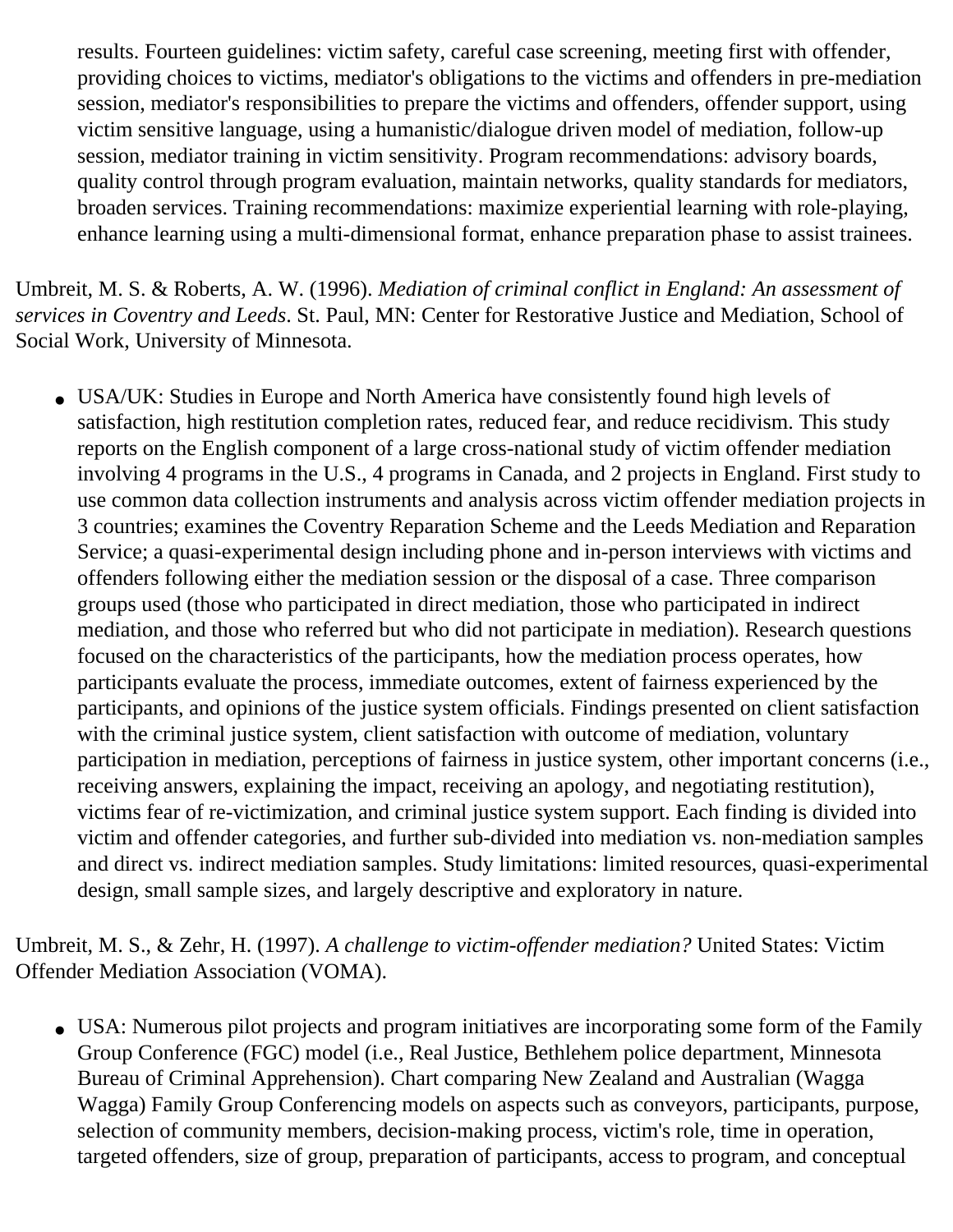results. Fourteen guidelines: victim safety, careful case screening, meeting first with offender, providing choices to victims, mediator's obligations to the victims and offenders in pre-mediation session, mediator's responsibilities to prepare the victims and offenders, offender support, using victim sensitive language, using a humanistic/dialogue driven model of mediation, follow-up session, mediator training in victim sensitivity. Program recommendations: advisory boards, quality control through program evaluation, maintain networks, quality standards for mediators, broaden services. Training recommendations: maximize experiential learning with role-playing, enhance learning using a multi-dimensional format, enhance preparation phase to assist trainees.

Umbreit, M. S. & Roberts, A. W. (1996). *Mediation of criminal conflict in England: An assessment of services in Coventry and Leeds*. St. Paul, MN: Center for Restorative Justice and Mediation, School of Social Work, University of Minnesota.

- USA/UK: Studies in Europe and North America have consistently found high levels of satisfaction, high restitution completion rates, reduced fear, and reduce recidivism. This study reports on the English component of a large cross-national study of victim offender mediation involving 4 programs in the U.S., 4 programs in Canada, and 2 projects in England. First study to use common data collection instruments and analysis across victim offender mediation projects in 3 countries; examines the Coventry Reparation Scheme and the Leeds Mediation and Reparation Service; a quasi-experimental design including phone and in-person interviews with victims and offenders following either the mediation session or the disposal of a case. Three comparison groups used (those who participated in direct mediation, those who participated in indirect mediation, and those who referred but who did not participate in mediation). Research questions focused on the characteristics of the participants, how the mediation process operates, how participants evaluate the process, immediate outcomes, extent of fairness experienced by the participants, and opinions of the justice system officials. Findings presented on client satisfaction with the criminal justice system, client satisfaction with outcome of mediation, voluntary participation in mediation, perceptions of fairness in justice system, other important concerns (i.e., receiving answers, explaining the impact, receiving an apology, and negotiating restitution), victims fear of re-victimization, and criminal justice system support. Each finding is divided into victim and offender categories, and further sub-divided into mediation vs. non-mediation samples and direct vs. indirect mediation samples. Study limitations: limited resources, quasi-experimental design, small sample sizes, and largely descriptive and exploratory in nature.

Umbreit, M. S., & Zehr, H. (1997). *A challenge to victim-offender mediation?* United States: Victim Offender Mediation Association (VOMA).

- USA: Numerous pilot projects and program initiatives are incorporating some form of the Family Group Conference (FGC) model (i.e., Real Justice, Bethlehem police department, Minnesota Bureau of Criminal Apprehension). Chart comparing New Zealand and Australian (Wagga Wagga) Family Group Conferencing models on aspects such as conveyors, participants, purpose, selection of community members, decision-making process, victim's role, time in operation, targeted offenders, size of group, preparation of participants, access to program, and conceptual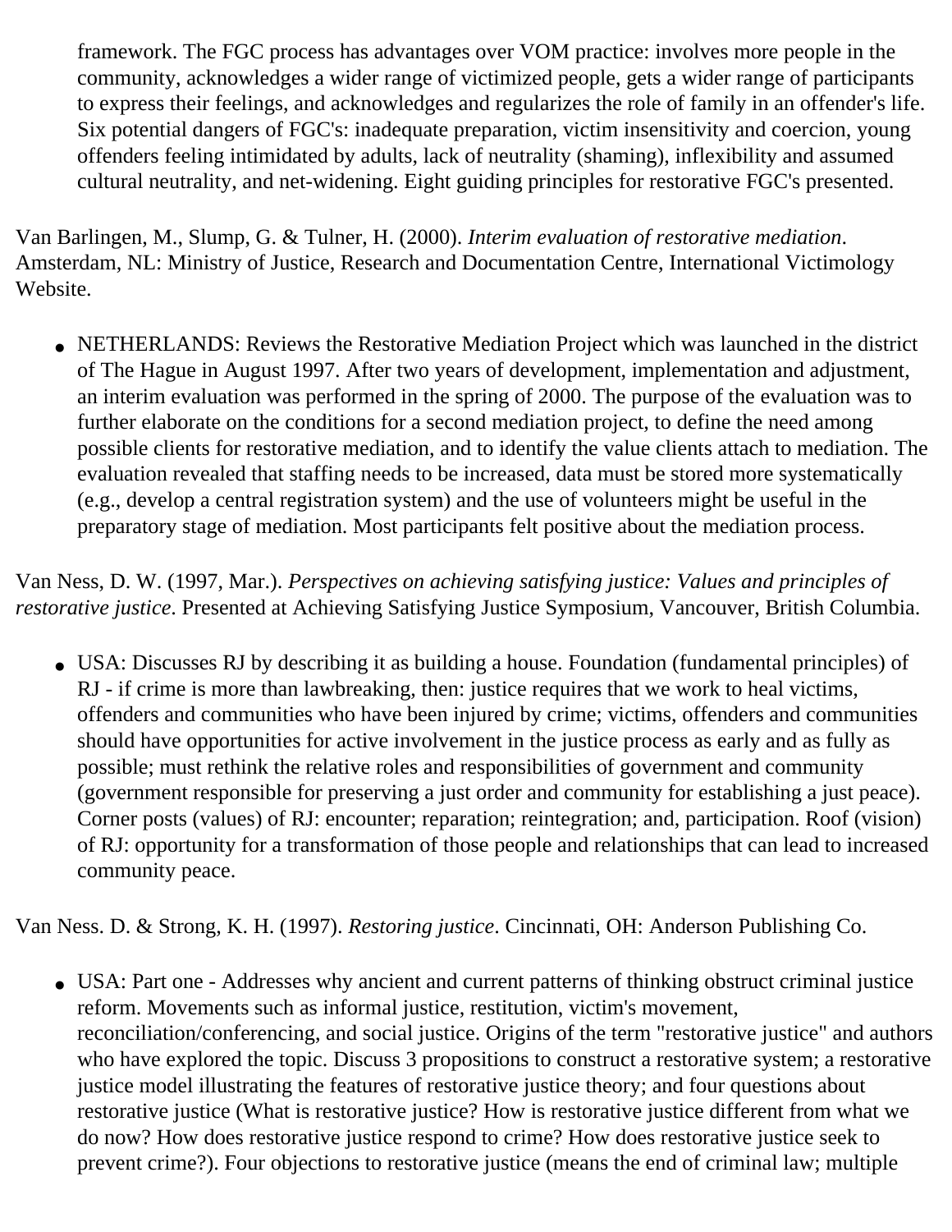framework. The FGC process has advantages over VOM practice: involves more people in the community, acknowledges a wider range of victimized people, gets a wider range of participants to express their feelings, and acknowledges and regularizes the role of family in an offender's life. Six potential dangers of FGC's: inadequate preparation, victim insensitivity and coercion, young offenders feeling intimidated by adults, lack of neutrality (shaming), inflexibility and assumed cultural neutrality, and net-widening. Eight guiding principles for restorative FGC's presented.

Van Barlingen, M., Slump, G. & Tulner, H. (2000). *Interim evaluation of restorative mediation*. Amsterdam, NL: Ministry of Justice, Research and Documentation Centre, International Victimology Website.

- NETHERLANDS: Reviews the Restorative Mediation Project which was launched in the district of The Hague in August 1997. After two years of development, implementation and adjustment, an interim evaluation was performed in the spring of 2000. The purpose of the evaluation was to further elaborate on the conditions for a second mediation project, to define the need among possible clients for restorative mediation, and to identify the value clients attach to mediation. The evaluation revealed that staffing needs to be increased, data must be stored more systematically (e.g., develop a central registration system) and the use of volunteers might be useful in the preparatory stage of mediation. Most participants felt positive about the mediation process.

Van Ness, D. W. (1997, Mar.). *Perspectives on achieving satisfying justice: Values and principles of restorative justice*. Presented at Achieving Satisfying Justice Symposium, Vancouver, British Columbia.

- USA: Discusses RJ by describing it as building a house. Foundation (fundamental principles) of RJ - if crime is more than lawbreaking, then: justice requires that we work to heal victims, offenders and communities who have been injured by crime; victims, offenders and communities should have opportunities for active involvement in the justice process as early and as fully as possible; must rethink the relative roles and responsibilities of government and community (government responsible for preserving a just order and community for establishing a just peace). Corner posts (values) of RJ: encounter; reparation; reintegration; and, participation. Roof (vision) of RJ: opportunity for a transformation of those people and relationships that can lead to increased community peace.

Van Ness. D. & Strong, K. H. (1997). *Restoring justice*. Cincinnati, OH: Anderson Publishing Co.

- USA: Part one - Addresses why ancient and current patterns of thinking obstruct criminal justice reform. Movements such as informal justice, restitution, victim's movement, reconciliation/conferencing, and social justice. Origins of the term "restorative justice" and authors who have explored the topic. Discuss 3 propositions to construct a restorative system; a restorative justice model illustrating the features of restorative justice theory; and four questions about restorative justice (What is restorative justice? How is restorative justice different from what we do now? How does restorative justice respond to crime? How does restorative justice seek to prevent crime?). Four objections to restorative justice (means the end of criminal law; multiple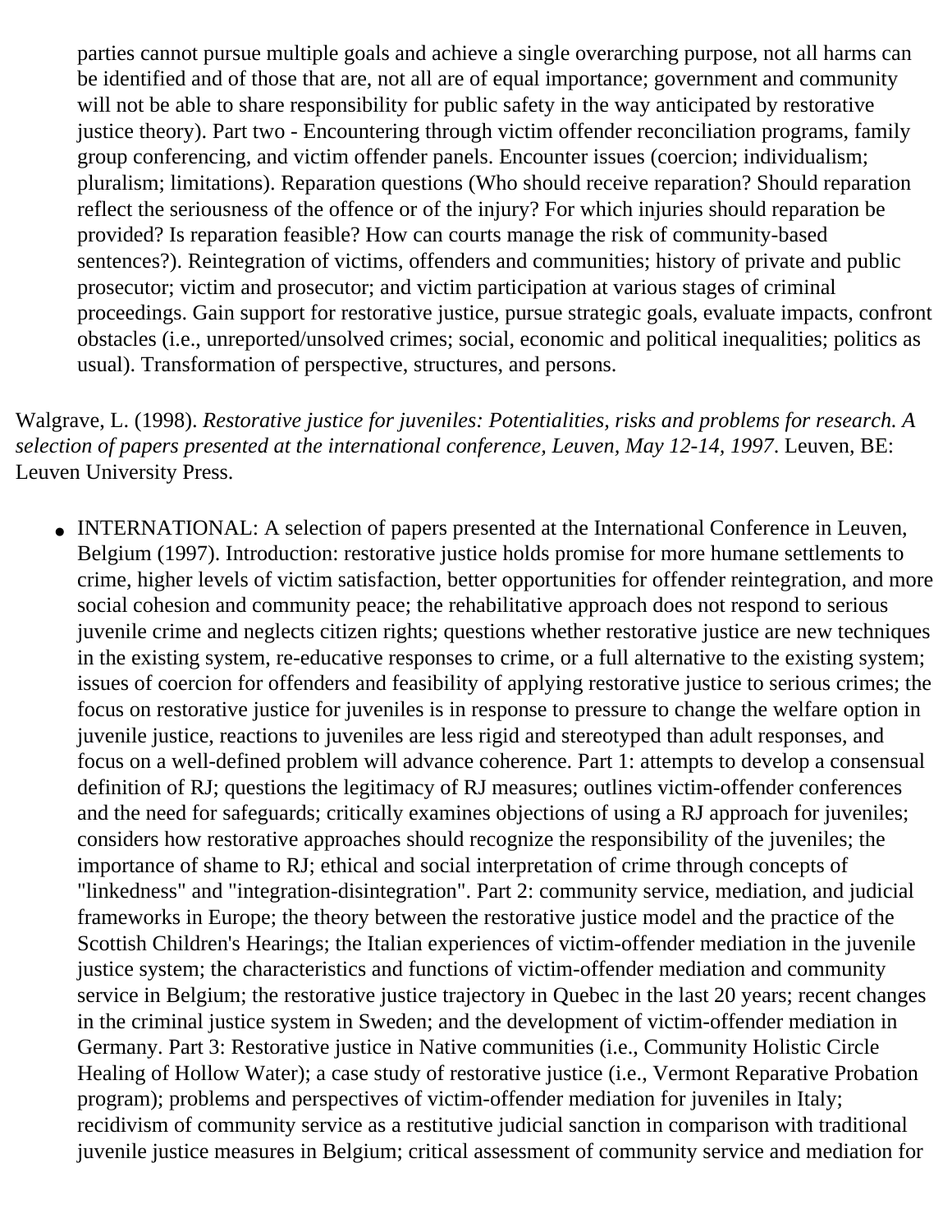parties cannot pursue multiple goals and achieve a single overarching purpose, not all harms can be identified and of those that are, not all are of equal importance; government and community will not be able to share responsibility for public safety in the way anticipated by restorative justice theory). Part two - Encountering through victim offender reconciliation programs, family group conferencing, and victim offender panels. Encounter issues (coercion; individualism; pluralism; limitations). Reparation questions (Who should receive reparation? Should reparation reflect the seriousness of the offence or of the injury? For which injuries should reparation be provided? Is reparation feasible? How can courts manage the risk of community-based sentences?). Reintegration of victims, offenders and communities; history of private and public prosecutor; victim and prosecutor; and victim participation at various stages of criminal proceedings. Gain support for restorative justice, pursue strategic goals, evaluate impacts, confront obstacles (i.e., unreported/unsolved crimes; social, economic and political inequalities; politics as usual). Transformation of perspective, structures, and persons.

Walgrave, L. (1998). *Restorative justice for juveniles: Potentialities, risks and problems for research. A selection of papers presented at the international conference, Leuven, May 12-14, 1997*. Leuven, BE: Leuven University Press.

- INTERNATIONAL: A selection of papers presented at the International Conference in Leuven, Belgium (1997). Introduction: restorative justice holds promise for more humane settlements to crime, higher levels of victim satisfaction, better opportunities for offender reintegration, and more social cohesion and community peace; the rehabilitative approach does not respond to serious juvenile crime and neglects citizen rights; questions whether restorative justice are new techniques in the existing system, re-educative responses to crime, or a full alternative to the existing system; issues of coercion for offenders and feasibility of applying restorative justice to serious crimes; the focus on restorative justice for juveniles is in response to pressure to change the welfare option in juvenile justice, reactions to juveniles are less rigid and stereotyped than adult responses, and focus on a well-defined problem will advance coherence. Part 1: attempts to develop a consensual definition of RJ; questions the legitimacy of RJ measures; outlines victim-offender conferences and the need for safeguards; critically examines objections of using a RJ approach for juveniles; considers how restorative approaches should recognize the responsibility of the juveniles; the importance of shame to RJ; ethical and social interpretation of crime through concepts of "linkedness" and "integration-disintegration". Part 2: community service, mediation, and judicial frameworks in Europe; the theory between the restorative justice model and the practice of the Scottish Children's Hearings; the Italian experiences of victim-offender mediation in the juvenile justice system; the characteristics and functions of victim-offender mediation and community service in Belgium; the restorative justice trajectory in Quebec in the last 20 years; recent changes in the criminal justice system in Sweden; and the development of victim-offender mediation in Germany. Part 3: Restorative justice in Native communities (i.e., Community Holistic Circle Healing of Hollow Water); a case study of restorative justice (i.e., Vermont Reparative Probation program); problems and perspectives of victim-offender mediation for juveniles in Italy; recidivism of community service as a restitutive judicial sanction in comparison with traditional juvenile justice measures in Belgium; critical assessment of community service and mediation for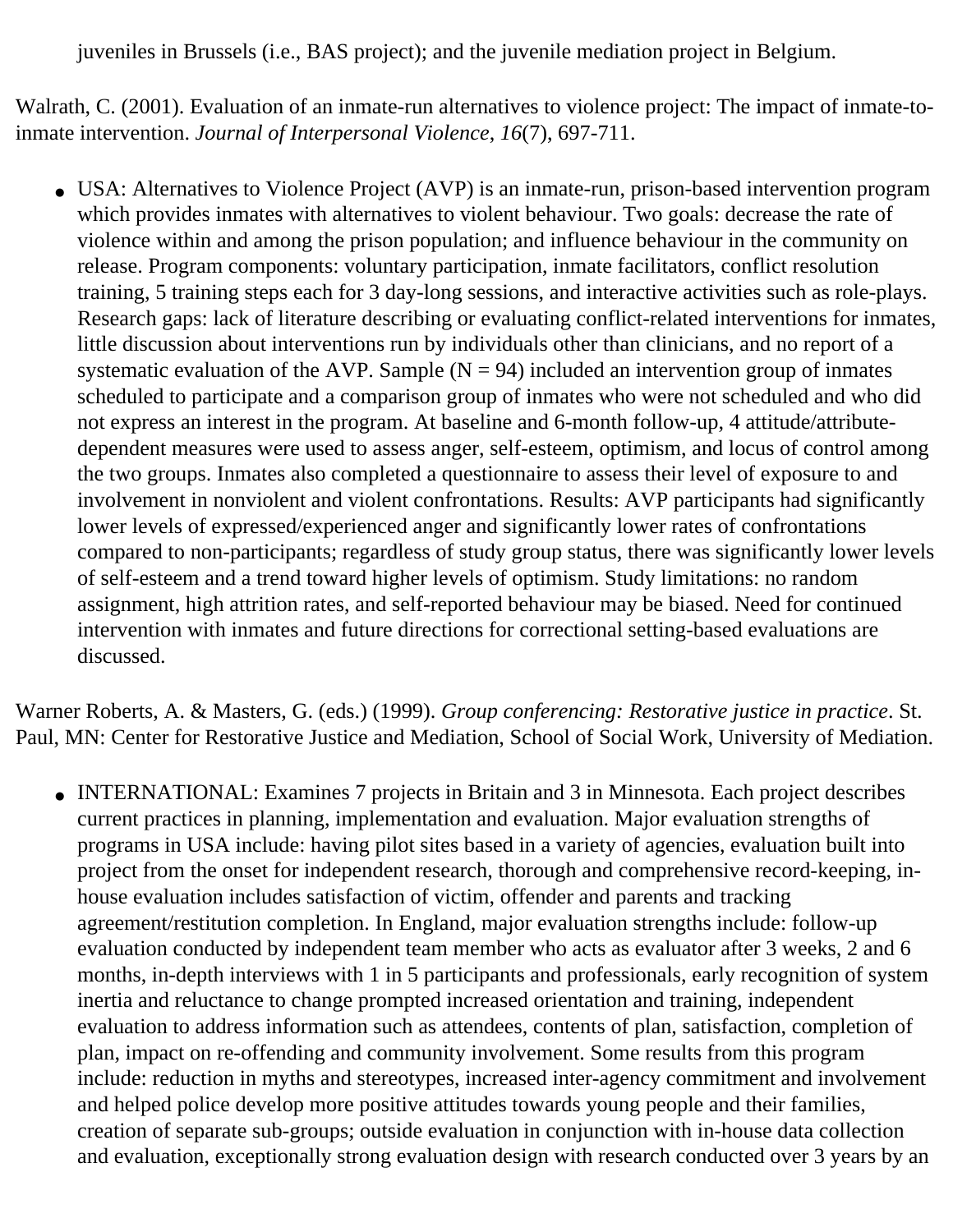juveniles in Brussels (i.e., BAS project); and the juvenile mediation project in Belgium.

Walrath, C. (2001). Evaluation of an inmate-run alternatives to violence project: The impact of inmate-to-inmate intervention. *Journal of Interpersonal Violence*, *16*(7), 697-711.

- USA: Alternatives to Violence Project (AVP) is an inmate-run, prison-based intervention program which provides inmates with alternatives to violent behaviour. Two goals: decrease the rate of violence within and among the prison population; and influence behaviour in the community on release. Program components: voluntary participation, inmate facilitators, conflict resolution training, 5 training steps each for 3 day-long sessions, and interactive activities such as role-plays. Research gaps: lack of literature describing or evaluating conflict-related interventions for inmates, little discussion about interventions run by individuals other than clinicians, and no report of a systematic evaluation of the AVP. Sample (N = 94) included an intervention group of inmates scheduled to participate and a comparison group of inmates who were not scheduled and who did not express an interest in the program. At baseline and 6-month follow-up, 4 attitude/attribute-dependent measures were used to assess anger, self-esteem, optimism, and locus of control among the two groups. Inmates also completed a questionnaire to assess their level of exposure to and involvement in nonviolent and violent confrontations. Results: AVP participants had significantly lower levels of expressed/experienced anger and significantly lower rates of confrontations compared to non-participants; regardless of study group status, there was significantly lower levels of self-esteem and a trend toward higher levels of optimism. Study limitations: no random assignment, high attrition rates, and self-reported behaviour may be biased. Need for continued intervention with inmates and future directions for correctional setting-based evaluations are discussed.

Warner Roberts, A. & Masters, G. (eds.) (1999). *Group conferencing: Restorative justice in practice*. St. Paul, MN: Center for Restorative Justice and Mediation, School of Social Work, University of Mediation.

- INTERNATIONAL: Examines 7 projects in Britain and 3 in Minnesota. Each project describes current practices in planning, implementation and evaluation. Major evaluation strengths of programs in USA include: having pilot sites based in a variety of agencies, evaluation built into project from the onset for independent research, thorough and comprehensive record-keeping, in-house evaluation includes satisfaction of victim, offender and parents and tracking agreement/restitution completion. In England, major evaluation strengths include: follow-up evaluation conducted by independent team member who acts as evaluator after 3 weeks, 2 and 6 months, in-depth interviews with 1 in 5 participants and professionals, early recognition of system inertia and reluctance to change prompted increased orientation and training, independent evaluation to address information such as attendees, contents of plan, satisfaction, completion of plan, impact on re-offending and community involvement. Some results from this program include: reduction in myths and stereotypes, increased inter-agency commitment and involvement and helped police develop more positive attitudes towards young people and their families, creation of separate sub-groups; outside evaluation in conjunction with in-house data collection and evaluation, exceptionally strong evaluation design with research conducted over 3 years by an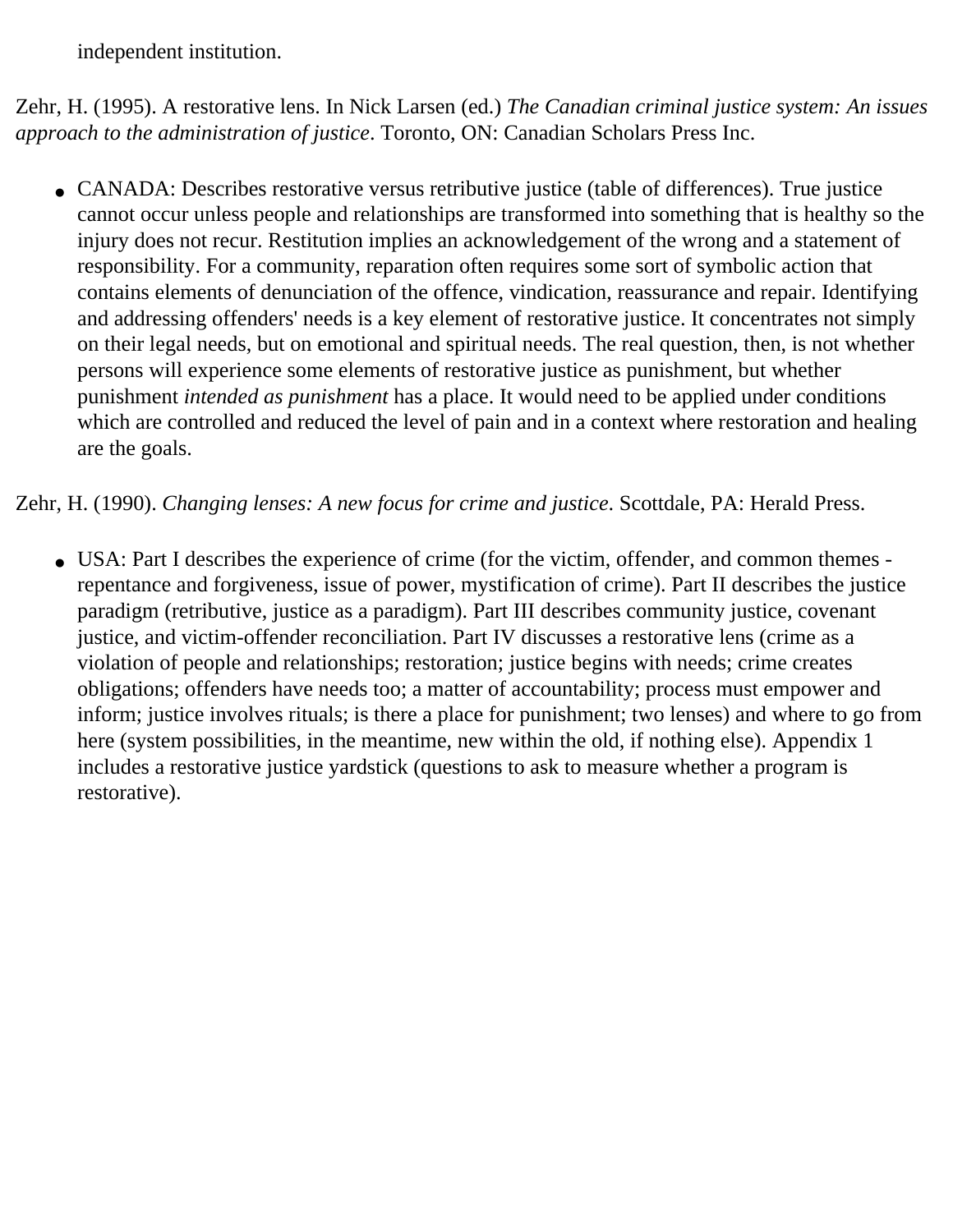independent institution.

Zehr, H. (1995). A restorative lens. In Nick Larsen (ed.) *The Canadian criminal justice system: An issues approach to the administration of justice*. Toronto, ON: Canadian Scholars Press Inc.

- CANADA: Describes restorative versus retributive justice (table of differences). True justice cannot occur unless people and relationships are transformed into something that is healthy so the injury does not recur. Restitution implies an acknowledgement of the wrong and a statement of responsibility. For a community, reparation often requires some sort of symbolic action that contains elements of denunciation of the offence, vindication, reassurance and repair. Identifying and addressing offenders' needs is a key element of restorative justice. It concentrates not simply on their legal needs, but on emotional and spiritual needs. The real question, then, is not whether persons will experience some elements of restorative justice as punishment, but whether punishment *intended as punishment* has a place. It would need to be applied under conditions which are controlled and reduced the level of pain and in a context where restoration and healing are the goals.

Zehr, H. (1990). *Changing lenses: A new focus for crime and justice*. Scottdale, PA: Herald Press.

- USA: Part I describes the experience of crime (for the victim, offender, and common themes - repentance and forgiveness, issue of power, mystification of crime). Part II describes the justice paradigm (retributive, justice as a paradigm). Part III describes community justice, covenant justice, and victim-offender reconciliation. Part IV discusses a restorative lens (crime as a violation of people and relationships; restoration; justice begins with needs; crime creates obligations; offenders have needs too; a matter of accountability; process must empower and inform; justice involves rituals; is there a place for punishment; two lenses) and where to go from here (system possibilities, in the meantime, new within the old, if nothing else). Appendix 1 includes a restorative justice yardstick (questions to ask to measure whether a program is restorative).